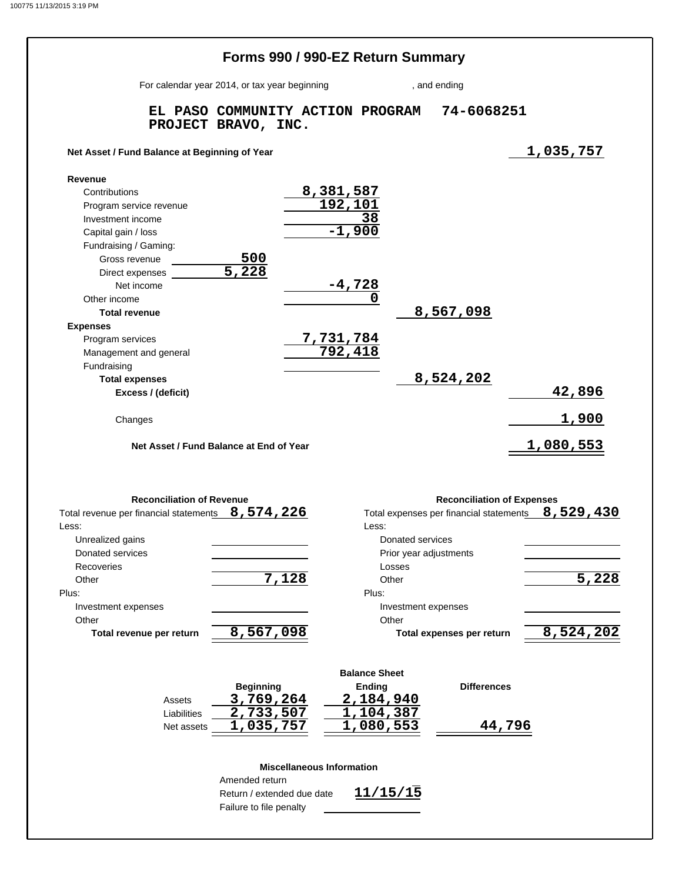# Forms 990 / 990-EZ Return Summary

For calendar year 2014, or tax year beginning , and ending

**EL PASO COMMUNITY ACTION PROGRAM PROJECT BRAVO, INC.** 74-6068251

| | | | | |
|---|---|---|---|---|
| **Net Asset / Fund Balance at Beginning of Year** | | | | 1,035,757 |
| **Revenue** | | | | |
| Contributions | | 8,381,587 | | |
| Program service revenue | | 192,101 | | |
| Investment income | | 38 | | |
| Capital gain / loss | | -1,900 | | |
| Fundraising / Gaming: | | | | |
| Gross revenue | 500 | | | |
| Direct expenses | 5,228 | | | |
| Net income | | -4,728 | | |
| Other income | | 0 | | |
| **Total revenue** | | | 8,567,098 | |
| **Expenses** | | | | |
| Program services | | 7,731,784 | | |
| Management and general | | 792,418 | | |
| Fundraising | | | | |
| **Total expenses** | | | 8,524,202 | |
| **Excess / (deficit)** | | | | 42,896 |
| Changes | | | | 1,900 |
| **Net Asset / Fund Balance at End of Year** | | | | 1,080,553 |

| **Reconciliation of Revenue** | | **Reconciliation of Expenses** | |
|---|---|---|---|
| Total revenue per financial statements | 8,574,226 | Total expenses per financial statements | 8,529,430 |
| Less: | | Less: | |
| Unrealized gains | | Donated services | |
| Donated services | | Prior year adjustments | |
| Recoveries | | Losses | |
| Other | 7,128 | Other | 5,228 |
| Plus: | | Plus: | |
| Investment expenses | | Investment expenses | |
| Other | | Other | |
| **Total revenue per return** | 8,567,098 | **Total expenses per return** | 8,524,202 |

**Balance Sheet**

| | Beginning | Ending | Differences |
|---|---|---|---|
| Assets | 3,769,264 | 2,184,940 | |
| Liabilities | 2,733,507 | 1,104,387 | |
| Net assets | 1,035,757 | 1,080,553 | 44,796 |

**Miscellaneous Information**

| | |
|---|---|
| Amended return | |
| Return / extended due date | 11/15/15 |
| Failure to file penalty | |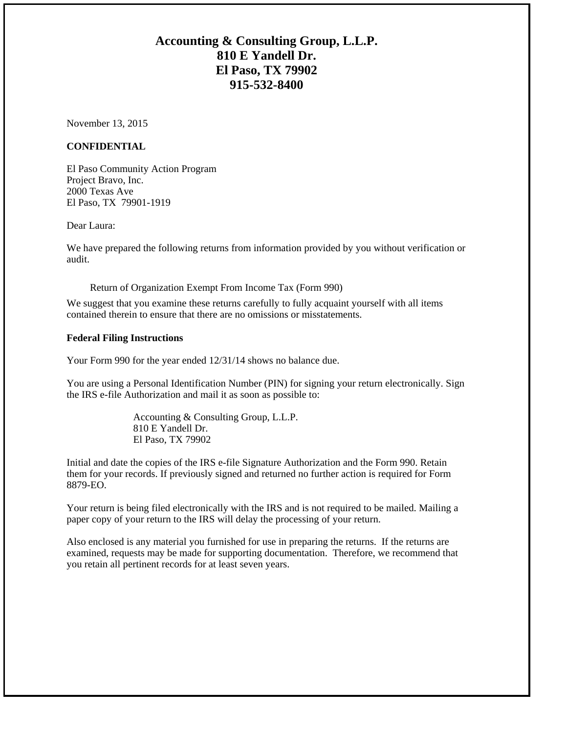# Accounting & Consulting Group, L.L.P.
# 810 E Yandell Dr.
# El Paso, TX 79902
# 915-532-8400

November 13, 2015

**CONFIDENTIAL**

El Paso Community Action Program
Project Bravo, Inc.
2000 Texas Ave
El Paso, TX 79901-1919

Dear Laura:

We have prepared the following returns from information provided by you without verification or audit.

Return of Organization Exempt From Income Tax (Form 990)

We suggest that you examine these returns carefully to fully acquaint yourself with all items contained therein to ensure that there are no omissions or misstatements.

**Federal Filing Instructions**

Your Form 990 for the year ended 12/31/14 shows no balance due.

You are using a Personal Identification Number (PIN) for signing your return electronically. Sign the IRS e-file Authorization and mail it as soon as possible to:

Accounting & Consulting Group, L.L.P.
810 E Yandell Dr.
El Paso, TX 79902

Initial and date the copies of the IRS e-file Signature Authorization and the Form 990. Retain them for your records. If previously signed and returned no further action is required for Form 8879-EO.

Your return is being filed electronically with the IRS and is not required to be mailed. Mailing a paper copy of your return to the IRS will delay the processing of your return.

Also enclosed is any material you furnished for use in preparing the returns. If the returns are examined, requests may be made for supporting documentation. Therefore, we recommend that you retain all pertinent records for at least seven years.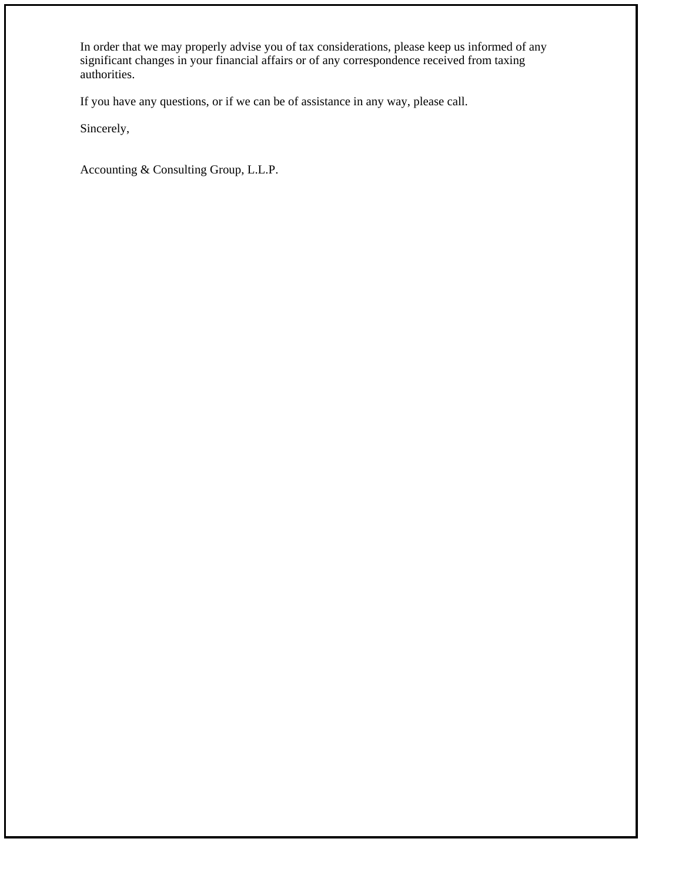In order that we may properly advise you of tax considerations, please keep us informed of any significant changes in your financial affairs or of any correspondence received from taxing authorities.

If you have any questions, or if we can be of assistance in any way, please call.

Sincerely,

Accounting & Consulting Group, L.L.P.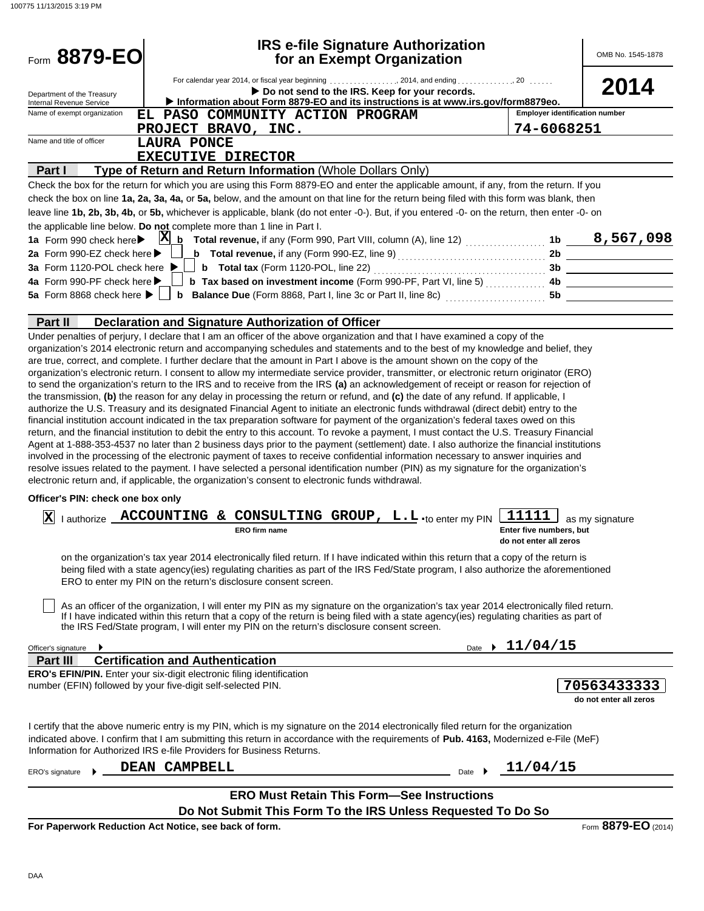Form **8879-EO**

Department of the Treasury
Internal Revenue Service

# IRS e-file Signature Authorization for an Exempt Organization

For calendar year 2014, or fiscal year beginning ................, 2014, and ending ............., 20 ......

▶ **Do not send to the IRS. Keep for your records.**

▶ **Information about Form 8879-EO and its instructions is at www.irs.gov/form8879eo.**

OMB No. 1545-1878

**2014**

| Name of exempt organization | Employer identification number |
|---|---|
| EL PASO COMMUNITY ACTION PROGRAM PROJECT BRAVO, INC. | 74-6068251 |

Name and title of officer: LAURA PONCE, EXECUTIVE DIRECTOR

## Part I — Type of Return and Return Information (Whole Dollars Only)

Check the box for the return for which you are using this Form 8879-EO and enter the applicable amount, if any, from the return. If you check the box on line **1a, 2a, 3a, 4a,** or **5a,** below, and the amount on that line for the return being filed with this form was blank, then leave line **1b, 2b, 3b, 4b,** or **5b,** whichever is applicable, blank (do not enter -0-). But, if you entered -0- on the return, then enter -0- on the applicable line below. **Do not** complete more than 1 line in Part I.

| | | | |
|---|---|---|---|
| **1a** Form 990 check here ▶ [X] | **b** **Total revenue,** if any (Form 990, Part VIII, column (A), line 12) | 1b | 8,567,098 |
| **2a** Form 990-EZ check here ▶ [ ] | **b** **Total revenue,** if any (Form 990-EZ, line 9) | 2b | |
| **3a** Form 1120-POL check here ▶ [ ] | **b** **Total tax** (Form 1120-POL, line 22) | 3b | |
| **4a** Form 990-PF check here ▶ [ ] | **b** **Tax based on investment income** (Form 990-PF, Part VI, line 5) | 4b | |
| **5a** Form 8868 check here ▶ [ ] | **b** **Balance Due** (Form 8868, Part I, line 3c or Part II, line 8c) | 5b | |

## Part II — Declaration and Signature Authorization of Officer

Under penalties of perjury, I declare that I am an officer of the above organization and that I have examined a copy of the organization's 2014 electronic return and accompanying schedules and statements and to the best of my knowledge and belief, they are true, correct, and complete. I further declare that the amount in Part I above is the amount shown on the copy of the organization's electronic return. I consent to allow my intermediate service provider, transmitter, or electronic return originator (ERO) to send the organization's return to the IRS and to receive from the IRS **(a)** an acknowledgement of receipt or reason for rejection of the transmission, **(b)** the reason for any delay in processing the return or refund, and **(c)** the date of any refund. If applicable, I authorize the U.S. Treasury and its designated Financial Agent to initiate an electronic funds withdrawal (direct debit) entry to the financial institution account indicated in the tax preparation software for payment of the organization's federal taxes owed on this return, and the financial institution to debit the entry to this account. To revoke a payment, I must contact the U.S. Treasury Financial Agent at 1-888-353-4537 no later than 2 business days prior to the payment (settlement) date. I also authorize the financial institutions involved in the processing of the electronic payment of taxes to receive confidential information necessary to answer inquiries and resolve issues related to the payment. I have selected a personal identification number (PIN) as my signature for the organization's electronic return and, if applicable, the organization's consent to electronic funds withdrawal.

**Officer's PIN: check one box only**

[X] I authorize **ACCOUNTING & CONSULTING GROUP, L.L.** (ERO firm name) to enter my PIN **11111** (Enter five numbers, but do not enter all zeros) as my signature on the organization's tax year 2014 electronically filed return. If I have indicated within this return that a copy of the return is being filed with a state agency(ies) regulating charities as part of the IRS Fed/State program, I also authorize the aforementioned ERO to enter my PIN on the return's disclosure consent screen.

[ ] As an officer of the organization, I will enter my PIN as my signature on the organization's tax year 2014 electronically filed return. If I have indicated within this return that a copy of the return is being filed with a state agency(ies) regulating charities as part of the IRS Fed/State program, I will enter my PIN on the return's disclosure consent screen.

Officer's signature ▶ Date ▶ 11/04/15

## Part III — Certification and Authentication

**ERO's EFIN/PIN.** Enter your six-digit electronic filing identification number (EFIN) followed by your five-digit self-selected PIN.

**70563433333** (do not enter all zeros)

I certify that the above numeric entry is my PIN, which is my signature on the 2014 electronically filed return for the organization indicated above. I confirm that I am submitting this return in accordance with the requirements of **Pub. 4163,** Modernized e-File (MeF) Information for Authorized IRS e-file Providers for Business Returns.

ERO's signature ▶ DEAN CAMPBELL Date ▶ 11/04/15

**ERO Must Retain This Form—See Instructions**

**Do Not Submit This Form To the IRS Unless Requested To Do So**

**For Paperwork Reduction Act Notice, see back of form.**

Form **8879-EO** (2014)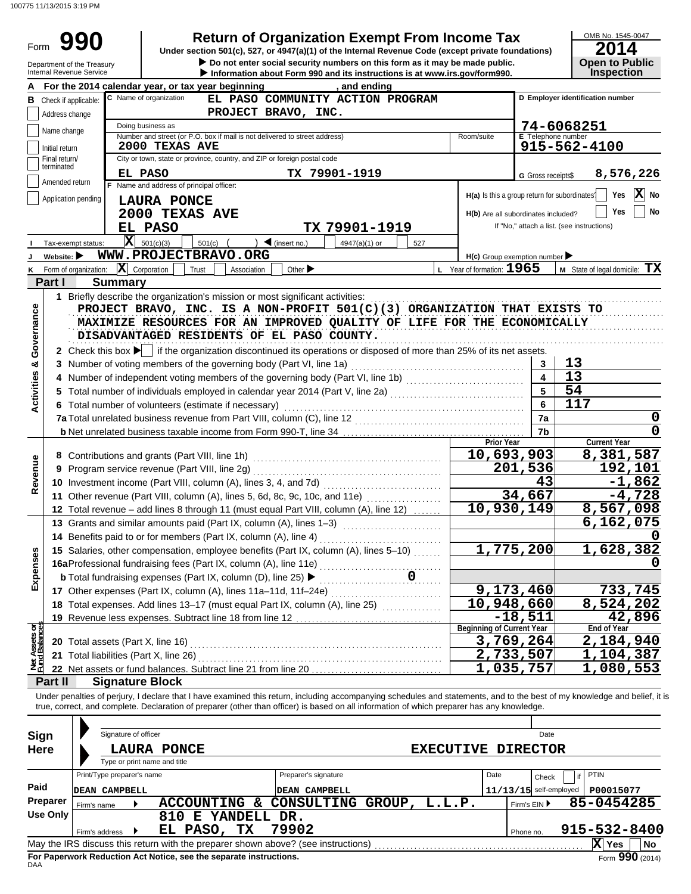100775 11/13/2015 3:19 PM

# Form 990 — Return of Organization Exempt From Income Tax

**Under section 501(c), 527, or 4947(a)(1) of the Internal Revenue Code (except private foundations)**

▶ Do not enter social security numbers on this form as it may be made public.
▶ Information about Form 990 and its instructions is at www.irs.gov/form990.

Department of the Treasury
Internal Revenue Service

OMB No. 1545-0047
**2014**
**Open to Public Inspection**

**A** For the 2014 calendar year, or tax year beginning , and ending

**B** Check if applicable:
- Address change
- Name change
- Initial return
- Final return/terminated
- Amended return
- Application pending

**C** Name of organization: EL PASO COMMUNITY ACTION PROGRAM PROJECT BRAVO, INC.

Doing business as

Number and street (or P.O. box if mail is not delivered to street address): 2000 TEXAS AVE | Room/suite

City or town, state or province, country, and ZIP or foreign postal code: EL PASO TX 79901-1919

**D** Employer identification number: 74-6068251

**E** Telephone number: 915-562-4100

**G** Gross receipts$ 8,576,226

**F** Name and address of principal officer:
LAURA PONCE
2000 TEXAS AVE
EL PASO TX 79901-1919

**H(a)** Is this a group return for subordinates? Yes [ ] No [X]

**H(b)** Are all subordinates included? Yes [ ] No [ ]
If "No," attach a list. (see instructions)

**I** Tax-exempt status: [X] 501(c)(3) [ ] 501(c) ( ) ◀ (insert no.) [ ] 4947(a)(1) or [ ] 527

**J** Website: ▶ WWW.PROJECTBRAVO.ORG

**H(c)** Group exemption number ▶

**K** Form of organization: [X] Corporation [ ] Trust [ ] Association [ ] Other ▶

**L** Year of formation: 1965

**M** State of legal domicile: TX

## Part I Summary

### Activities & Governance

1 Briefly describe the organization's mission or most significant activities:
PROJECT BRAVO, INC. IS A NON-PROFIT 501(C)(3) ORGANIZATION THAT EXISTS TO MAXIMIZE RESOURCES FOR AN IMPROVED QUALITY OF LIFE FOR THE ECONOMICALLY DISADVANTAGED RESIDENTS OF EL PASO COUNTY.

2 Check this box ▶ [ ] if the organization discontinued its operations or disposed of more than 25% of its net assets.

| | | Line | |
|---|---|---|---|
| 3 | Number of voting members of the governing body (Part VI, line 1a) | 3 | 13 |
| 4 | Number of independent voting members of the governing body (Part VI, line 1b) | 4 | 13 |
| 5 | Total number of individuals employed in calendar year 2014 (Part V, line 2a) | 5 | 54 |
| 6 | Total number of volunteers (estimate if necessary) | 6 | 117 |
| 7a | Total unrelated business revenue from Part VIII, column (C), line 12 | 7a | 0 |
| b | Net unrelated business taxable income from Form 990-T, line 34 | 7b | 0 |

### Revenue, Expenses

| | | Prior Year | Current Year |
|---|---|---|---|
| 8 | Contributions and grants (Part VIII, line 1h) | 10,693,903 | 8,381,587 |
| 9 | Program service revenue (Part VIII, line 2g) | 201,536 | 192,101 |
| 10 | Investment income (Part VIII, column (A), lines 3, 4, and 7d) | 43 | -1,862 |
| 11 | Other revenue (Part VIII, column (A), lines 5, 6d, 8c, 9c, 10c, and 11e) | 34,667 | -4,728 |
| 12 | Total revenue – add lines 8 through 11 (must equal Part VIII, column (A), line 12) | 10,930,149 | 8,567,098 |
| 13 | Grants and similar amounts paid (Part IX, column (A), lines 1–3) | | 6,162,075 |
| 14 | Benefits paid to or for members (Part IX, column (A), line 4) | | 0 |
| 15 | Salaries, other compensation, employee benefits (Part IX, column (A), lines 5–10) | 1,775,200 | 1,628,382 |
| 16a | Professional fundraising fees (Part IX, column (A), line 11e) | | 0 |
| b | Total fundraising expenses (Part IX, column (D), line 25) ▶ 0 | | |
| 17 | Other expenses (Part IX, column (A), lines 11a–11d, 11f–24e) | 9,173,460 | 733,745 |
| 18 | Total expenses. Add lines 13–17 (must equal Part IX, column (A), line 25) | 10,948,660 | 8,524,202 |
| 19 | Revenue less expenses. Subtract line 18 from line 12 | -18,511 | 42,896 |

### Net Assets or Fund Balances

| | | Beginning of Current Year | End of Year |
|---|---|---|---|
| 20 | Total assets (Part X, line 16) | 3,769,264 | 2,184,940 |
| 21 | Total liabilities (Part X, line 26) | 2,733,507 | 1,104,387 |
| 22 | Net assets or fund balances. Subtract line 21 from line 20 | 1,035,757 | 1,080,553 |

## Part II Signature Block

Under penalties of perjury, I declare that I have examined this return, including accompanying schedules and statements, and to the best of my knowledge and belief, it is true, correct, and complete. Declaration of preparer (other than officer) is based on all information of which preparer has any knowledge.

**Sign Here**

Signature of officer | Date

LAURA PONCE — EXECUTIVE DIRECTOR
Type or print name and title

**Paid Preparer Use Only**

| Print/Type preparer's name | Preparer's signature | Date | Check if self-employed | PTIN |
|---|---|---|---|---|
| DEAN CAMPBELL | DEAN CAMPBELL | 11/13/15 | | P00015077 |

Firm's name ▶ ACCOUNTING & CONSULTING GROUP, L.L.P. | Firm's EIN ▶ 85-0454285

Firm's address ▶ 810 E YANDELL DR. EL PASO, TX 79902 | Phone no. 915-532-8400

May the IRS discuss this return with the preparer shown above? (see instructions) [X] Yes [ ] No

**For Paperwork Reduction Act Notice, see the separate instructions.**

DAA

Form **990** (2014)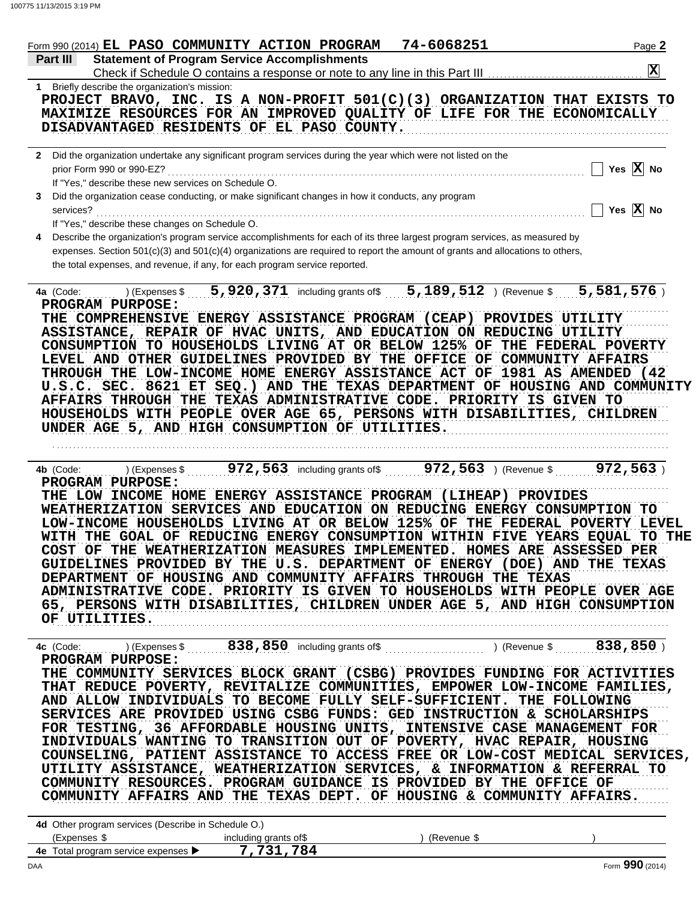Form 990 (2014) **EL PASO COMMUNITY ACTION PROGRAM 74-6068251** Page **2**

## Part III Statement of Program Service Accomplishments

Check if Schedule O contains a response or note to any line in this Part III . . . . . . . . . . . . . . . . . . . . . . . . . . . . . . . . . . . . . . . . . . . . . **X**

**1** Briefly describe the organization's mission:

PROJECT BRAVO, INC. IS A NON-PROFIT 501(C)(3) ORGANIZATION THAT EXISTS TO MAXIMIZE RESOURCES FOR AN IMPROVED QUALITY OF LIFE FOR THE ECONOMICALLY DISADVANTAGED RESIDENTS OF EL PASO COUNTY.

**2** Did the organization undertake any significant program services during the year which were not listed on the prior Form 990 or 990-EZ? . . . . . . . . . . . . . . . . . . . . . Yes **X** No

If "Yes," describe these new services on Schedule O.

**3** Did the organization cease conducting, or make significant changes in how it conducts, any program services? . . . . . . . . . . . . . . . . . . . . . Yes **X** No

If "Yes," describe these changes on Schedule O.

**4** Describe the organization's program service accomplishments for each of its three largest program services, as measured by expenses. Section 501(c)(3) and 501(c)(4) organizations are required to report the amount of grants and allocations to others, the total expenses, and revenue, if any, for each program service reported.

**4a** (Code: ) (Expenses $ **5,920,371** including grants of$ **5,189,512** ) (Revenue $ **5,581,576** )

PROGRAM PURPOSE:
THE COMPREHENSIVE ENERGY ASSISTANCE PROGRAM (CEAP) PROVIDES UTILITY ASSISTANCE, REPAIR OF HVAC UNITS, AND EDUCATION ON REDUCING UTILITY CONSUMPTION TO HOUSEHOLDS LIVING AT OR BELOW 125% OF THE FEDERAL POVERTY LEVEL AND OTHER GUIDELINES PROVIDED BY THE OFFICE OF COMMUNITY AFFAIRS THROUGH THE LOW-INCOME HOME ENERGY ASSISTANCE ACT OF 1981 AS AMENDED (42 U.S.C. SEC. 8621 ET SEQ.) AND THE TEXAS DEPARTMENT OF HOUSING AND COMMUNITY AFFAIRS THROUGH THE TEXAS ADMINISTRATIVE CODE. PRIORITY IS GIVEN TO HOUSEHOLDS WITH PEOPLE OVER AGE 65, PERSONS WITH DISABILITIES, CHILDREN UNDER AGE 5, AND HIGH CONSUMPTION OF UTILITIES.

**4b** (Code: ) (Expenses $ **972,563** including grants of$ **972,563** ) (Revenue $ **972,563** )

PROGRAM PURPOSE:
THE LOW INCOME HOME ENERGY ASSISTANCE PROGRAM (LIHEAP) PROVIDES WEATHERIZATION SERVICES AND EDUCATION ON REDUCING ENERGY CONSUMPTION TO LOW-INCOME HOUSEHOLDS LIVING AT OR BELOW 125% OF THE FEDERAL POVERTY LEVEL WITH THE GOAL OF REDUCING ENERGY CONSUMPTION WITHIN FIVE YEARS EQUAL TO THE COST OF THE WEATHERIZATION MEASURES IMPLEMENTED. HOMES ARE ASSESSED PER GUIDELINES PROVIDED BY THE U.S. DEPARTMENT OF ENERGY (DOE) AND THE TEXAS DEPARTMENT OF HOUSING AND COMMUNITY AFFAIRS THROUGH THE TEXAS ADMINISTRATIVE CODE. PRIORITY IS GIVEN TO HOUSEHOLDS WITH PEOPLE OVER AGE 65, PERSONS WITH DISABILITIES, CHILDREN UNDER AGE 5, AND HIGH CONSUMPTION OF UTILITIES.

**4c** (Code: ) (Expenses $ **838,850** including grants of$ ) (Revenue $ **838,850** )

PROGRAM PURPOSE:
THE COMMUNITY SERVICES BLOCK GRANT (CSBG) PROVIDES FUNDING FOR ACTIVITIES THAT REDUCE POVERTY, REVITALIZE COMMUNITIES, EMPOWER LOW-INCOME FAMILIES, AND ALLOW INDIVIDUALS TO BECOME FULLY SELF-SUFFICIENT. THE FOLLOWING SERVICES ARE PROVIDED USING CSBG FUNDS: GED INSTRUCTION & SCHOLARSHIPS FOR TESTING, 36 AFFORDABLE HOUSING UNITS, INTENSIVE CASE MANAGEMENT FOR INDIVIDUALS WANTING TO TRANSITION OUT OF POVERTY, HVAC REPAIR, HOUSING COUNSELING, PATIENT ASSISTANCE TO ACCESS FREE OR LOW-COST MEDICAL SERVICES, UTILITY ASSISTANCE, WEATHERIZATION SERVICES, & INFORMATION & REFERRAL TO COMMUNITY RESOURCES. PROGRAM GUIDANCE IS PROVIDED BY THE OFFICE OF COMMUNITY AFFAIRS AND THE TEXAS DEPT. OF HOUSING & COMMUNITY AFFAIRS.

**4d** Other program services (Describe in Schedule O.)
(Expenses $ including grants of$ ) (Revenue $ )

**4e** Total program service expenses ▶ **7,731,784**

Form **990** (2014)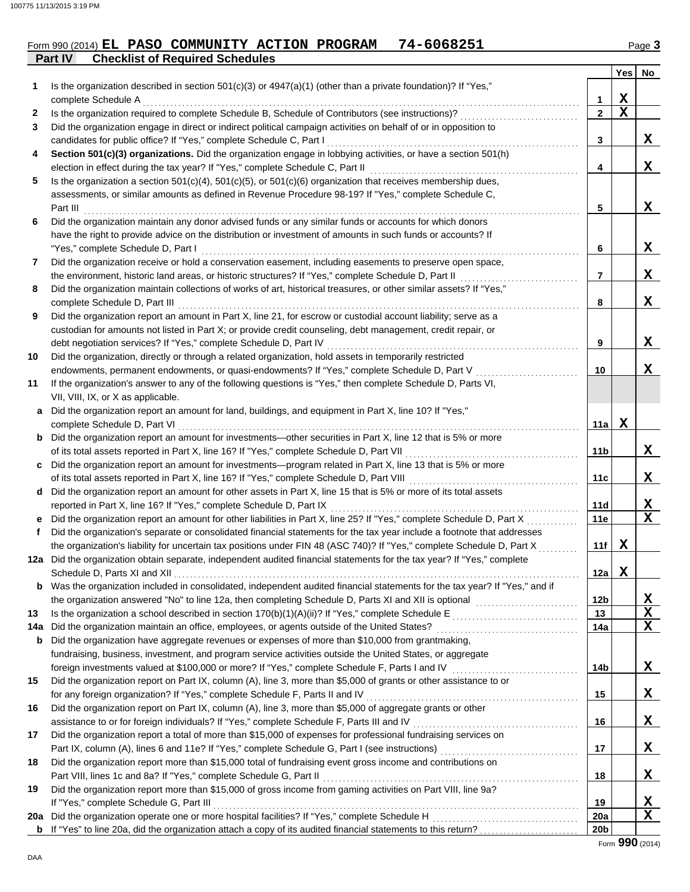Form 990 (2014) **EL PASO COMMUNITY ACTION PROGRAM 74-6068251**

## Part IV Checklist of Required Schedules

| | | Line | Yes | No |
|---|---|---|---|---|
| 1 | Is the organization described in section 501(c)(3) or 4947(a)(1) (other than a private foundation)? If "Yes," complete Schedule A | 1 | X | |
| 2 | Is the organization required to complete Schedule B, Schedule of Contributors (see instructions)? | 2 | X | |
| 3 | Did the organization engage in direct or indirect political campaign activities on behalf of or in opposition to candidates for public office? If "Yes," complete Schedule C, Part I | 3 | | X |
| 4 | **Section 501(c)(3) organizations.** Did the organization engage in lobbying activities, or have a section 501(h) election in effect during the tax year? If "Yes," complete Schedule C, Part II | 4 | | X |
| 5 | Is the organization a section 501(c)(4), 501(c)(5), or 501(c)(6) organization that receives membership dues, assessments, or similar amounts as defined in Revenue Procedure 98-19? If "Yes," complete Schedule C, Part III | 5 | | X |
| 6 | Did the organization maintain any donor advised funds or any similar funds or accounts for which donors have the right to provide advice on the distribution or investment of amounts in such funds or accounts? If "Yes," complete Schedule D, Part I | 6 | | X |
| 7 | Did the organization receive or hold a conservation easement, including easements to preserve open space, the environment, historic land areas, or historic structures? If "Yes," complete Schedule D, Part II | 7 | | X |
| 8 | Did the organization maintain collections of works of art, historical treasures, or other similar assets? If "Yes," complete Schedule D, Part III | 8 | | X |
| 9 | Did the organization report an amount in Part X, line 21, for escrow or custodial account liability; serve as a custodian for amounts not listed in Part X; or provide credit counseling, debt management, credit repair, or debt negotiation services? If "Yes," complete Schedule D, Part IV | 9 | | X |
| 10 | Did the organization, directly or through a related organization, hold assets in temporarily restricted endowments, permanent endowments, or quasi-endowments? If "Yes," complete Schedule D, Part V | 10 | | X |
| 11 | If the organization's answer to any of the following questions is "Yes," then complete Schedule D, Parts VI, VII, VIII, IX, or X as applicable. | | | |
| a | Did the organization report an amount for land, buildings, and equipment in Part X, line 10? If "Yes," complete Schedule D, Part VI | 11a | X | |
| b | Did the organization report an amount for investments—other securities in Part X, line 12 that is 5% or more of its total assets reported in Part X, line 16? If "Yes," complete Schedule D, Part VII | 11b | | X |
| c | Did the organization report an amount for investments—program related in Part X, line 13 that is 5% or more of its total assets reported in Part X, line 16? If "Yes," complete Schedule D, Part VIII | 11c | | X |
| d | Did the organization report an amount for other assets in Part X, line 15 that is 5% or more of its total assets reported in Part X, line 16? If "Yes," complete Schedule D, Part IX | 11d | | X |
| e | Did the organization report an amount for other liabilities in Part X, line 25? If "Yes," complete Schedule D, Part X | 11e | | X |
| f | Did the organization's separate or consolidated financial statements for the tax year include a footnote that addresses the organization's liability for uncertain tax positions under FIN 48 (ASC 740)? If "Yes," complete Schedule D, Part X | 11f | X | |
| 12a | Did the organization obtain separate, independent audited financial statements for the tax year? If "Yes," complete Schedule D, Parts XI and XII | 12a | X | |
| b | Was the organization included in consolidated, independent audited financial statements for the tax year? If "Yes," and if the organization answered "No" to line 12a, then completing Schedule D, Parts XI and XII is optional | 12b | | X |
| 13 | Is the organization a school described in section 170(b)(1)(A)(ii)? If "Yes," complete Schedule E | 13 | | X |
| 14a | Did the organization maintain an office, employees, or agents outside of the United States? | 14a | | X |
| b | Did the organization have aggregate revenues or expenses of more than $10,000 from grantmaking, fundraising, business, investment, and program service activities outside the United States, or aggregate foreign investments valued at $100,000 or more? If "Yes," complete Schedule F, Parts I and IV | 14b | | X |
| 15 | Did the organization report on Part IX, column (A), line 3, more than $5,000 of grants or other assistance to or for any foreign organization? If "Yes," complete Schedule F, Parts II and IV | 15 | | X |
| 16 | Did the organization report on Part IX, column (A), line 3, more than $5,000 of aggregate grants or other assistance to or for foreign individuals? If "Yes," complete Schedule F, Parts III and IV | 16 | | X |
| 17 | Did the organization report a total of more than $15,000 of expenses for professional fundraising services on Part IX, column (A), lines 6 and 11e? If "Yes," complete Schedule G, Part I (see instructions) | 17 | | X |
| 18 | Did the organization report more than $15,000 total of fundraising event gross income and contributions on Part VIII, lines 1c and 8a? If "Yes," complete Schedule G, Part II | 18 | | X |
| 19 | Did the organization report more than $15,000 of gross income from gaming activities on Part VIII, line 9a? If "Yes," complete Schedule G, Part III | 19 | | X |
| 20a | Did the organization operate one or more hospital facilities? If "Yes," complete Schedule H | 20a | | X |
| b | If "Yes" to line 20a, did the organization attach a copy of its audited financial statements to this return? | 20b | | |

Form **990** (2014)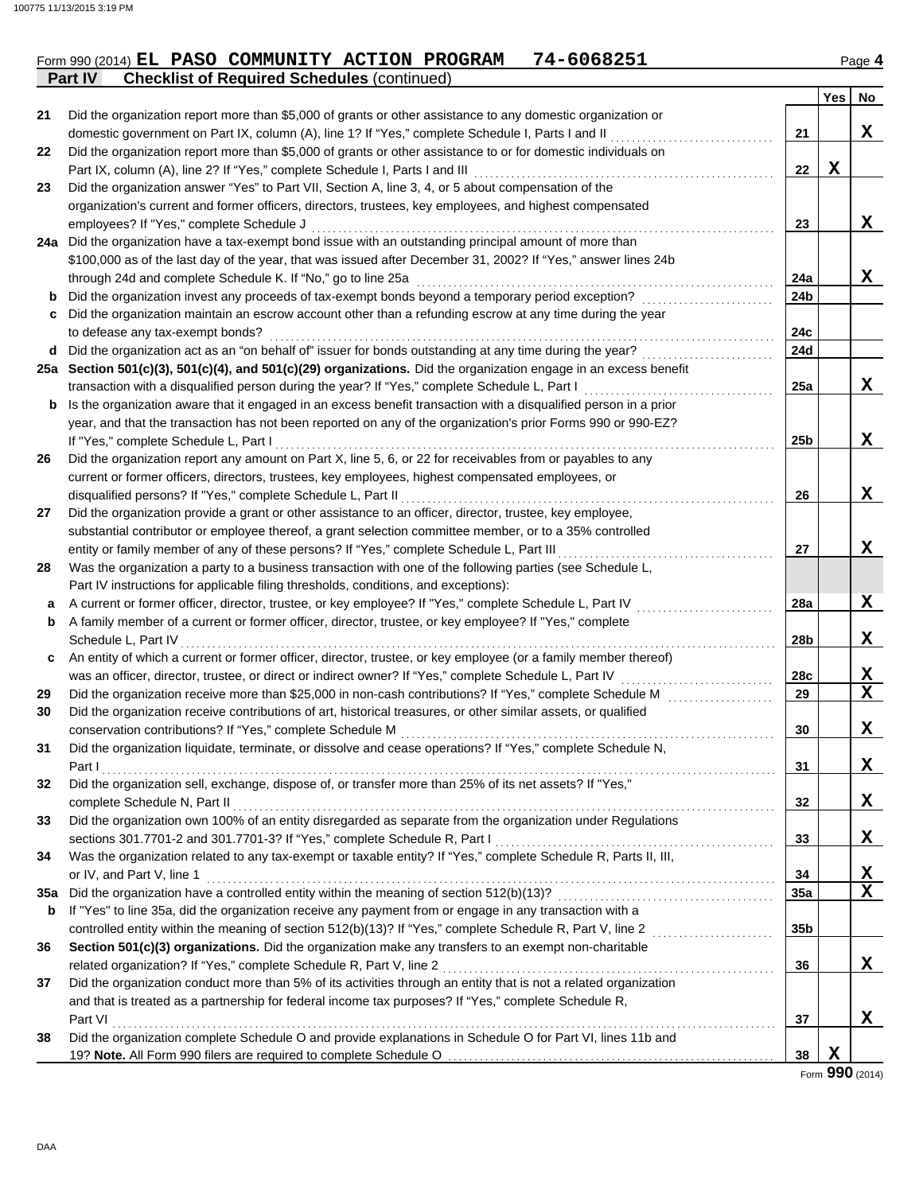Form 990 (2014) **EL PASO COMMUNITY ACTION PROGRAM 74-6068251** Page 4

**Part IV Checklist of Required Schedules** (continued)

| | | | Yes | No |
|---|---|---|---|---|
| 21 | Did the organization report more than $5,000 of grants or other assistance to any domestic organization or domestic government on Part IX, column (A), line 1? If "Yes," complete Schedule I, Parts I and II | 21 | | X |
| 22 | Did the organization report more than $5,000 of grants or other assistance to or for domestic individuals on Part IX, column (A), line 2? If "Yes," complete Schedule I, Parts I and III | 22 | X | |
| 23 | Did the organization answer "Yes" to Part VII, Section A, line 3, 4, or 5 about compensation of the organization's current and former officers, directors, trustees, key employees, and highest compensated employees? If "Yes," complete Schedule J | 23 | | X |
| 24a | Did the organization have a tax-exempt bond issue with an outstanding principal amount of more than $100,000 as of the last day of the year, that was issued after December 31, 2002? If "Yes," answer lines 24b through 24d and complete Schedule K. If "No," go to line 25a | 24a | | X |
| b | Did the organization invest any proceeds of tax-exempt bonds beyond a temporary period exception? | 24b | | |
| c | Did the organization maintain an escrow account other than a refunding escrow at any time during the year to defease any tax-exempt bonds? | 24c | | |
| d | Did the organization act as an "on behalf of" issuer for bonds outstanding at any time during the year? | 24d | | |
| 25a | **Section 501(c)(3), 501(c)(4), and 501(c)(29) organizations.** Did the organization engage in an excess benefit transaction with a disqualified person during the year? If "Yes," complete Schedule L, Part I | 25a | | X |
| b | Is the organization aware that it engaged in an excess benefit transaction with a disqualified person in a prior year, and that the transaction has not been reported on any of the organization's prior Forms 990 or 990-EZ? If "Yes," complete Schedule L, Part I | 25b | | X |
| 26 | Did the organization report any amount on Part X, line 5, 6, or 22 for receivables from or payables to any current or former officers, directors, trustees, key employees, highest compensated employees, or disqualified persons? If "Yes," complete Schedule L, Part II | 26 | | X |
| 27 | Did the organization provide a grant or other assistance to an officer, director, trustee, key employee, substantial contributor or employee thereof, a grant selection committee member, or to a 35% controlled entity or family member of any of these persons? If "Yes," complete Schedule L, Part III | 27 | | X |
| 28 | Was the organization a party to a business transaction with one of the following parties (see Schedule L, Part IV instructions for applicable filing thresholds, conditions, and exceptions): | | | |
| a | A current or former officer, director, trustee, or key employee? If "Yes," complete Schedule L, Part IV | 28a | | X |
| b | A family member of a current or former officer, director, trustee, or key employee? If "Yes," complete Schedule L, Part IV | 28b | | X |
| c | An entity of which a current or former officer, director, trustee, or key employee (or a family member thereof) was an officer, director, trustee, or direct or indirect owner? If "Yes," complete Schedule L, Part IV | 28c | | X |
| 29 | Did the organization receive more than $25,000 in non-cash contributions? If "Yes," complete Schedule M | 29 | | X |
| 30 | Did the organization receive contributions of art, historical treasures, or other similar assets, or qualified conservation contributions? If "Yes," complete Schedule M | 30 | | X |
| 31 | Did the organization liquidate, terminate, or dissolve and cease operations? If "Yes," complete Schedule N, Part I | 31 | | X |
| 32 | Did the organization sell, exchange, dispose of, or transfer more than 25% of its net assets? If "Yes," complete Schedule N, Part II | 32 | | X |
| 33 | Did the organization own 100% of an entity disregarded as separate from the organization under Regulations sections 301.7701-2 and 301.7701-3? If "Yes," complete Schedule R, Part I | 33 | | X |
| 34 | Was the organization related to any tax-exempt or taxable entity? If "Yes," complete Schedule R, Parts II, III, or IV, and Part V, line 1 | 34 | | X |
| 35a | Did the organization have a controlled entity within the meaning of section 512(b)(13)? | 35a | | X |
| b | If "Yes" to line 35a, did the organization receive any payment from or engage in any transaction with a controlled entity within the meaning of section 512(b)(13)? If "Yes," complete Schedule R, Part V, line 2 | 35b | | |
| 36 | **Section 501(c)(3) organizations.** Did the organization make any transfers to an exempt non-charitable related organization? If "Yes," complete Schedule R, Part V, line 2 | 36 | | X |
| 37 | Did the organization conduct more than 5% of its activities through an entity that is not a related organization and that is treated as a partnership for federal income tax purposes? If "Yes," complete Schedule R, Part VI | 37 | | X |
| 38 | Did the organization complete Schedule O and provide explanations in Schedule O for Part VI, lines 11b and 19? **Note.** All Form 990 filers are required to complete Schedule O | 38 | X | |

Form **990** (2014)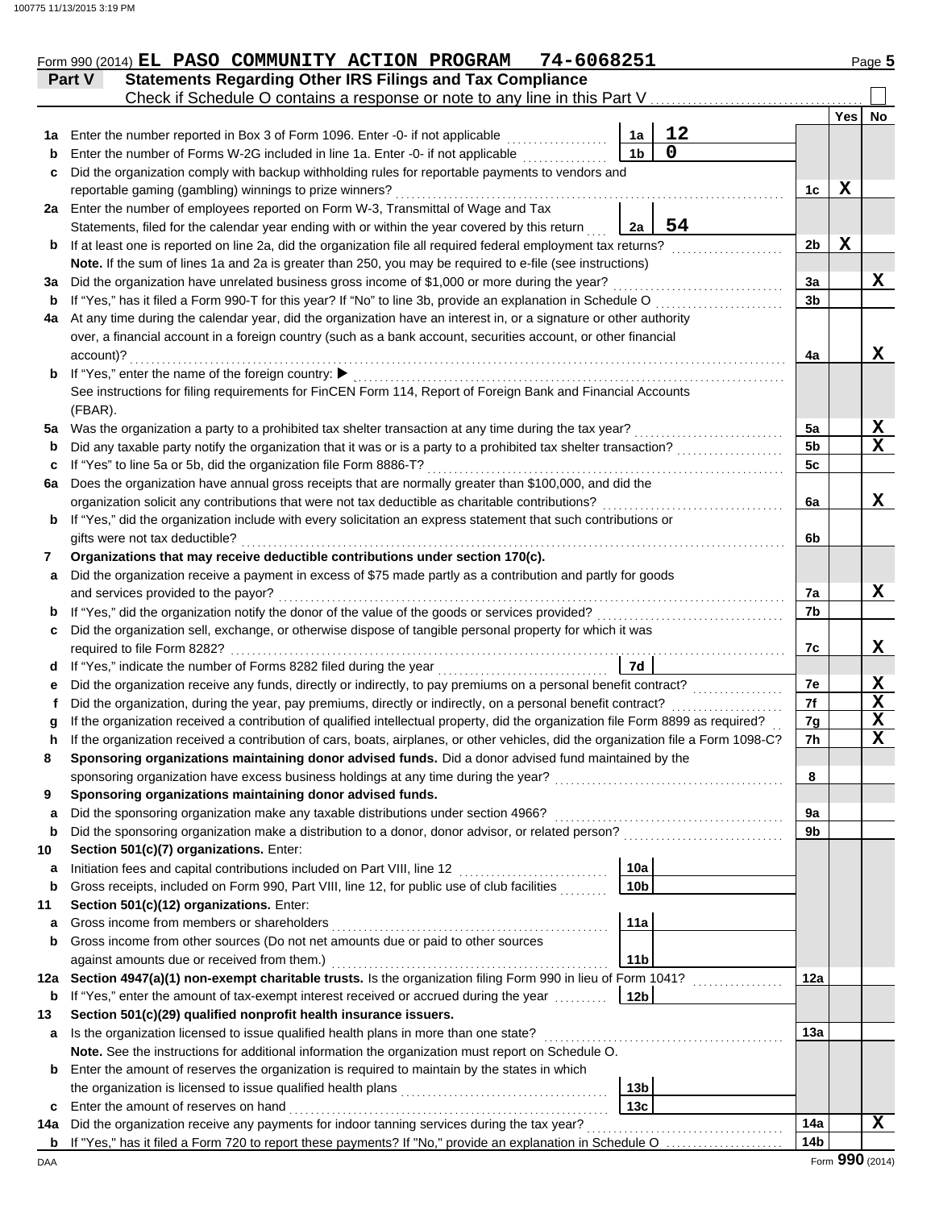Form 990 (2014) **EL PASO COMMUNITY ACTION PROGRAM 74-6068251** Page 5

**Part V Statements Regarding Other IRS Filings and Tax Compliance**

Check if Schedule O contains a response or note to any line in this Part V ☐

| Line | Description | Box | Amount | Line | Yes | No |
|---|---|---|---|---|---|---|
| 1a | Enter the number reported in Box 3 of Form 1096. Enter -0- if not applicable | 1a | 12 | | | |
| b | Enter the number of Forms W-2G included in line 1a. Enter -0- if not applicable | 1b | 0 | | | |
| c | Did the organization comply with backup withholding rules for reportable payments to vendors and reportable gaming (gambling) winnings to prize winners? | | | 1c | X | |
| 2a | Enter the number of employees reported on Form W-3, Transmittal of Wage and Tax Statements, filed for the calendar year ending with or within the year covered by this return | 2a | 54 | | | |
| b | If at least one is reported on line 2a, did the organization file all required federal employment tax returns? | | | 2b | X | |
| | **Note.** If the sum of lines 1a and 2a is greater than 250, you may be required to e-file (see instructions) | | | | | |
| 3a | Did the organization have unrelated business gross income of $1,000 or more during the year? | | | 3a | | X |
| b | If "Yes," has it filed a Form 990-T for this year? If "No" to line 3b, provide an explanation in Schedule O | | | 3b | | |
| 4a | At any time during the calendar year, did the organization have an interest in, or a signature or other authority over, a financial account in a foreign country (such as a bank account, securities account, or other financial account)? | | | 4a | | X |
| b | If "Yes," enter the name of the foreign country: ▶ See instructions for filing requirements for FinCEN Form 114, Report of Foreign Bank and Financial Accounts (FBAR). | | | | | |
| 5a | Was the organization a party to a prohibited tax shelter transaction at any time during the tax year? | | | 5a | | X |
| b | Did any taxable party notify the organization that it was or is a party to a prohibited tax shelter transaction? | | | 5b | | X |
| c | If "Yes" to line 5a or 5b, did the organization file Form 8886-T? | | | 5c | | |
| 6a | Does the organization have annual gross receipts that are normally greater than $100,000, and did the organization solicit any contributions that were not tax deductible as charitable contributions? | | | 6a | | X |
| b | If "Yes," did the organization include with every solicitation an express statement that such contributions or gifts were not tax deductible? | | | 6b | | |
| 7 | **Organizations that may receive deductible contributions under section 170(c).** | | | | | |
| a | Did the organization receive a payment in excess of $75 made partly as a contribution and partly for goods and services provided to the payor? | | | 7a | | X |
| b | If "Yes," did the organization notify the donor of the value of the goods or services provided? | | | 7b | | |
| c | Did the organization sell, exchange, or otherwise dispose of tangible personal property for which it was required to file Form 8282? | | | 7c | | X |
| d | If "Yes," indicate the number of Forms 8282 filed during the year | 7d | | | | |
| e | Did the organization receive any funds, directly or indirectly, to pay premiums on a personal benefit contract? | | | 7e | | X |
| f | Did the organization, during the year, pay premiums, directly or indirectly, on a personal benefit contract? | | | 7f | | X |
| g | If the organization received a contribution of qualified intellectual property, did the organization file Form 8899 as required? | | | 7g | | X |
| h | If the organization received a contribution of cars, boats, airplanes, or other vehicles, did the organization file a Form 1098-C? | | | 7h | | X |
| 8 | **Sponsoring organizations maintaining donor advised funds.** Did a donor advised fund maintained by the sponsoring organization have excess business holdings at any time during the year? | | | 8 | | |
| 9 | **Sponsoring organizations maintaining donor advised funds.** | | | | | |
| a | Did the sponsoring organization make any taxable distributions under section 4966? | | | 9a | | |
| b | Did the sponsoring organization make a distribution to a donor, donor advisor, or related person? | | | 9b | | |
| 10 | **Section 501(c)(7) organizations.** Enter: | | | | | |
| a | Initiation fees and capital contributions included on Part VIII, line 12 | 10a | | | | |
| b | Gross receipts, included on Form 990, Part VIII, line 12, for public use of club facilities | 10b | | | | |
| 11 | **Section 501(c)(12) organizations.** Enter: | | | | | |
| a | Gross income from members or shareholders | 11a | | | | |
| b | Gross income from other sources (Do not net amounts due or paid to other sources against amounts due or received from them.) | 11b | | | | |
| 12a | **Section 4947(a)(1) non-exempt charitable trusts.** Is the organization filing Form 990 in lieu of Form 1041? | | | 12a | | |
| b | If "Yes," enter the amount of tax-exempt interest received or accrued during the year | 12b | | | | |
| 13 | **Section 501(c)(29) qualified nonprofit health insurance issuers.** | | | | | |
| a | Is the organization licensed to issue qualified health plans in more than one state? | | | 13a | | |
| | **Note.** See the instructions for additional information the organization must report on Schedule O. | | | | | |
| b | Enter the amount of reserves the organization is required to maintain by the states in which the organization is licensed to issue qualified health plans | 13b | | | | |
| c | Enter the amount of reserves on hand | 13c | | | | |
| 14a | Did the organization receive any payments for indoor tanning services during the tax year? | | | 14a | | X |
| b | If "Yes," has it filed a Form 720 to report these payments? If "No," provide an explanation in Schedule O | | | 14b | | |

DAA Form **990** (2014)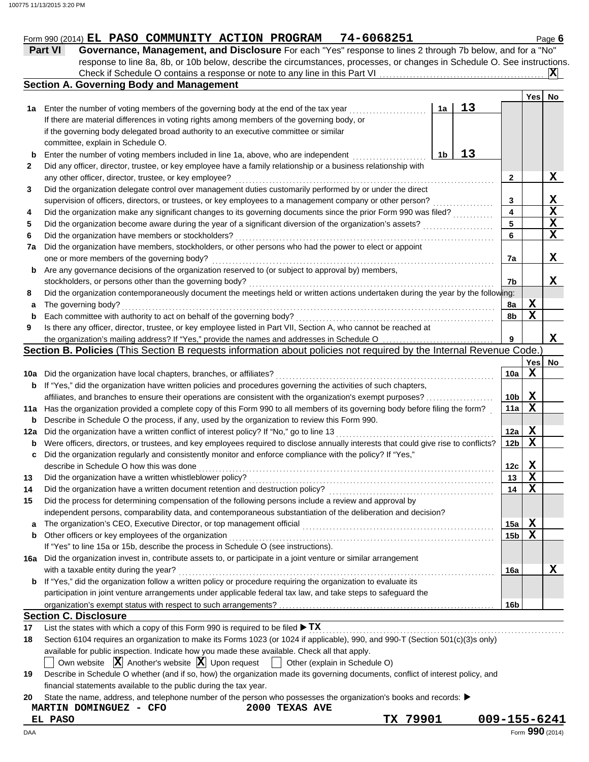Form 990 (2014) **EL PASO COMMUNITY ACTION PROGRAM 74-6068251**

## Part VI — Governance, Management, and Disclosure

For each "Yes" response to lines 2 through 7b below, and for a "No" response to line 8a, 8b, or 10b below, describe the circumstances, processes, or changes in Schedule O. See instructions.

Check if Schedule O contains a response or note to any line in this Part VI . . . **[X]**

### Section A. Governing Body and Management

| | | | | Line | Yes | No |
|---|---|---|---|---|---|---|
| **1a** | Enter the number of voting members of the governing body at the end of the tax year. If there are material differences in voting rights among members of the governing body, or if the governing body delegated broad authority to an executive committee or similar committee, explain in Schedule O. | 1a | 13 | | | |
| **b** | Enter the number of voting members included in line 1a, above, who are independent | 1b | 13 | | | |
| **2** | Did any officer, director, trustee, or key employee have a family relationship or a business relationship with any other officer, director, trustee, or key employee? | | | 2 | | X |
| **3** | Did the organization delegate control over management duties customarily performed by or under the direct supervision of officers, directors, or trustees, or key employees to a management company or other person? | | | 3 | | X |
| **4** | Did the organization make any significant changes to its governing documents since the prior Form 990 was filed? | | | 4 | | X |
| **5** | Did the organization become aware during the year of a significant diversion of the organization's assets? | | | 5 | | X |
| **6** | Did the organization have members or stockholders? | | | 6 | | X |
| **7a** | Did the organization have members, stockholders, or other persons who had the power to elect or appoint one or more members of the governing body? | | | 7a | | X |
| **b** | Are any governance decisions of the organization reserved to (or subject to approval by) members, stockholders, or persons other than the governing body? | | | 7b | | X |
| **8** | Did the organization contemporaneously document the meetings held or written actions undertaken during the year by the following: | | | | | |
| **a** | The governing body? | | | 8a | X | |
| **b** | Each committee with authority to act on behalf of the governing body? | | | 8b | X | |
| **9** | Is there any officer, director, trustee, or key employee listed in Part VII, Section A, who cannot be reached at the organization's mailing address? If "Yes," provide the names and addresses in Schedule O | | | 9 | | X |

### Section B. Policies (This Section B requests information about policies not required by the Internal Revenue Code.)

| | | Line | Yes | No |
|---|---|---|---|---|
| **10a** | Did the organization have local chapters, branches, or affiliates? | 10a | X | |
| **b** | If "Yes," did the organization have written policies and procedures governing the activities of such chapters, affiliates, and branches to ensure their operations are consistent with the organization's exempt purposes? | 10b | X | |
| **11a** | Has the organization provided a complete copy of this Form 990 to all members of its governing body before filing the form? | 11a | X | |
| **b** | Describe in Schedule O the process, if any, used by the organization to review this Form 990. | | | |
| **12a** | Did the organization have a written conflict of interest policy? If "No," go to line 13 | 12a | X | |
| **b** | Were officers, directors, or trustees, and key employees required to disclose annually interests that could give rise to conflicts? | 12b | X | |
| **c** | Did the organization regularly and consistently monitor and enforce compliance with the policy? If "Yes," describe in Schedule O how this was done | 12c | X | |
| **13** | Did the organization have a written whistleblower policy? | 13 | X | |
| **14** | Did the organization have a written document retention and destruction policy? | 14 | X | |
| **15** | Did the process for determining compensation of the following persons include a review and approval by independent persons, comparability data, and contemporaneous substantiation of the deliberation and decision? | | | |
| **a** | The organization's CEO, Executive Director, or top management official | 15a | X | |
| **b** | Other officers or key employees of the organization | 15b | X | |
| | If "Yes" to line 15a or 15b, describe the process in Schedule O (see instructions). | | | |
| **16a** | Did the organization invest in, contribute assets to, or participate in a joint venture or similar arrangement with a taxable entity during the year? | 16a | | X |
| **b** | If "Yes," did the organization follow a written policy or procedure requiring the organization to evaluate its participation in joint venture arrangements under applicable federal tax law, and take steps to safeguard the organization's exempt status with respect to such arrangements? | 16b | | |

### Section C. Disclosure

**17** List the states with which a copy of this Form 990 is required to be filed ▶ **TX**

**18** Section 6104 requires an organization to make its Forms 1023 (or 1024 if applicable), 990, and 990-T (Section 501(c)(3)s only) available for public inspection. Indicate how you made these available. Check all that apply.

[ ] Own website [X] Another's website [X] Upon request [ ] Other (explain in Schedule O)

**19** Describe in Schedule O whether (and if so, how) the organization made its governing documents, conflict of interest policy, and financial statements available to the public during the tax year.

**20** State the name, address, and telephone number of the person who possesses the organization's books and records: ▶

**MARTIN DOMINGUEZ - CFO** **2000 TEXAS AVE**
**EL PASO** **TX 79901** **009-155-6241**

DAA Form **990** (2014)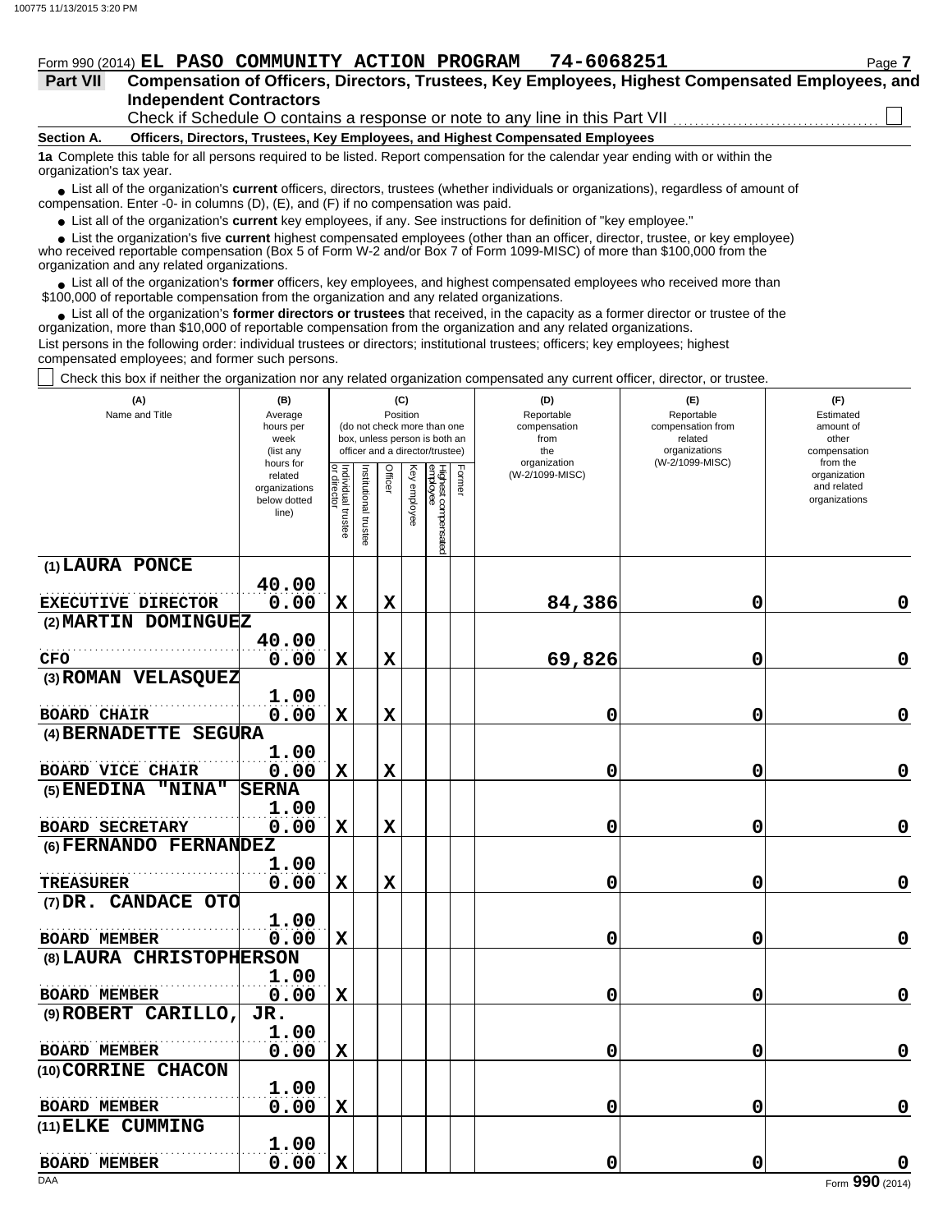Form 990 (2014) **EL PASO COMMUNITY ACTION PROGRAM 74-6068251** Page **7**

**Part VII Compensation of Officers, Directors, Trustees, Key Employees, Highest Compensated Employees, and Independent Contractors**

Check if Schedule O contains a response or note to any line in this Part VII ☐

**Section A. Officers, Directors, Trustees, Key Employees, and Highest Compensated Employees**

**1a** Complete this table for all persons required to be listed. Report compensation for the calendar year ending with or within the organization's tax year.

- List all of the organization's **current** officers, directors, trustees (whether individuals or organizations), regardless of amount of compensation. Enter -0- in columns (D), (E), and (F) if no compensation was paid.
- List all of the organization's **current** key employees, if any. See instructions for definition of "key employee."
- List the organization's five **current** highest compensated employees (other than an officer, director, trustee, or key employee) who received reportable compensation (Box 5 of Form W-2 and/or Box 7 of Form 1099-MISC) of more than $100,000 from the organization and any related organizations.
- List all of the organization's **former** officers, key employees, and highest compensated employees who received more than $100,000 of reportable compensation from the organization and any related organizations.
- List all of the organization's **former directors or trustees** that received, in the capacity as a former director or trustee of the organization, more than $10,000 of reportable compensation from the organization and any related organizations.

List persons in the following order: individual trustees or directors; institutional trustees; officers; key employees; highest compensated employees; and former such persons.

☐ Check this box if neither the organization nor any related organization compensated any current officer, director, or trustee.

| (A) Name and Title | (B) Average hours per week (list any hours for related organizations below dotted line) | (C) Position (do not check more than one box, unless person is both an officer and a director/trustee): Individual trustee or director | Institutional trustee | Officer | Key employee | Highest compensated employee | Former | (D) Reportable compensation from the organization (W-2/1099-MISC) | (E) Reportable compensation from related organizations (W-2/1099-MISC) | (F) Estimated amount of other compensation from the organization and related organizations |
|---|---|---|---|---|---|---|---|---|---|---|
| (1) LAURA PONCE<br>EXECUTIVE DIRECTOR | 40.00<br>0.00 | X | | X | | | | 84,386 | 0 | 0 |
| (2) MARTIN DOMINGUEZ<br>CFO | 40.00<br>0.00 | X | | X | | | | 69,826 | 0 | 0 |
| (3) ROMAN VELASQUEZ<br>BOARD CHAIR | 1.00<br>0.00 | X | | X | | | | 0 | 0 | 0 |
| (4) BERNADETTE SEGURA<br>BOARD VICE CHAIR | 1.00<br>0.00 | X | | X | | | | 0 | 0 | 0 |
| (5) ENEDINA "NINA" SERNA<br>BOARD SECRETARY | 1.00<br>0.00 | X | | X | | | | 0 | 0 | 0 |
| (6) FERNANDO FERNANDEZ<br>TREASURER | 1.00<br>0.00 | X | | X | | | | 0 | 0 | 0 |
| (7) DR. CANDACE OTO<br>BOARD MEMBER | 1.00<br>0.00 | X | | | | | | 0 | 0 | 0 |
| (8) LAURA CHRISTOPHERSON<br>BOARD MEMBER | 1.00<br>0.00 | X | | | | | | 0 | 0 | 0 |
| (9) ROBERT CARILLO, JR.<br>BOARD MEMBER | 1.00<br>0.00 | X | | | | | | 0 | 0 | 0 |
| (10) CORRINE CHACON<br>BOARD MEMBER | 1.00<br>0.00 | X | | | | | | 0 | 0 | 0 |
| (11) ELKE CUMMING<br>BOARD MEMBER | 1.00<br>0.00 | X | | | | | | 0 | 0 | 0 |

Form **990** (2014)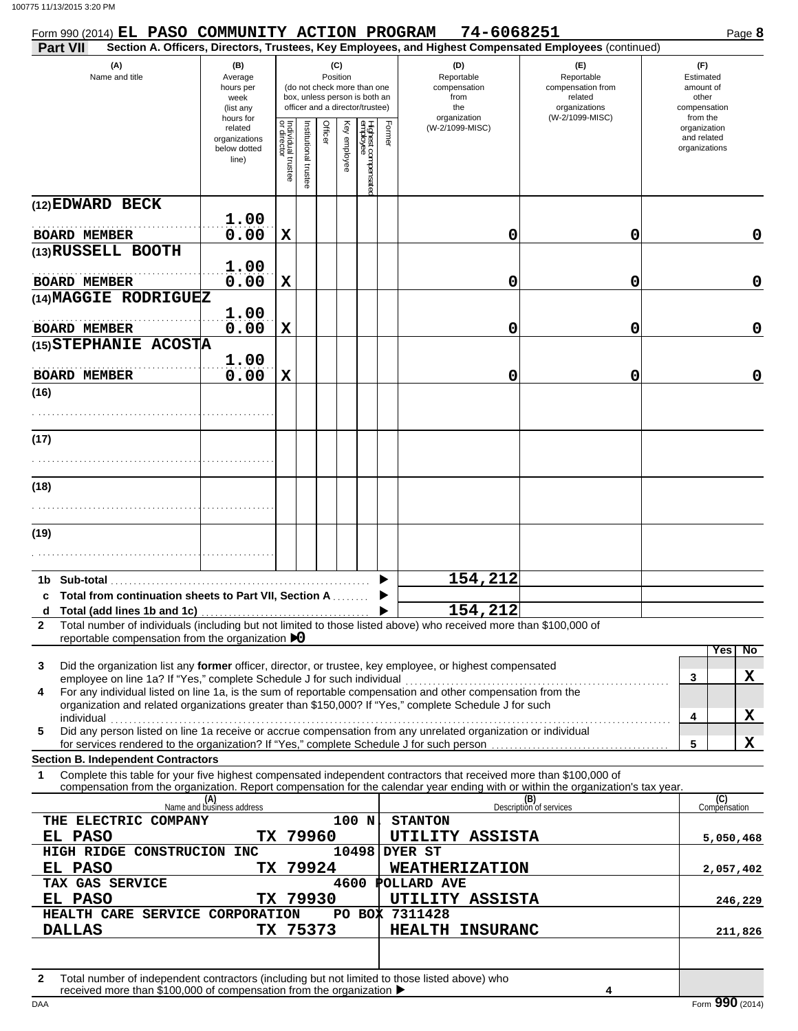Form 990 (2014) **EL PASO COMMUNITY ACTION PROGRAM 74-6068251** Page **8**

**Part VII** **Section A. Officers, Directors, Trustees, Key Employees, and Highest Compensated Employees** (continued)

| (A) Name and title | (B) Average hours per week (list any hours for related organizations below dotted line) | (C) Position: Individual trustee or director | Institutional trustee | Officer | Key employee | Highest compensated employee | Former | (D) Reportable compensation from the organization (W-2/1099-MISC) | (E) Reportable compensation from related organizations (W-2/1099-MISC) | (F) Estimated amount of other compensation from the organization and related organizations |
|---|---|---|---|---|---|---|---|---|---|---|
| (12) EDWARD BECK<br>BOARD MEMBER | 1.00<br>0.00 | X | | | | | | 0 | 0 | 0 |
| (13) RUSSELL BOOTH<br>BOARD MEMBER | 1.00<br>0.00 | X | | | | | | 0 | 0 | 0 |
| (14) MAGGIE RODRIGUEZ<br>BOARD MEMBER | 1.00<br>0.00 | X | | | | | | 0 | 0 | 0 |
| (15) STEPHANIE ACOSTA<br>BOARD MEMBER | 1.00<br>0.00 | X | | | | | | 0 | 0 | 0 |
| (16) | | | | | | | | | | |
| (17) | | | | | | | | | | |
| (18) | | | | | | | | | | |
| (19) | | | | | | | | | | |

| | | (D) | (E) | (F) |
|---|---|---|---|---|
| 1b | Sub-total | 154,212 | | |
| c | Total from continuation sheets to Part VII, Section A | | | |
| d | Total (add lines 1b and 1c) | 154,212 | | |

**2** Total number of individuals (including but not limited to those listed above) who received more than $100,000 of reportable compensation from the organization ▶ 0

| | | | Yes | No |
|---|---|---|---|---|
| 3 | Did the organization list any **former** officer, director, or trustee, key employee, or highest compensated employee on line 1a? If "Yes," complete Schedule J for such individual | 3 | | X |
| 4 | For any individual listed on line 1a, is the sum of reportable compensation and other compensation from the organization and related organizations greater than $150,000? If "Yes," complete Schedule J for such individual | 4 | | X |
| 5 | Did any person listed on line 1a receive or accrue compensation from any unrelated organization or individual for services rendered to the organization? If "Yes," complete Schedule J for such person | 5 | | X |

**Section B. Independent Contractors**

**1** Complete this table for your five highest compensated independent contractors that received more than $100,000 of compensation from the organization. Report compensation for the calendar year ending with or within the organization's tax year.

| (A) Name and business address | (B) Description of services | (C) Compensation |
|---|---|---|
| THE ELECTRIC COMPANY 100 N. STANTON<br>EL PASO TX 79960 | UTILITY ASSISTA | 5,050,468 |
| HIGH RIDGE CONSTRUCION INC 10498 DYER ST<br>EL PASO TX 79924 | WEATHERIZATION | 2,057,402 |
| TAX GAS SERVICE 4600 POLLARD AVE<br>EL PASO TX 79930 | UTILITY ASSISTA | 246,229 |
| HEALTH CARE SERVICE CORPORATION PO BOX 7311428<br>DALLAS TX 75373 | HEALTH INSURANC | 211,826 |
| | | |

**2** Total number of independent contractors (including but not limited to those listed above) who received more than $100,000 of compensation from the organization ▶ 4

DAA Form **990** (2014)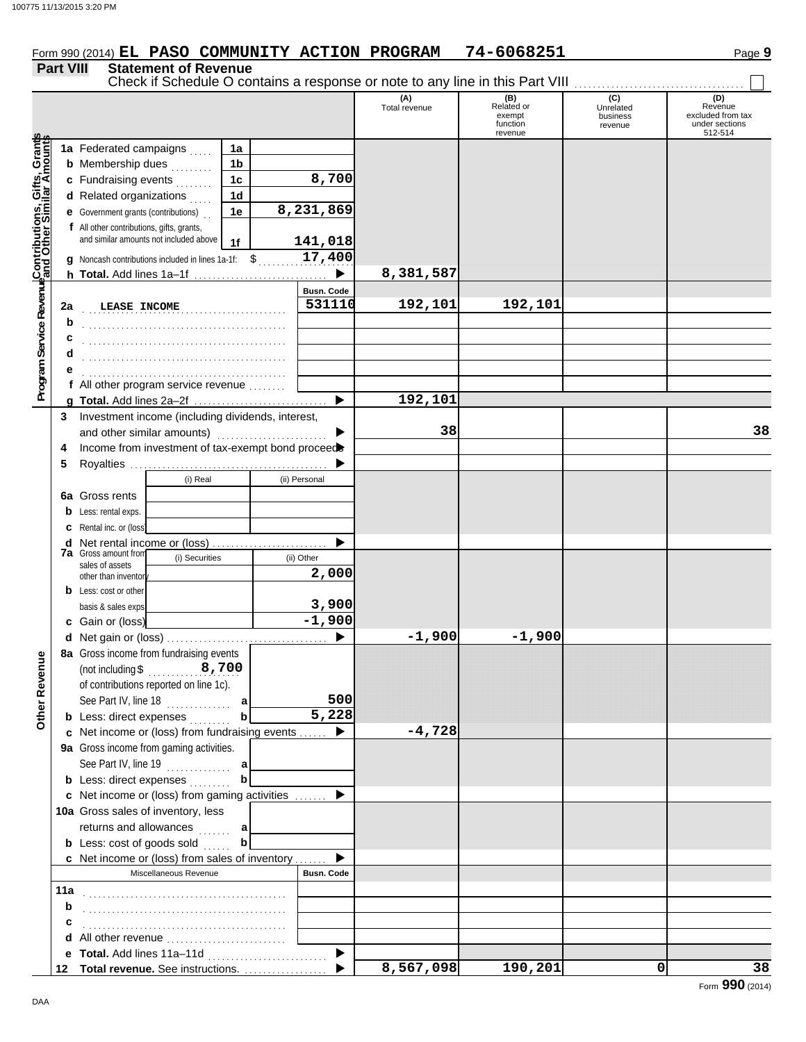Form 990 (2014) **EL PASO COMMUNITY ACTION PROGRAM 74-6068251**

## Part VIII Statement of Revenue

Check if Schedule O contains a response or note to any line in this Part VIII ☐

| | | | (A) Total revenue | (B) Related or exempt function revenue | (C) Unrelated business revenue | (D) Revenue excluded from tax under sections 512-514 |
|---|---|---|---|---|---|---|
| **Contributions, Gifts, Grants and Other Similar Amounts** | 1a Federated campaigns | 1a | | | | |
| | b Membership dues | 1b | | | | |
| | c Fundraising events | 1c 8,700 | | | | |
| | d Related organizations | 1d | | | | |
| | e Government grants (contributions) | 1e 8,231,869 | | | | |
| | f All other contributions, gifts, grants, and similar amounts not included above | 1f 141,018 | | | | |
| | g Noncash contributions included in lines 1a-1f: $ 17,400 | | | | | |
| | h **Total.** Add lines 1a–1f | ▶ | 8,381,587 | | | |
| **Program Service Revenue** | | Busn. Code | | | | |
| | 2a LEASE INCOME | 531110 | 192,101 | 192,101 | | |
| | b | | | | | |
| | c | | | | | |
| | d | | | | | |
| | e | | | | | |
| | f All other program service revenue | | | | | |
| | g **Total.** Add lines 2a–2f | ▶ | 192,101 | | | |
| **Other Revenue** | 3 Investment income (including dividends, interest, and other similar amounts) | ▶ | 38 | | | 38 |
| | 4 Income from investment of tax-exempt bond proceeds | ▶ | | | | |
| | 5 Royalties | ▶ | | | | |
| | | (i) Real / (ii) Personal | | | | |
| | 6a Gross rents | | | | | |
| | b Less: rental exps. | | | | | |
| | c Rental inc. or (loss) | | | | | |
| | d Net rental income or (loss) | ▶ | | | | |
| | 7a Gross amount from sales of assets other than inventory | (i) Securities: / (ii) Other: 2,000 | | | | |
| | b Less: cost or other basis & sales exps. | (i) Securities: / (ii) Other: 3,900 | | | | |
| | c Gain or (loss) | (i) Securities: / (ii) Other: -1,900 | | | | |
| | d Net gain or (loss) | ▶ | -1,900 | -1,900 | | |
| | 8a Gross income from fundraising events (not including $ 8,700 of contributions reported on line 1c). See Part IV, line 18 | a 500 | | | | |
| | b Less: direct expenses | b 5,228 | | | | |
| | c Net income or (loss) from fundraising events | ▶ | -4,728 | | | |
| | 9a Gross income from gaming activities. See Part IV, line 19 | a | | | | |
| | b Less: direct expenses | b | | | | |
| | c Net income or (loss) from gaming activities | ▶ | | | | |
| | 10a Gross sales of inventory, less returns and allowances | a | | | | |
| | b Less: cost of goods sold | b | | | | |
| | c Net income or (loss) from sales of inventory | ▶ | | | | |
| | Miscellaneous Revenue | Busn. Code | | | | |
| | 11a | | | | | |
| | b | | | | | |
| | c | | | | | |
| | d All other revenue | | | | | |
| | e **Total.** Add lines 11a–11d | ▶ | | | | |
| | 12 **Total revenue.** See instructions. | ▶ | 8,567,098 | 190,201 | 0 | 38 |

Form **990** (2014)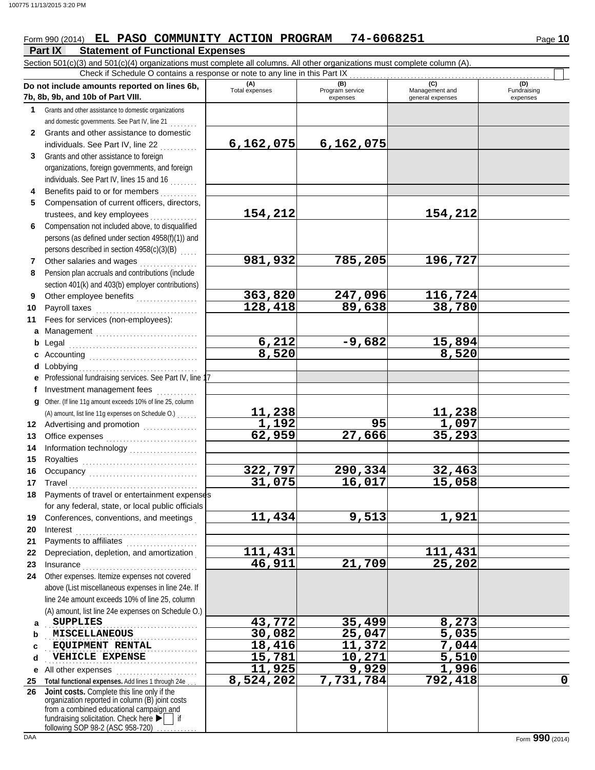Form 990 (2014) **EL PASO COMMUNITY ACTION PROGRAM 74-6068251** Page **10**

## Part IX Statement of Functional Expenses

Section 501(c)(3) and 501(c)(4) organizations must complete all columns. All other organizations must complete column (A).

Check if Schedule O contains a response or note to any line in this Part IX

| Do not include amounts reported on lines 6b, 7b, 8b, 9b, and 10b of Part VIII. | (A) Total expenses | (B) Program service expenses | (C) Management and general expenses | (D) Fundraising expenses |
|---|---|---|---|---|
| **1** Grants and other assistance to domestic organizations and domestic governments. See Part IV, line 21 | | | | |
| **2** Grants and other assistance to domestic individuals. See Part IV, line 22 | 6,162,075 | 6,162,075 | | |
| **3** Grants and other assistance to foreign organizations, foreign governments, and foreign individuals. See Part IV, lines 15 and 16 | | | | |
| **4** Benefits paid to or for members | | | | |
| **5** Compensation of current officers, directors, trustees, and key employees | 154,212 | | 154,212 | |
| **6** Compensation not included above, to disqualified persons (as defined under section 4958(f)(1)) and persons described in section 4958(c)(3)(B) | | | | |
| **7** Other salaries and wages | 981,932 | 785,205 | 196,727 | |
| **8** Pension plan accruals and contributions (include section 401(k) and 403(b) employer contributions) | | | | |
| **9** Other employee benefits | 363,820 | 247,096 | 116,724 | |
| **10** Payroll taxes | 128,418 | 89,638 | 38,780 | |
| **11** Fees for services (non-employees): | | | | |
| **a** Management | | | | |
| **b** Legal | 6,212 | -9,682 | 15,894 | |
| **c** Accounting | 8,520 | | 8,520 | |
| **d** Lobbying | | | | |
| **e** Professional fundraising services. See Part IV, line 17 | | | | |
| **f** Investment management fees | | | | |
| **g** Other. (If line 11g amount exceeds 10% of line 25, column (A) amount, list line 11g expenses on Schedule O.) | 11,238 | | 11,238 | |
| **12** Advertising and promotion | 1,192 | 95 | 1,097 | |
| **13** Office expenses | 62,959 | 27,666 | 35,293 | |
| **14** Information technology | | | | |
| **15** Royalties | | | | |
| **16** Occupancy | 322,797 | 290,334 | 32,463 | |
| **17** Travel | 31,075 | 16,017 | 15,058 | |
| **18** Payments of travel or entertainment expenses for any federal, state, or local public officials | | | | |
| **19** Conferences, conventions, and meetings | 11,434 | 9,513 | 1,921 | |
| **20** Interest | | | | |
| **21** Payments to affiliates | | | | |
| **22** Depreciation, depletion, and amortization | 111,431 | | 111,431 | |
| **23** Insurance | 46,911 | 21,709 | 25,202 | |
| **24** Other expenses. Itemize expenses not covered above (List miscellaneous expenses in line 24e. If line 24e amount exceeds 10% of line 25, column (A) amount, list line 24e expenses on Schedule O.) | | | | |
| **a** SUPPLIES | 43,772 | 35,499 | 8,273 | |
| **b** MISCELLANEOUS | 30,082 | 25,047 | 5,035 | |
| **c** EQUIPMENT RENTAL | 18,416 | 11,372 | 7,044 | |
| **d** VEHICLE EXPENSE | 15,781 | 10,271 | 5,510 | |
| **e** All other expenses | 11,925 | 9,929 | 1,996 | |
| **25 Total functional expenses.** Add lines 1 through 24e | 8,524,202 | 7,731,784 | 792,418 | 0 |
| **26 Joint costs.** Complete this line only if the organization reported in column (B) joint costs from a combined educational campaign and fundraising solicitation. Check here ▶ [ ] if following SOP 98-2 (ASC 958-720) | | | | |

Form **990** (2014)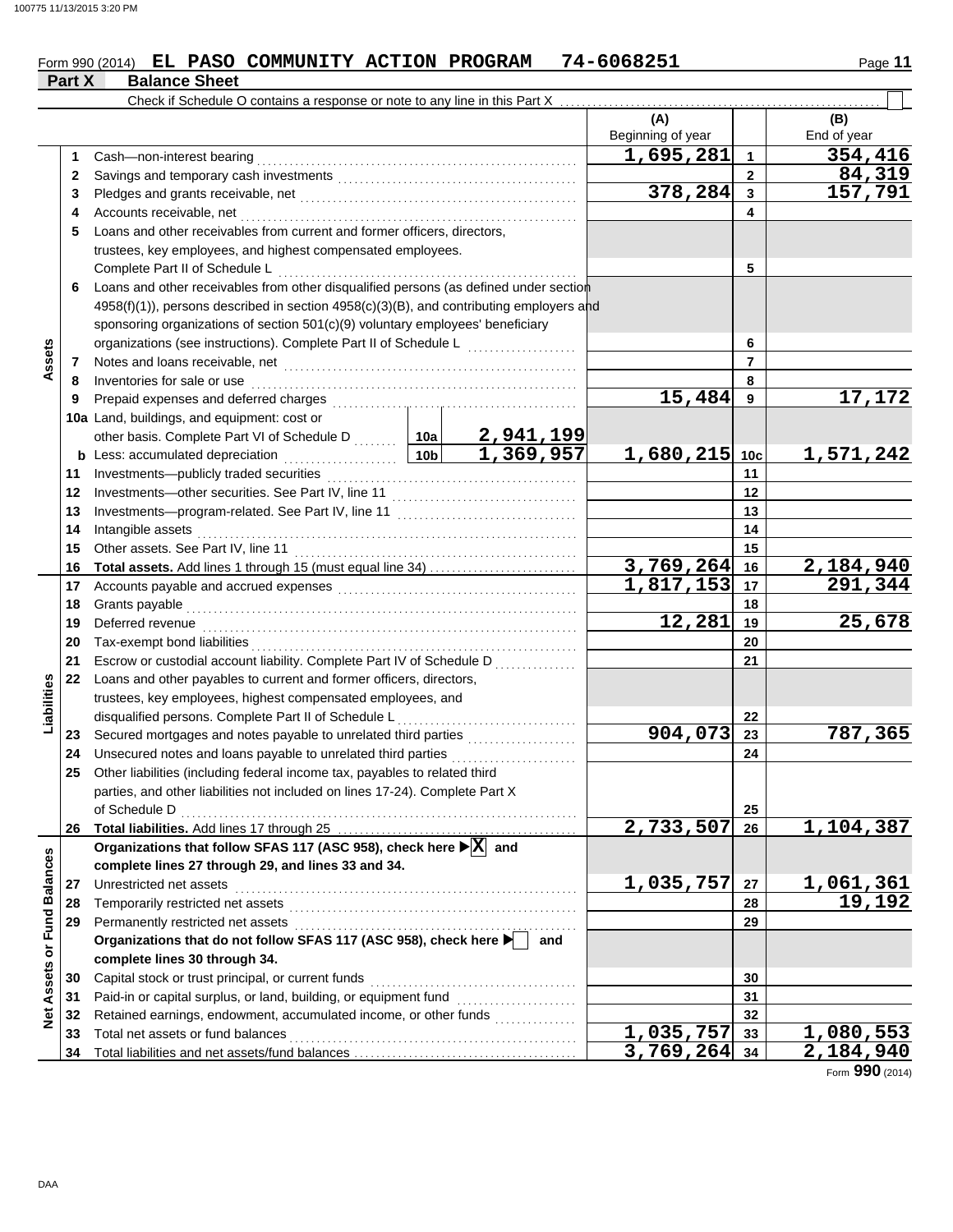Form 990 (2014) **EL PASO COMMUNITY ACTION PROGRAM 74-6068251** Page **11**

## Part X Balance Sheet

Check if Schedule O contains a response or note to any line in this Part X ☐

| | | | (A) Beginning of year | | (B) End of year |
|---|---|---|---|---|---|
| **Assets** | 1 | Cash—non-interest bearing | 1,695,281 | 1 | 354,416 |
| | 2 | Savings and temporary cash investments | | 2 | 84,319 |
| | 3 | Pledges and grants receivable, net | 378,284 | 3 | 157,791 |
| | 4 | Accounts receivable, net | | 4 | |
| | 5 | Loans and other receivables from current and former officers, directors, trustees, key employees, and highest compensated employees. Complete Part II of Schedule L | | 5 | |
| | 6 | Loans and other receivables from other disqualified persons (as defined under section 4958(f)(1)), persons described in section 4958(c)(3)(B), and contributing employers and sponsoring organizations of section 501(c)(9) voluntary employees' beneficiary organizations (see instructions). Complete Part II of Schedule L | | 6 | |
| | 7 | Notes and loans receivable, net | | 7 | |
| | 8 | Inventories for sale or use | | 8 | |
| | 9 | Prepaid expenses and deferred charges | 15,484 | 9 | 17,172 |
| | 10a | Land, buildings, and equipment: cost or other basis. Complete Part VI of Schedule D — 10a: 2,941,199 | | | |
| | b | Less: accumulated depreciation — 10b: 1,369,957 | 1,680,215 | 10c | 1,571,242 |
| | 11 | Investments—publicly traded securities | | 11 | |
| | 12 | Investments—other securities. See Part IV, line 11 | | 12 | |
| | 13 | Investments—program-related. See Part IV, line 11 | | 13 | |
| | 14 | Intangible assets | | 14 | |
| | 15 | Other assets. See Part IV, line 11 | | 15 | |
| | 16 | **Total assets.** Add lines 1 through 15 (must equal line 34) | 3,769,264 | 16 | 2,184,940 |
| **Liabilities** | 17 | Accounts payable and accrued expenses | 1,817,153 | 17 | 291,344 |
| | 18 | Grants payable | | 18 | |
| | 19 | Deferred revenue | 12,281 | 19 | 25,678 |
| | 20 | Tax-exempt bond liabilities | | 20 | |
| | 21 | Escrow or custodial account liability. Complete Part IV of Schedule D | | 21 | |
| | 22 | Loans and other payables to current and former officers, directors, trustees, key employees, highest compensated employees, and disqualified persons. Complete Part II of Schedule L | | 22 | |
| | 23 | Secured mortgages and notes payable to unrelated third parties | 904,073 | 23 | 787,365 |
| | 24 | Unsecured notes and loans payable to unrelated third parties | | 24 | |
| | 25 | Other liabilities (including federal income tax, payables to related third parties, and other liabilities not included on lines 17-24). Complete Part X of Schedule D | | 25 | |
| | 26 | **Total liabilities.** Add lines 17 through 25 | 2,733,507 | 26 | 1,104,387 |
| **Net Assets or Fund Balances** | | **Organizations that follow SFAS 117 (ASC 958), check here ▶ X and complete lines 27 through 29, and lines 33 and 34.** | | | |
| | 27 | Unrestricted net assets | 1,035,757 | 27 | 1,061,361 |
| | 28 | Temporarily restricted net assets | | 28 | 19,192 |
| | 29 | Permanently restricted net assets | | 29 | |
| | | **Organizations that do not follow SFAS 117 (ASC 958), check here ▶ ☐ and complete lines 30 through 34.** | | | |
| | 30 | Capital stock or trust principal, or current funds | | 30 | |
| | 31 | Paid-in or capital surplus, or land, building, or equipment fund | | 31 | |
| | 32 | Retained earnings, endowment, accumulated income, or other funds | | 32 | |
| | 33 | Total net assets or fund balances | 1,035,757 | 33 | 1,080,553 |
| | 34 | Total liabilities and net assets/fund balances | 3,769,264 | 34 | 2,184,940 |

Form **990** (2014)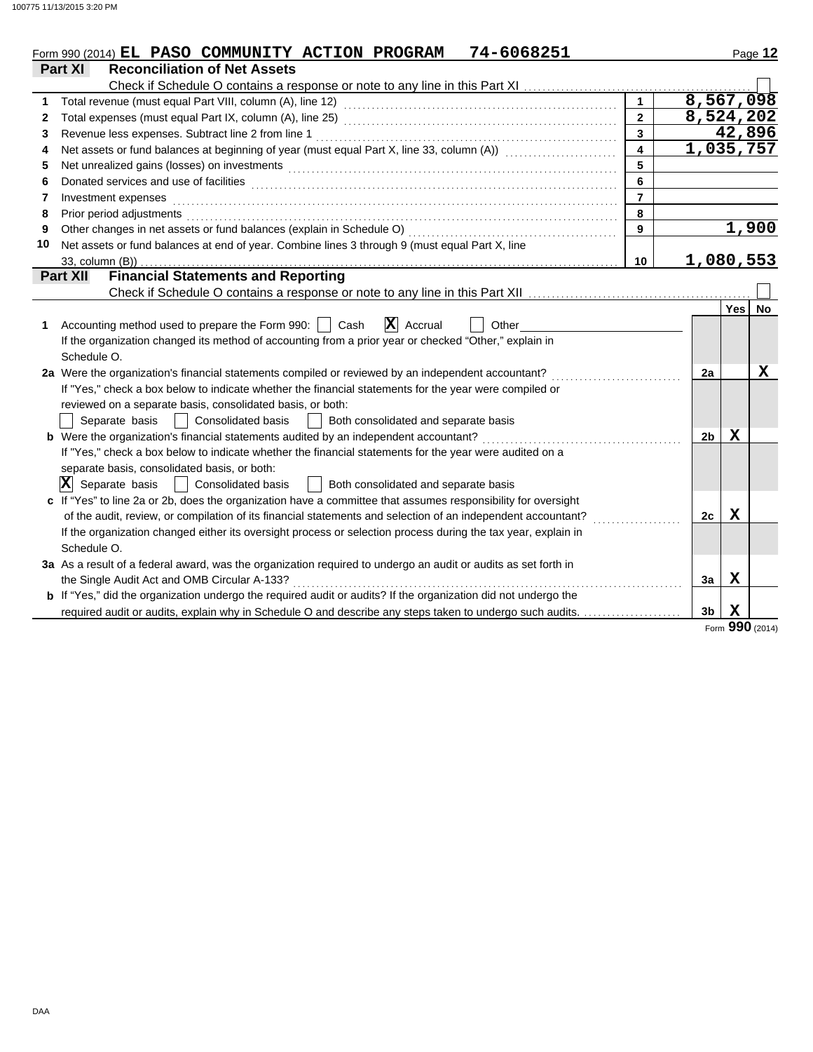Form 990 (2014) **EL PASO COMMUNITY ACTION PROGRAM 74-6068251**

## Part XI Reconciliation of Net Assets

Check if Schedule O contains a response or note to any line in this Part XI ☐

| | | | |
|---|---|---|---|
| 1 | Total revenue (must equal Part VIII, column (A), line 12) | 1 | 8,567,098 |
| 2 | Total expenses (must equal Part IX, column (A), line 25) | 2 | 8,524,202 |
| 3 | Revenue less expenses. Subtract line 2 from line 1 | 3 | 42,896 |
| 4 | Net assets or fund balances at beginning of year (must equal Part X, line 33, column (A)) | 4 | 1,035,757 |
| 5 | Net unrealized gains (losses) on investments | 5 | |
| 6 | Donated services and use of facilities | 6 | |
| 7 | Investment expenses | 7 | |
| 8 | Prior period adjustments | 8 | |
| 9 | Other changes in net assets or fund balances (explain in Schedule O) | 9 | 1,900 |
| 10 | Net assets or fund balances at end of year. Combine lines 3 through 9 (must equal Part X, line 33, column (B)) | 10 | 1,080,553 |

## Part XII Financial Statements and Reporting

Check if Schedule O contains a response or note to any line in this Part XII ☐

| | | | Yes | No |
|---|---|---|---|---|
| 1 | Accounting method used to prepare the Form 990: ☐ Cash ☒ Accrual ☐ Other<br>If the organization changed its method of accounting from a prior year or checked "Other," explain in Schedule O. | | | |
| 2a | Were the organization's financial statements compiled or reviewed by an independent accountant?<br>If "Yes," check a box below to indicate whether the financial statements for the year were compiled or reviewed on a separate basis, consolidated basis, or both:<br>☐ Separate basis ☐ Consolidated basis ☐ Both consolidated and separate basis | 2a | | X |
| b | Were the organization's financial statements audited by an independent accountant?<br>If "Yes," check a box below to indicate whether the financial statements for the year were audited on a separate basis, consolidated basis, or both:<br>☒ Separate basis ☐ Consolidated basis ☐ Both consolidated and separate basis | 2b | X | |
| c | If "Yes" to line 2a or 2b, does the organization have a committee that assumes responsibility for oversight of the audit, review, or compilation of its financial statements and selection of an independent accountant?<br>If the organization changed either its oversight process or selection process during the tax year, explain in Schedule O. | 2c | X | |
| 3a | As a result of a federal award, was the organization required to undergo an audit or audits as set forth in the Single Audit Act and OMB Circular A-133? | 3a | X | |
| b | If "Yes," did the organization undergo the required audit or audits? If the organization did not undergo the required audit or audits, explain why in Schedule O and describe any steps taken to undergo such audits. | 3b | X | |

Form **990** (2014)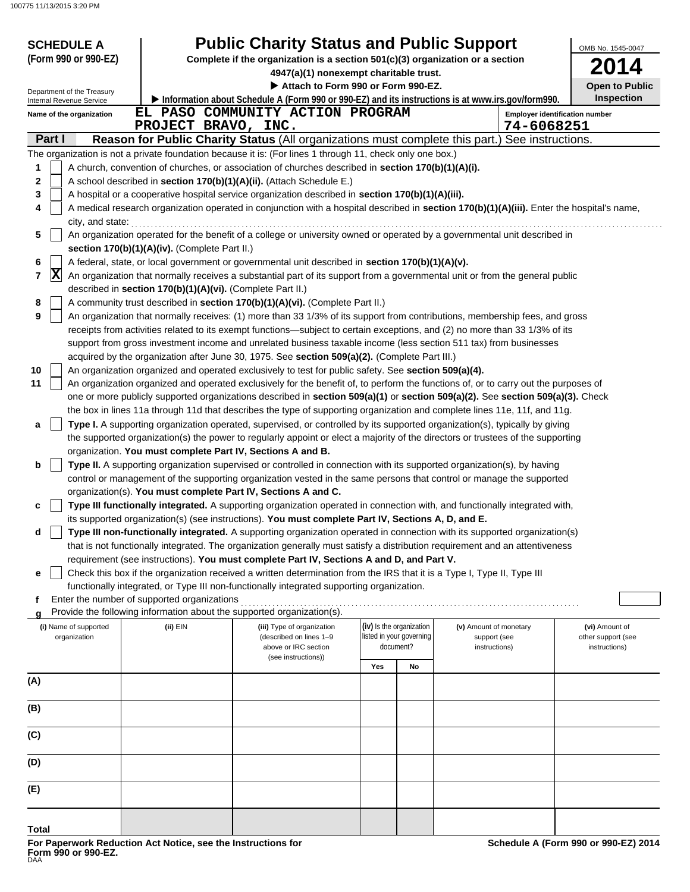**SCHEDULE A (Form 990 or 990-EZ)**

Department of the Treasury
Internal Revenue Service

# Public Charity Status and Public Support

**Complete if the organization is a section 501(c)(3) organization or a section 4947(a)(1) nonexempt charitable trust.**

▶ **Attach to Form 990 or Form 990-EZ.**

▶ **Information about Schedule A (Form 990 or 990-EZ) and its instructions is at www.irs.gov/form990.**

OMB No. 1545-0047

**2014**

**Open to Public Inspection**

**Name of the organization:** EL PASO COMMUNITY ACTION PROGRAM PROJECT BRAVO, INC.

**Employer identification number:** 74-6068251

**Part I** **Reason for Public Charity Status** (All organizations must complete this part.) See instructions.

The organization is not a private foundation because it is: (For lines 1 through 11, check only one box.)

1. [ ] A church, convention of churches, or association of churches described in **section 170(b)(1)(A)(i).**
2. [ ] A school described in **section 170(b)(1)(A)(ii).** (Attach Schedule E.)
3. [ ] A hospital or a cooperative hospital service organization described in **section 170(b)(1)(A)(iii).**
4. [ ] A medical research organization operated in conjunction with a hospital described in **section 170(b)(1)(A)(iii).** Enter the hospital's name, city, and state:
5. [ ] An organization operated for the benefit of a college or university owned or operated by a governmental unit described in **section 170(b)(1)(A)(iv).** (Complete Part II.)
6. [ ] A federal, state, or local government or governmental unit described in **section 170(b)(1)(A)(v).**
7. [X] An organization that normally receives a substantial part of its support from a governmental unit or from the general public described in **section 170(b)(1)(A)(vi).** (Complete Part II.)
8. [ ] A community trust described in **section 170(b)(1)(A)(vi).** (Complete Part II.)
9. [ ] An organization that normally receives: (1) more than 33 1/3% of its support from contributions, membership fees, and gross receipts from activities related to its exempt functions—subject to certain exceptions, and (2) no more than 33 1/3% of its support from gross investment income and unrelated business taxable income (less section 511 tax) from businesses acquired by the organization after June 30, 1975. See **section 509(a)(2).** (Complete Part III.)
10. [ ] An organization organized and operated exclusively to test for public safety. See **section 509(a)(4).**
11. [ ] An organization organized and operated exclusively for the benefit of, to perform the functions of, or to carry out the purposes of one or more publicly supported organizations described in **section 509(a)(1)** or **section 509(a)(2).** See **section 509(a)(3).** Check the box in lines 11a through 11d that describes the type of supporting organization and complete lines 11e, 11f, and 11g.

   a. [ ] **Type I.** A supporting organization operated, supervised, or controlled by its supported organization(s), typically by giving the supported organization(s) the power to regularly appoint or elect a majority of the directors or trustees of the supporting organization. **You must complete Part IV, Sections A and B.**

   b. [ ] **Type II.** A supporting organization supervised or controlled in connection with its supported organization(s), by having control or management of the supporting organization vested in the same persons that control or manage the supported organization(s). **You must complete Part IV, Sections A and C.**

   c. [ ] **Type III functionally integrated.** A supporting organization operated in connection with, and functionally integrated with, its supported organization(s) (see instructions). **You must complete Part IV, Sections A, D, and E.**

   d. [ ] **Type III non-functionally integrated.** A supporting organization operated in connection with its supported organization(s) that is not functionally integrated. The organization generally must satisfy a distribution requirement and an attentiveness requirement (see instructions). **You must complete Part IV, Sections A and D, and Part V.**

   e. [ ] Check this box if the organization received a written determination from the IRS that it is a Type I, Type II, Type III functionally integrated, or Type III non-functionally integrated supporting organization.

   f. Enter the number of supported organizations

   g. Provide the following information about the supported organization(s).

| (i) Name of supported organization | (ii) EIN | (iii) Type of organization (described on lines 1–9 above or IRC section (see instructions)) | (iv) Is the organization listed in your governing document? Yes | No | (v) Amount of monetary support (see instructions) | (vi) Amount of other support (see instructions) |
|---|---|---|---|---|---|---|
| (A) | | | | | | |
| (B) | | | | | | |
| (C) | | | | | | |
| (D) | | | | | | |
| (E) | | | | | | |
| **Total** | | | | | | |

**For Paperwork Reduction Act Notice, see the Instructions for Form 990 or 990-EZ.**

**Schedule A (Form 990 or 990-EZ) 2014**

DAA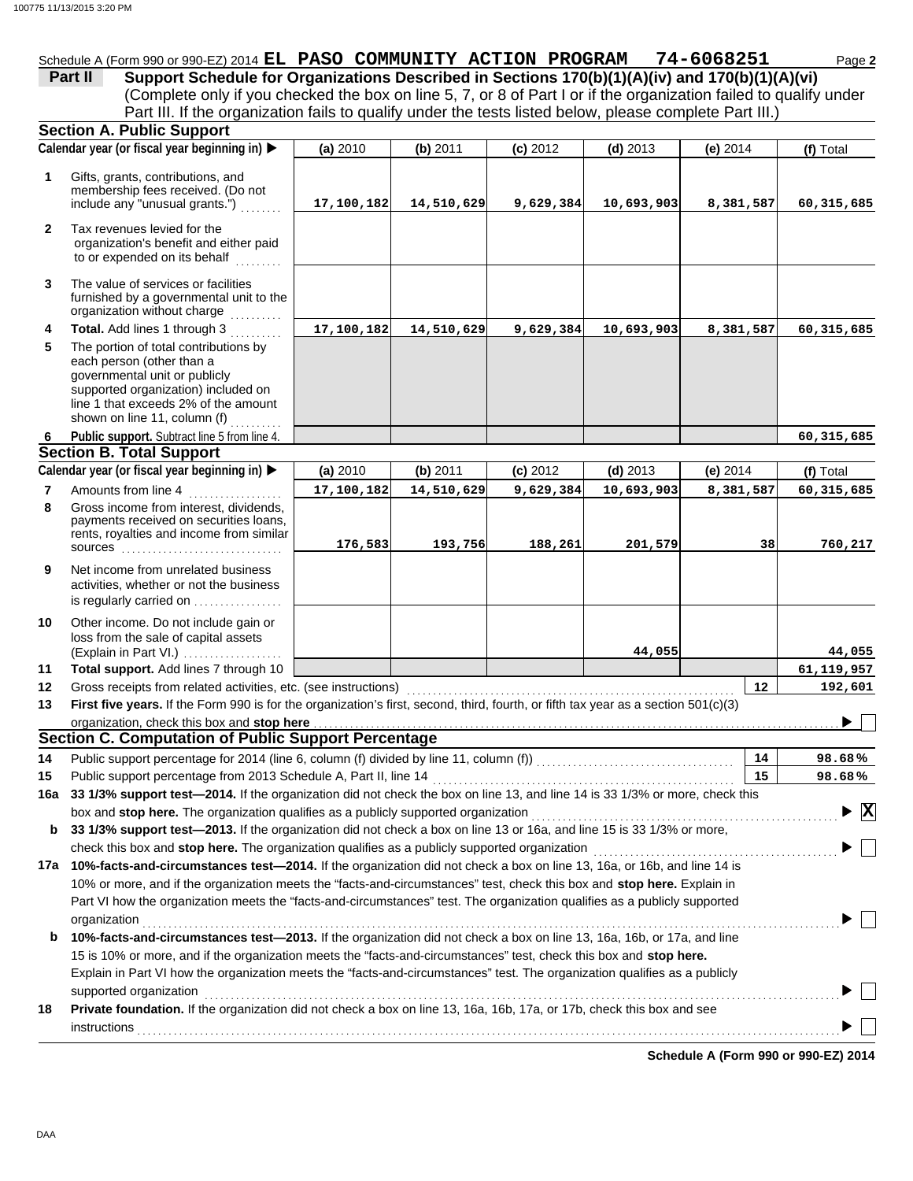Schedule A (Form 990 or 990-EZ) 2014 **EL PASO COMMUNITY ACTION PROGRAM 74-6068251** Page **2**

**Part II** **Support Schedule for Organizations Described in Sections 170(b)(1)(A)(iv) and 170(b)(1)(A)(vi)**
(Complete only if you checked the box on line 5, 7, or 8 of Part I or if the organization failed to qualify under Part III. If the organization fails to qualify under the tests listed below, please complete Part III.)

## Section A. Public Support

| | Calendar year (or fiscal year beginning in) ▶ | (a) 2010 | (b) 2011 | (c) 2012 | (d) 2013 | (e) 2014 | (f) Total |
|---|---|---|---|---|---|---|---|
| 1 | Gifts, grants, contributions, and membership fees received. (Do not include any "unusual grants.") | 17,100,182 | 14,510,629 | 9,629,384 | 10,693,903 | 8,381,587 | 60,315,685 |
| 2 | Tax revenues levied for the organization's benefit and either paid to or expended on its behalf | | | | | | |
| 3 | The value of services or facilities furnished by a governmental unit to the organization without charge | | | | | | |
| 4 | **Total.** Add lines 1 through 3 | 17,100,182 | 14,510,629 | 9,629,384 | 10,693,903 | 8,381,587 | 60,315,685 |
| 5 | The portion of total contributions by each person (other than a governmental unit or publicly supported organization) included on line 1 that exceeds 2% of the amount shown on line 11, column (f) | | | | | | |
| 6 | **Public support.** Subtract line 5 from line 4. | | | | | | 60,315,685 |

## Section B. Total Support

| | Calendar year (or fiscal year beginning in) ▶ | (a) 2010 | (b) 2011 | (c) 2012 | (d) 2013 | (e) 2014 | (f) Total |
|---|---|---|---|---|---|---|---|
| 7 | Amounts from line 4 | 17,100,182 | 14,510,629 | 9,629,384 | 10,693,903 | 8,381,587 | 60,315,685 |
| 8 | Gross income from interest, dividends, payments received on securities loans, rents, royalties and income from similar sources | 176,583 | 193,756 | 188,261 | 201,579 | 38 | 760,217 |
| 9 | Net income from unrelated business activities, whether or not the business is regularly carried on | | | | | | |
| 10 | Other income. Do not include gain or loss from the sale of capital assets (Explain in Part VI.) | | | | 44,055 | | 44,055 |
| 11 | **Total support.** Add lines 7 through 10 | | | | | | 61,119,957 |

| | | | |
|---|---|---|---|
| 12 | Gross receipts from related activities, etc. (see instructions) | 12 | 192,601 |
| 13 | **First five years.** If the Form 990 is for the organization's first, second, third, fourth, or fifth tax year as a section 501(c)(3) organization, check this box and **stop here** | | ▶ ☐ |

## Section C. Computation of Public Support Percentage

| | | | |
|---|---|---|---|
| 14 | Public support percentage for 2014 (line 6, column (f) divided by line 11, column (f)) | 14 | 98.68% |
| 15 | Public support percentage from 2013 Schedule A, Part II, line 14 | 15 | 98.68% |

**16a** **33 1/3% support test—2014.** If the organization did not check the box on line 13, and line 14 is 33 1/3% or more, check this box and **stop here.** The organization qualifies as a publicly supported organization ▶ ☒

**b** **33 1/3% support test—2013.** If the organization did not check a box on line 13 or 16a, and line 15 is 33 1/3% or more, check this box and **stop here.** The organization qualifies as a publicly supported organization ▶ ☐

**17a** **10%-facts-and-circumstances test—2014.** If the organization did not check a box on line 13, 16a, or 16b, and line 14 is 10% or more, and if the organization meets the "facts-and-circumstances" test, check this box and **stop here.** Explain in Part VI how the organization meets the "facts-and-circumstances" test. The organization qualifies as a publicly supported organization ▶ ☐

**b** **10%-facts-and-circumstances test—2013.** If the organization did not check a box on line 13, 16a, 16b, or 17a, and line 15 is 10% or more, and if the organization meets the "facts-and-circumstances" test, check this box and **stop here.** Explain in Part VI how the organization meets the "facts-and-circumstances" test. The organization qualifies as a publicly supported organization ▶ ☐

**18** **Private foundation.** If the organization did not check a box on line 13, 16a, 16b, 17a, or 17b, check this box and see instructions ▶ ☐

**Schedule A (Form 990 or 990-EZ) 2014**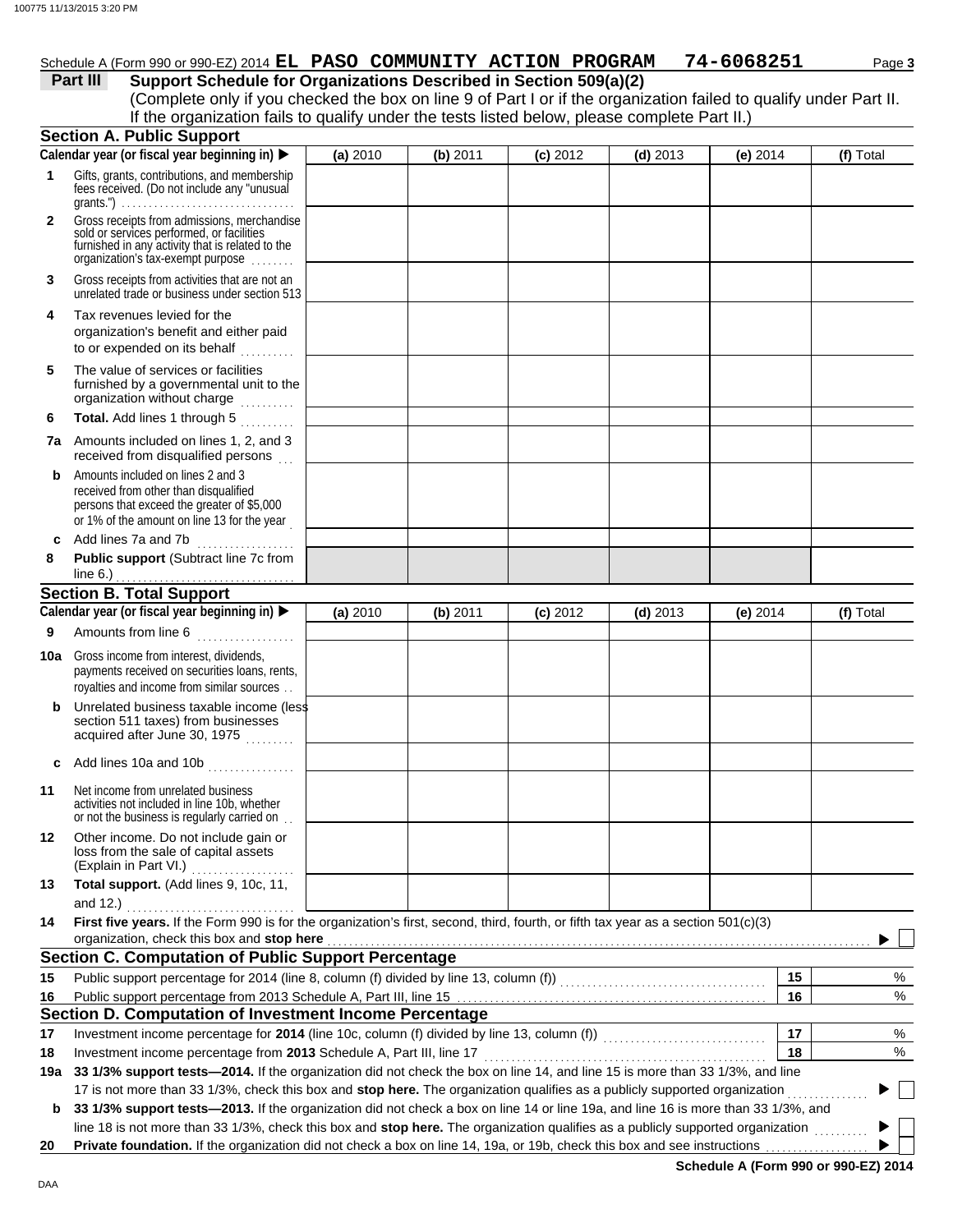Schedule A (Form 990 or 990-EZ) 2014 **EL PASO COMMUNITY ACTION PROGRAM 74-6068251** Page **3**

## Part III Support Schedule for Organizations Described in Section 509(a)(2)

(Complete only if you checked the box on line 9 of Part I or if the organization failed to qualify under Part II. If the organization fails to qualify under the tests listed below, please complete Part II.)

### Section A. Public Support

| Calendar year (or fiscal year beginning in) ▶ | (a) 2010 | (b) 2011 | (c) 2012 | (d) 2013 | (e) 2014 | (f) Total |
|---|---|---|---|---|---|---|
| **1** Gifts, grants, contributions, and membership fees received. (Do not include any "unusual grants.") | | | | | | |
| **2** Gross receipts from admissions, merchandise sold or services performed, or facilities furnished in any activity that is related to the organization's tax-exempt purpose | | | | | | |
| **3** Gross receipts from activities that are not an unrelated trade or business under section 513 | | | | | | |
| **4** Tax revenues levied for the organization's benefit and either paid to or expended on its behalf | | | | | | |
| **5** The value of services or facilities furnished by a governmental unit to the organization without charge | | | | | | |
| **6** **Total.** Add lines 1 through 5 | | | | | | |
| **7a** Amounts included on lines 1, 2, and 3 received from disqualified persons | | | | | | |
| **b** Amounts included on lines 2 and 3 received from other than disqualified persons that exceed the greater of \$5,000 or 1% of the amount on line 13 for the year | | | | | | |
| **c** Add lines 7a and 7b | | | | | | |
| **8** **Public support** (Subtract line 7c from line 6.) | | | | | | |

### Section B. Total Support

| Calendar year (or fiscal year beginning in) ▶ | (a) 2010 | (b) 2011 | (c) 2012 | (d) 2013 | (e) 2014 | (f) Total |
|---|---|---|---|---|---|---|
| **9** Amounts from line 6 | | | | | | |
| **10a** Gross income from interest, dividends, payments received on securities loans, rents, royalties and income from similar sources | | | | | | |
| **b** Unrelated business taxable income (less section 511 taxes) from businesses acquired after June 30, 1975 | | | | | | |
| **c** Add lines 10a and 10b | | | | | | |
| **11** Net income from unrelated business activities not included in line 10b, whether or not the business is regularly carried on | | | | | | |
| **12** Other income. Do not include gain or loss from the sale of capital assets (Explain in Part VI.) | | | | | | |
| **13** **Total support.** (Add lines 9, 10c, 11, and 12.) | | | | | | |

**14** **First five years.** If the Form 990 is for the organization's first, second, third, fourth, or fifth tax year as a section 501(c)(3) organization, check this box and **stop here** ▶ ☐

### Section C. Computation of Public Support Percentage

| | | | |
|---|---|---|---|
| **15** | Public support percentage for 2014 (line 8, column (f) divided by line 13, column (f)) | **15** | % |
| **16** | Public support percentage from 2013 Schedule A, Part III, line 15 | **16** | % |

### Section D. Computation of Investment Income Percentage

| | | | |
|---|---|---|---|
| **17** | Investment income percentage for **2014** (line 10c, column (f) divided by line 13, column (f)) | **17** | % |
| **18** | Investment income percentage from **2013** Schedule A, Part III, line 17 | **18** | % |

**19a** **33 1/3% support tests—2014.** If the organization did not check the box on line 14, and line 15 is more than 33 1/3%, and line 17 is not more than 33 1/3%, check this box and **stop here.** The organization qualifies as a publicly supported organization ▶ ☐

**b** **33 1/3% support tests—2013.** If the organization did not check a box on line 14 or line 19a, and line 16 is more than 33 1/3%, and line 18 is not more than 33 1/3%, check this box and **stop here.** The organization qualifies as a publicly supported organization ▶ ☐

**20** **Private foundation.** If the organization did not check a box on line 14, 19a, or 19b, check this box and see instructions ▶ ☐

**Schedule A (Form 990 or 990-EZ) 2014**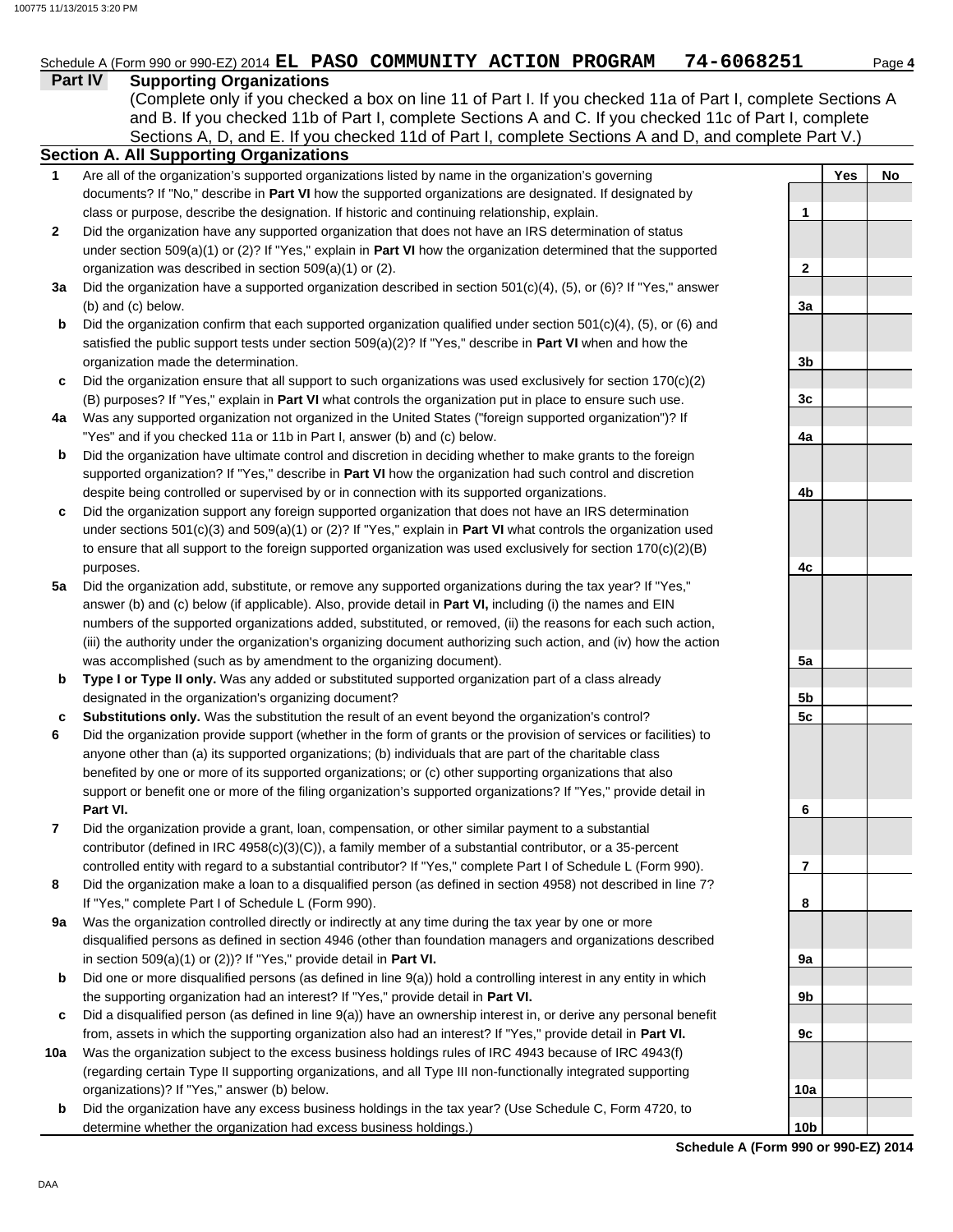Schedule A (Form 990 or 990-EZ) 2014 **EL PASO COMMUNITY ACTION PROGRAM 74-6068251** Page **4**

## Part IV Supporting Organizations

(Complete only if you checked a box on line 11 of Part I. If you checked 11a of Part I, complete Sections A and B. If you checked 11b of Part I, complete Sections A and C. If you checked 11c of Part I, complete Sections A, D, and E. If you checked 11d of Part I, complete Sections A and D, and complete Part V.)

### Section A. All Supporting Organizations

| | | | Yes | No |
|---|---|---|---|---|
| **1** | Are all of the organization's supported organizations listed by name in the organization's governing documents? If "No," describe in **Part VI** how the supported organizations are designated. If designated by class or purpose, describe the designation. If historic and continuing relationship, explain. | **1** | | |
| **2** | Did the organization have any supported organization that does not have an IRS determination of status under section 509(a)(1) or (2)? If "Yes," explain in **Part VI** how the organization determined that the supported organization was described in section 509(a)(1) or (2). | **2** | | |
| **3a** | Did the organization have a supported organization described in section 501(c)(4), (5), or (6)? If "Yes," answer (b) and (c) below. | **3a** | | |
| **b** | Did the organization confirm that each supported organization qualified under section 501(c)(4), (5), or (6) and satisfied the public support tests under section 509(a)(2)? If "Yes," describe in **Part VI** when and how the organization made the determination. | **3b** | | |
| **c** | Did the organization ensure that all support to such organizations was used exclusively for section 170(c)(2)(B) purposes? If "Yes," explain in **Part VI** what controls the organization put in place to ensure such use. | **3c** | | |
| **4a** | Was any supported organization not organized in the United States ("foreign supported organization")? If "Yes" and if you checked 11a or 11b in Part I, answer (b) and (c) below. | **4a** | | |
| **b** | Did the organization have ultimate control and discretion in deciding whether to make grants to the foreign supported organization? If "Yes," describe in **Part VI** how the organization had such control and discretion despite being controlled or supervised by or in connection with its supported organizations. | **4b** | | |
| **c** | Did the organization support any foreign supported organization that does not have an IRS determination under sections 501(c)(3) and 509(a)(1) or (2)? If "Yes," explain in **Part VI** what controls the organization used to ensure that all support to the foreign supported organization was used exclusively for section 170(c)(2)(B) purposes. | **4c** | | |
| **5a** | Did the organization add, substitute, or remove any supported organizations during the tax year? If "Yes," answer (b) and (c) below (if applicable). Also, provide detail in **Part VI,** including (i) the names and EIN numbers of the supported organizations added, substituted, or removed, (ii) the reasons for each such action, (iii) the authority under the organization's organizing document authorizing such action, and (iv) how the action was accomplished (such as by amendment to the organizing document). | **5a** | | |
| **b** | **Type I or Type II only.** Was any added or substituted supported organization part of a class already designated in the organization's organizing document? | **5b** | | |
| **c** | **Substitutions only.** Was the substitution the result of an event beyond the organization's control? | **5c** | | |
| **6** | Did the organization provide support (whether in the form of grants or the provision of services or facilities) to anyone other than (a) its supported organizations; (b) individuals that are part of the charitable class benefited by one or more of its supported organizations; or (c) other supporting organizations that also support or benefit one or more of the filing organization's supported organizations? If "Yes," provide detail in **Part VI.** | **6** | | |
| **7** | Did the organization provide a grant, loan, compensation, or other similar payment to a substantial contributor (defined in IRC 4958(c)(3)(C)), a family member of a substantial contributor, or a 35-percent controlled entity with regard to a substantial contributor? If "Yes," complete Part I of Schedule L (Form 990). | **7** | | |
| **8** | Did the organization make a loan to a disqualified person (as defined in section 4958) not described in line 7? If "Yes," complete Part I of Schedule L (Form 990). | **8** | | |
| **9a** | Was the organization controlled directly or indirectly at any time during the tax year by one or more disqualified persons as defined in section 4946 (other than foundation managers and organizations described in section 509(a)(1) or (2))? If "Yes," provide detail in **Part VI.** | **9a** | | |
| **b** | Did one or more disqualified persons (as defined in line 9(a)) hold a controlling interest in any entity in which the supporting organization had an interest? If "Yes," provide detail in **Part VI.** | **9b** | | |
| **c** | Did a disqualified person (as defined in line 9(a)) have an ownership interest in, or derive any personal benefit from, assets in which the supporting organization also had an interest? If "Yes," provide detail in **Part VI.** | **9c** | | |
| **10a** | Was the organization subject to the excess business holdings rules of IRC 4943 because of IRC 4943(f) (regarding certain Type II supporting organizations, and all Type III non-functionally integrated supporting organizations)? If "Yes," answer (b) below. | **10a** | | |
| **b** | Did the organization have any excess business holdings in the tax year? (Use Schedule C, Form 4720, to determine whether the organization had excess business holdings.) | **10b** | | |

**Schedule A (Form 990 or 990-EZ) 2014**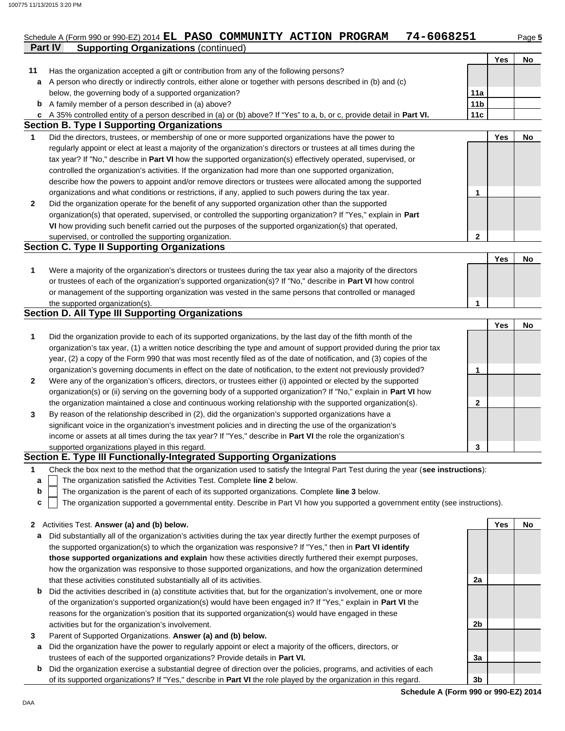Schedule A (Form 990 or 990-EZ) 2014 **EL PASO COMMUNITY ACTION PROGRAM 74-6068251**

## Part IV Supporting Organizations (continued)

| | | | Yes | No |
|---|---|---|---|---|
| **11** | Has the organization accepted a gift or contribution from any of the following persons? | | | |
| **a** | A person who directly or indirectly controls, either alone or together with persons described in (b) and (c) below, the governing body of a supported organization? | 11a | | |
| **b** | A family member of a person described in (a) above? | 11b | | |
| **c** | A 35% controlled entity of a person described in (a) or (b) above? If "Yes" to a, b, or c, provide detail in **Part VI.** | 11c | | |

### Section B. Type I Supporting Organizations

| | | | Yes | No |
|---|---|---|---|---|
| **1** | Did the directors, trustees, or membership of one or more supported organizations have the power to regularly appoint or elect at least a majority of the organization's directors or trustees at all times during the tax year? If "No," describe in **Part VI** how the supported organization(s) effectively operated, supervised, or controlled the organization's activities. If the organization had more than one supported organization, describe how the powers to appoint and/or remove directors or trustees were allocated among the supported organizations and what conditions or restrictions, if any, applied to such powers during the tax year. | 1 | | |
| **2** | Did the organization operate for the benefit of any supported organization other than the supported organization(s) that operated, supervised, or controlled the supporting organization? If "Yes," explain in **Part VI** how providing such benefit carried out the purposes of the supported organization(s) that operated, supervised, or controlled the supporting organization. | 2 | | |

### Section C. Type II Supporting Organizations

| | | | Yes | No |
|---|---|---|---|---|
| **1** | Were a majority of the organization's directors or trustees during the tax year also a majority of the directors or trustees of each of the organization's supported organization(s)? If "No," describe in **Part VI** how control or management of the supporting organization was vested in the same persons that controlled or managed the supported organization(s). | 1 | | |

### Section D. All Type III Supporting Organizations

| | | | Yes | No |
|---|---|---|---|---|
| **1** | Did the organization provide to each of its supported organizations, by the last day of the fifth month of the organization's tax year, (1) a written notice describing the type and amount of support provided during the prior tax year, (2) a copy of the Form 990 that was most recently filed as of the date of notification, and (3) copies of the organization's governing documents in effect on the date of notification, to the extent not previously provided? | 1 | | |
| **2** | Were any of the organization's officers, directors, or trustees either (i) appointed or elected by the supported organization(s) or (ii) serving on the governing body of a supported organization? If "No," explain in **Part VI** how the organization maintained a close and continuous working relationship with the supported organization(s). | 2 | | |
| **3** | By reason of the relationship described in (2), did the organization's supported organizations have a significant voice in the organization's investment policies and in directing the use of the organization's income or assets at all times during the tax year? If "Yes," describe in **Part VI** the role the organization's supported organizations played in this regard. | 3 | | |

### Section E. Type III Functionally-Integrated Supporting Organizations

**1** Check the box next to the method that the organization used to satisfy the Integral Part Test during the year (**see instructions**):

- **a** ☐ The organization satisfied the Activities Test. Complete **line 2** below.
- **b** ☐ The organization is the parent of each of its supported organizations. Complete **line 3** below.
- **c** ☐ The organization supported a governmental entity. Describe in Part VI how you supported a government entity (see instructions).

| | | | Yes | No |
|---|---|---|---|---|
| **2** | Activities Test. **Answer (a) and (b) below.** | | | |
| **a** | Did substantially all of the organization's activities during the tax year directly further the exempt purposes of the supported organization(s) to which the organization was responsive? If "Yes," then in **Part VI identify those supported organizations and explain** how these activities directly furthered their exempt purposes, how the organization was responsive to those supported organizations, and how the organization determined that these activities constituted substantially all of its activities. | 2a | | |
| **b** | Did the activities described in (a) constitute activities that, but for the organization's involvement, one or more of the organization's supported organization(s) would have been engaged in? If "Yes," explain in **Part VI** the reasons for the organization's position that its supported organization(s) would have engaged in these activities but for the organization's involvement. | 2b | | |
| **3** | Parent of Supported Organizations. **Answer (a) and (b) below.** | | | |
| **a** | Did the organization have the power to regularly appoint or elect a majority of the officers, directors, or trustees of each of the supported organizations? Provide details in **Part VI.** | 3a | | |
| **b** | Did the organization exercise a substantial degree of direction over the policies, programs, and activities of each of its supported organizations? If "Yes," describe in **Part VI** the role played by the organization in this regard. | 3b | | |

**Schedule A (Form 990 or 990-EZ) 2014**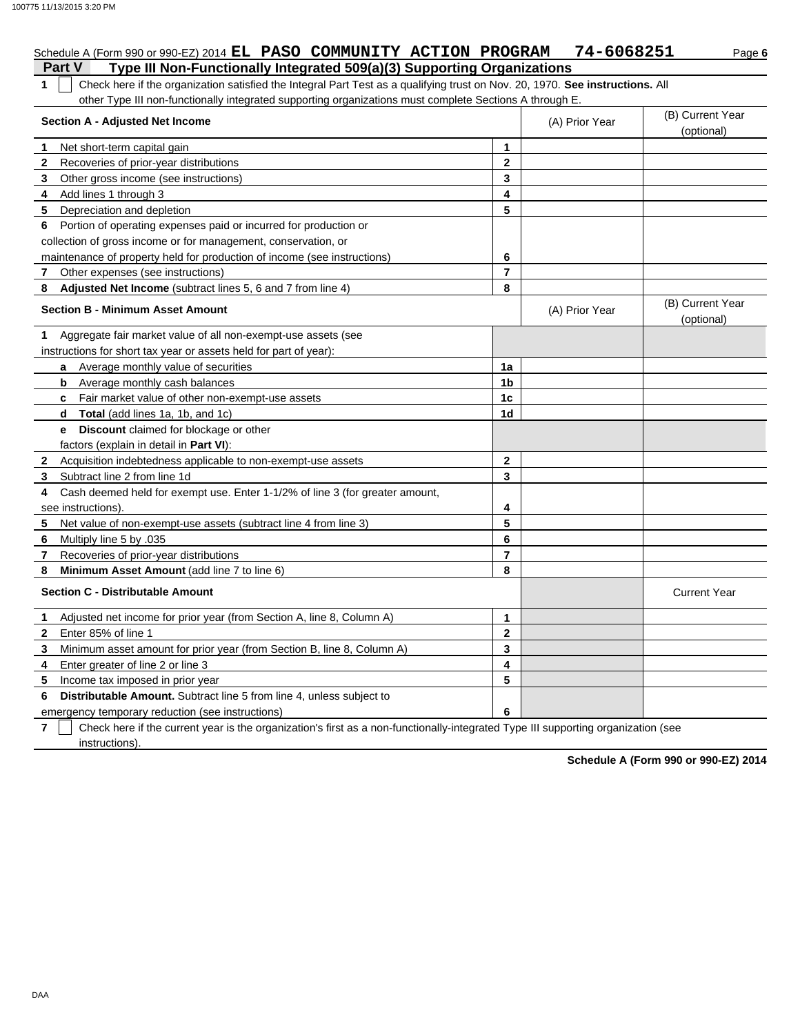Schedule A (Form 990 or 990-EZ) 2014 **EL PASO COMMUNITY ACTION PROGRAM 74-6068251** Page **6**

## Part V Type III Non-Functionally Integrated 509(a)(3) Supporting Organizations

**1** ☐ Check here if the organization satisfied the Integral Part Test as a qualifying trust on Nov. 20, 1970. **See instructions.** All other Type III non-functionally integrated supporting organizations must complete Sections A through E.

| **Section A - Adjusted Net Income** | | (A) Prior Year | (B) Current Year (optional) |
|---|---|---|---|
| **1** Net short-term capital gain | **1** | | |
| **2** Recoveries of prior-year distributions | **2** | | |
| **3** Other gross income (see instructions) | **3** | | |
| **4** Add lines 1 through 3 | **4** | | |
| **5** Depreciation and depletion | **5** | | |
| **6** Portion of operating expenses paid or incurred for production or collection of gross income or for management, conservation, or maintenance of property held for production of income (see instructions) | **6** | | |
| **7** Other expenses (see instructions) | **7** | | |
| **8** **Adjusted Net Income** (subtract lines 5, 6 and 7 from line 4) | **8** | | |

| **Section B - Minimum Asset Amount** | | (A) Prior Year | (B) Current Year (optional) |
|---|---|---|---|
| **1** Aggregate fair market value of all non-exempt-use assets (see instructions for short tax year or assets held for part of year): | | | |
| **a** Average monthly value of securities | **1a** | | |
| **b** Average monthly cash balances | **1b** | | |
| **c** Fair market value of other non-exempt-use assets | **1c** | | |
| **d** **Total** (add lines 1a, 1b, and 1c) | **1d** | | |
| **e** **Discount** claimed for blockage or other factors (explain in detail in **Part VI**): | | | |
| **2** Acquisition indebtedness applicable to non-exempt-use assets | **2** | | |
| **3** Subtract line 2 from line 1d | **3** | | |
| **4** Cash deemed held for exempt use. Enter 1-1/2% of line 3 (for greater amount, see instructions). | **4** | | |
| **5** Net value of non-exempt-use assets (subtract line 4 from line 3) | **5** | | |
| **6** Multiply line 5 by .035 | **6** | | |
| **7** Recoveries of prior-year distributions | **7** | | |
| **8** **Minimum Asset Amount** (add line 7 to line 6) | **8** | | |

| **Section C - Distributable Amount** | | | Current Year |
|---|---|---|---|
| **1** Adjusted net income for prior year (from Section A, line 8, Column A) | **1** | | |
| **2** Enter 85% of line 1 | **2** | | |
| **3** Minimum asset amount for prior year (from Section B, line 8, Column A) | **3** | | |
| **4** Enter greater of line 2 or line 3 | **4** | | |
| **5** Income tax imposed in prior year | **5** | | |
| **6** **Distributable Amount.** Subtract line 5 from line 4, unless subject to emergency temporary reduction (see instructions) | **6** | | |

**7** ☐ Check here if the current year is the organization's first as a non-functionally-integrated Type III supporting organization (see instructions).

**Schedule A (Form 990 or 990-EZ) 2014**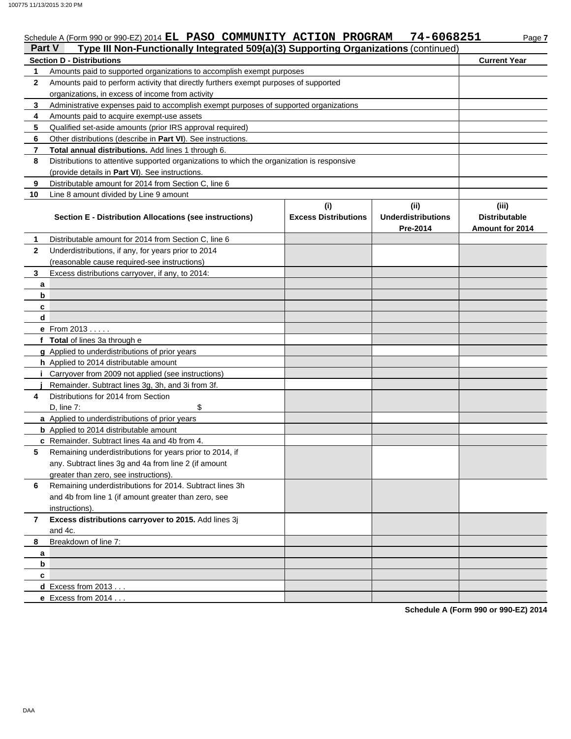Schedule A (Form 990 or 990-EZ) 2014 **EL PASO COMMUNITY ACTION PROGRAM 74-6068251**

## Part V — Type III Non-Functionally Integrated 509(a)(3) Supporting Organizations (continued)

| Section D - Distributions | | Current Year |
|---|---|---|
| 1 | Amounts paid to supported organizations to accomplish exempt purposes | |
| 2 | Amounts paid to perform activity that directly furthers exempt purposes of supported organizations, in excess of income from activity | |
| 3 | Administrative expenses paid to accomplish exempt purposes of supported organizations | |
| 4 | Amounts paid to acquire exempt-use assets | |
| 5 | Qualified set-aside amounts (prior IRS approval required) | |
| 6 | Other distributions (describe in **Part VI**). See instructions. | |
| 7 | **Total annual distributions.** Add lines 1 through 6. | |
| 8 | Distributions to attentive supported organizations to which the organization is responsive (provide details in **Part VI**). See instructions. | |
| 9 | Distributable amount for 2014 from Section C, line 6 | |
| 10 | Line 8 amount divided by Line 9 amount | |

| | Section E - Distribution Allocations (see instructions) | (i) Excess Distributions | (ii) Underdistributions Pre-2014 | (iii) Distributable Amount for 2014 |
|---|---|---|---|---|
| 1 | Distributable amount for 2014 from Section C, line 6 | | | |
| 2 | Underdistributions, if any, for years prior to 2014 (reasonable cause required-see instructions) | | | |
| 3 | Excess distributions carryover, if any, to 2014: | | | |
| a | | | | |
| b | | | | |
| c | | | | |
| d | | | | |
| e | From 2013 . . . . . | | | |
| f | **Total** of lines 3a through e | | | |
| g | Applied to underdistributions of prior years | | | |
| h | Applied to 2014 distributable amount | | | |
| i | Carryover from 2009 not applied (see instructions) | | | |
| j | Remainder. Subtract lines 3g, 3h, and 3i from 3f. | | | |
| 4 | Distributions for 2014 from Section D, line 7: $ | | | |
| a | Applied to underdistributions of prior years | | | |
| b | Applied to 2014 distributable amount | | | |
| c | Remainder. Subtract lines 4a and 4b from 4. | | | |
| 5 | Remaining underdistributions for years prior to 2014, if any. Subtract lines 3g and 4a from line 2 (if amount greater than zero, see instructions). | | | |
| 6 | Remaining underdistributions for 2014. Subtract lines 3h and 4b from line 1 (if amount greater than zero, see instructions). | | | |
| 7 | **Excess distributions carryover to 2015.** Add lines 3j and 4c. | | | |
| 8 | Breakdown of line 7: | | | |
| a | | | | |
| b | | | | |
| c | | | | |
| d | Excess from 2013 . . . | | | |
| e | Excess from 2014 . . . | | | |

**Schedule A (Form 990 or 990-EZ) 2014**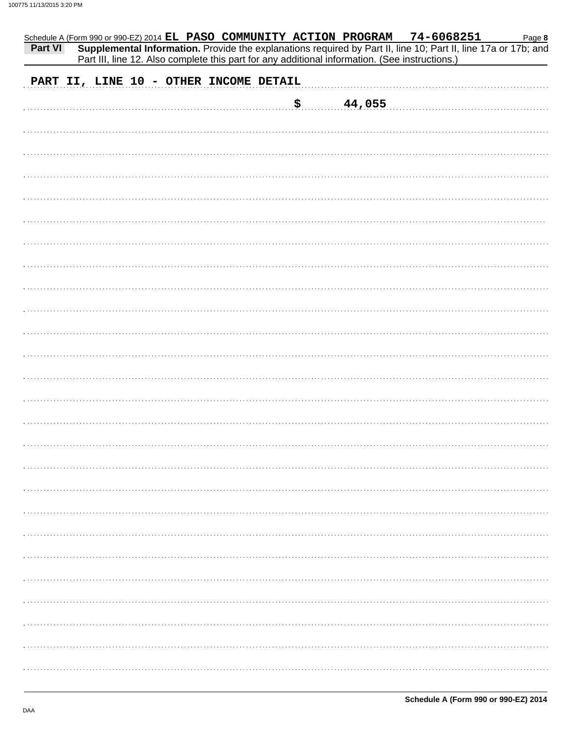Schedule A (Form 990 or 990-EZ) 2014 **EL PASO COMMUNITY ACTION PROGRAM 74-6068251** Page **8**

**Part VI** **Supplemental Information.** Provide the explanations required by Part II, line 10; Part II, line 17a or 17b; and Part III, line 12. Also complete this part for any additional information. (See instructions.)

**PART II, LINE 10 - OTHER INCOME DETAIL**

**$ 44,055**

**Schedule A (Form 990 or 990-EZ) 2014**

DAA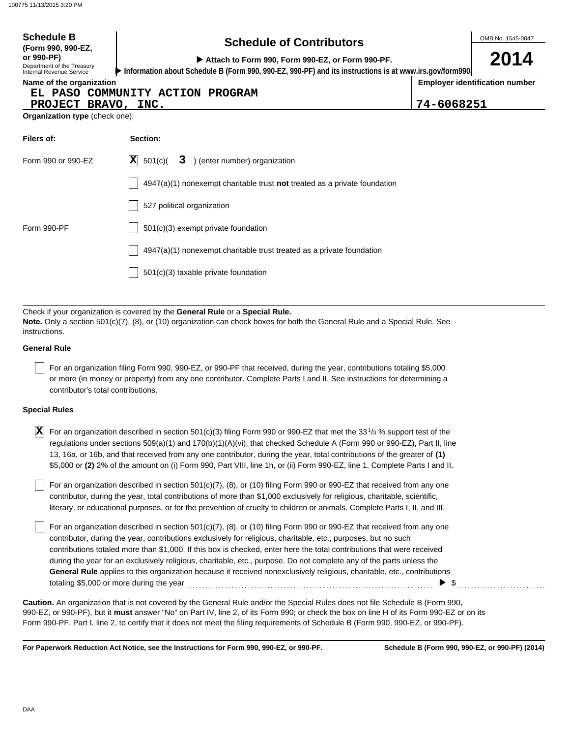**Schedule B (Form 990, 990-EZ, or 990-PF)**
Department of the Treasury
Internal Revenue Service

# Schedule of Contributors

▶ Attach to Form 990, Form 990-EZ, or Form 990-PF.
▶ Information about Schedule B (Form 990, 990-EZ, 990-PF) and its instructions is at www.irs.gov/form990.

OMB No. 1545-0047

**2014**

**Name of the organization**
EL PASO COMMUNITY ACTION PROGRAM
PROJECT BRAVO, INC.

**Employer identification number**
74-6068251

**Organization type** (check one):

| **Filers of:** | **Section:** |
|---|---|
| Form 990 or 990-EZ | [X] 501(c)( 3 ) (enter number) organization |
| | [ ] 4947(a)(1) nonexempt charitable trust **not** treated as a private foundation |
| | [ ] 527 political organization |
| Form 990-PF | [ ] 501(c)(3) exempt private foundation |
| | [ ] 4947(a)(1) nonexempt charitable trust treated as a private foundation |
| | [ ] 501(c)(3) taxable private foundation |

Check if your organization is covered by the **General Rule** or a **Special Rule.**
**Note.** Only a section 501(c)(7), (8), or (10) organization can check boxes for both the General Rule and a Special Rule. See instructions.

**General Rule**

[ ] For an organization filing Form 990, 990-EZ, or 990-PF that received, during the year, contributions totaling $5,000 or more (in money or property) from any one contributor. Complete Parts I and II. See instructions for determining a contributor's total contributions.

**Special Rules**

[X] For an organization described in section 501(c)(3) filing Form 990 or 990-EZ that met the 33 1/3 % support test of the regulations under sections 509(a)(1) and 170(b)(1)(A)(vi), that checked Schedule A (Form 990 or 990-EZ), Part II, line 13, 16a, or 16b, and that received from any one contributor, during the year, total contributions of the greater of **(1)** $5,000 or **(2)** 2% of the amount on (i) Form 990, Part VIII, line 1h, or (ii) Form 990-EZ, line 1. Complete Parts I and II.

[ ] For an organization described in section 501(c)(7), (8), or (10) filing Form 990 or 990-EZ that received from any one contributor, during the year, total contributions of more than $1,000 exclusively for religious, charitable, scientific, literary, or educational purposes, or for the prevention of cruelty to children or animals. Complete Parts I, II, and III.

[ ] For an organization described in section 501(c)(7), (8), or (10) filing Form 990 or 990-EZ that received from any one contributor, during the year, contributions exclusively for religious, charitable, etc., purposes, but no such contributions totaled more than $1,000. If this box is checked, enter here the total contributions that were received during the year for an exclusively religious, charitable, etc., purpose. Do not complete any of the parts unless the **General Rule** applies to this organization because it received nonexclusively religious, charitable, etc., contributions totaling $5,000 or more during the year ▶ $

**Caution.** An organization that is not covered by the General Rule and/or the Special Rules does not file Schedule B (Form 990, 990-EZ, or 990-PF), but it **must** answer "No" on Part IV, line 2, of its Form 990; or check the box on line H of its Form 990-EZ or on its Form 990-PF, Part I, line 2, to certify that it does not meet the filing requirements of Schedule B (Form 990, 990-EZ, or 990-PF).

**For Paperwork Reduction Act Notice, see the Instructions for Form 990, 990-EZ, or 990-PF.** **Schedule B (Form 990, 990-EZ, or 990-PF) (2014)**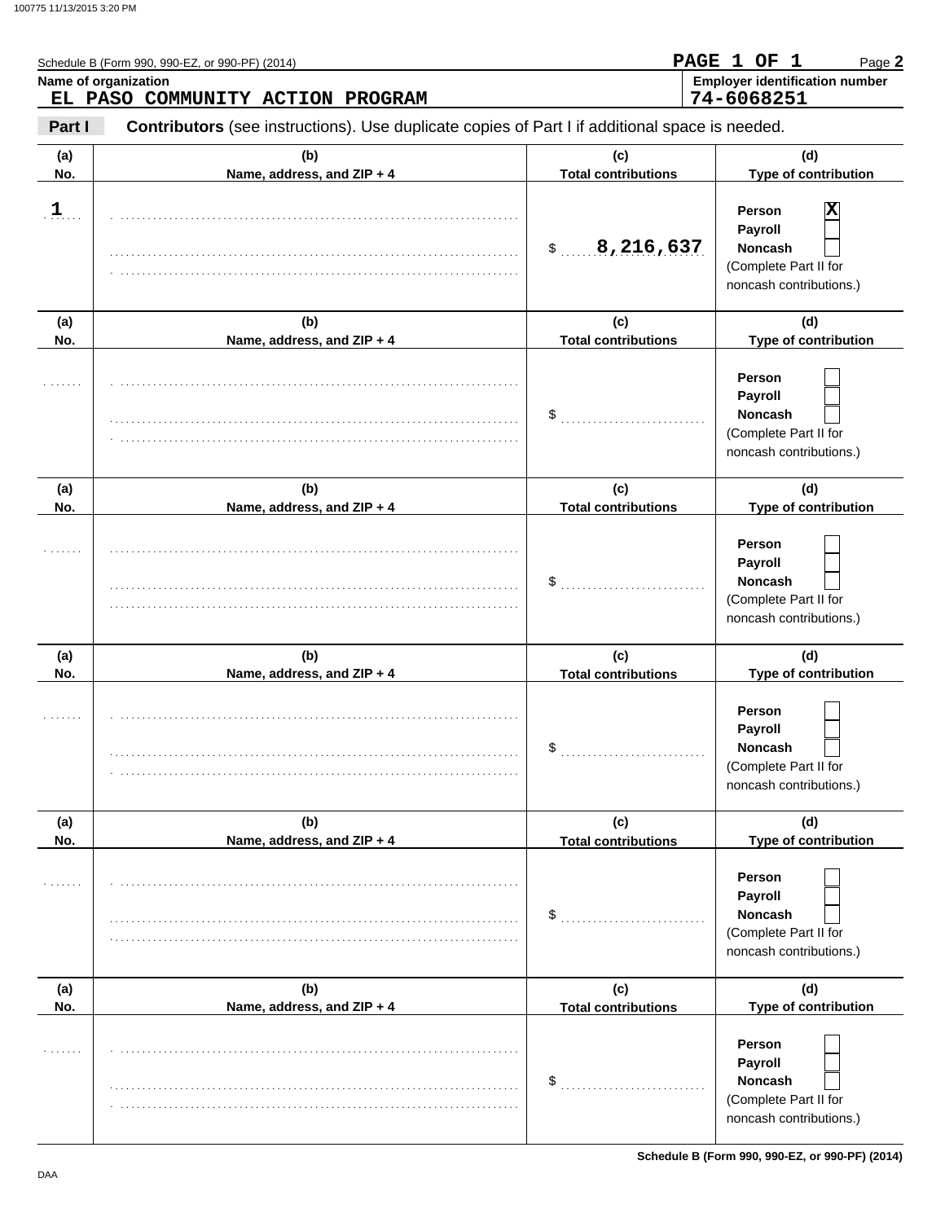Schedule B (Form 990, 990-EZ, or 990-PF) (2014)

**PAGE 1 OF 1**

**Name of organization**
EL PASO COMMUNITY ACTION PROGRAM

**Employer identification number**
74-6068251

**Part I** **Contributors** (see instructions). Use duplicate copies of Part I if additional space is needed.

| (a) No. | (b) Name, address, and ZIP + 4 | (c) Total contributions | (d) Type of contribution |
|---|---|---|---|
| 1 | | $ 8,216,637 | Person [X] Payroll [ ] Noncash [ ] (Complete Part II for noncash contributions.) |
| | | $ | Person [ ] Payroll [ ] Noncash [ ] (Complete Part II for noncash contributions.) |
| | | $ | Person [ ] Payroll [ ] Noncash [ ] (Complete Part II for noncash contributions.) |
| | | $ | Person [ ] Payroll [ ] Noncash [ ] (Complete Part II for noncash contributions.) |
| | | $ | Person [ ] Payroll [ ] Noncash [ ] (Complete Part II for noncash contributions.) |
| | | $ | Person [ ] Payroll [ ] Noncash [ ] (Complete Part II for noncash contributions.) |

Schedule B (Form 990, 990-EZ, or 990-PF) (2014)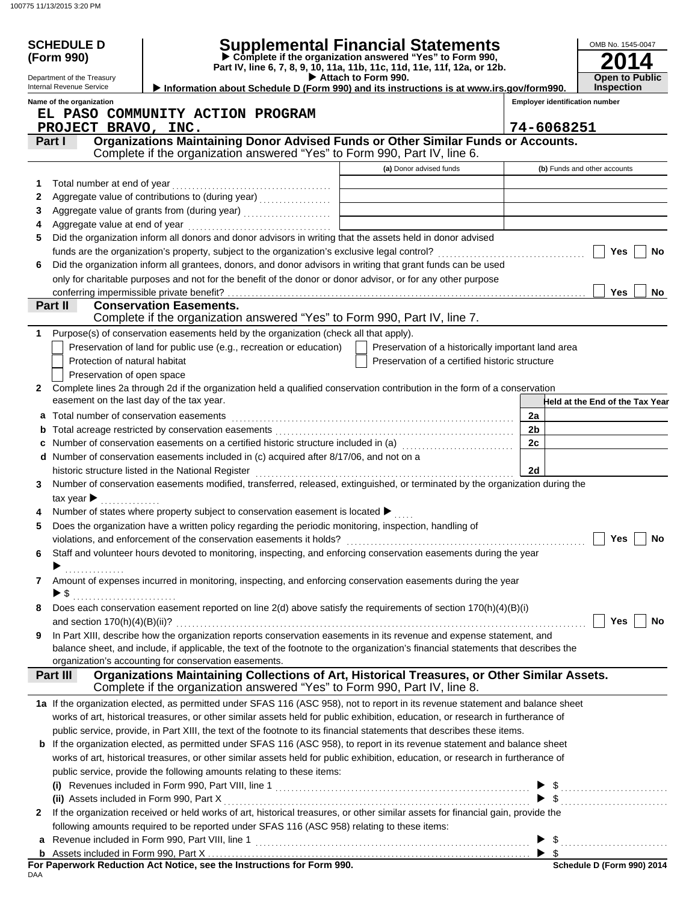**SCHEDULE D (Form 990)**

Department of the Treasury
Internal Revenue Service

# Supplemental Financial Statements

▶ Complete if the organization answered "Yes" to Form 990, Part IV, line 6, 7, 8, 9, 10, 11a, 11b, 11c, 11d, 11e, 11f, 12a, or 12b.
▶ Attach to Form 990.
▶ Information about Schedule D (Form 990) and its instructions is at www.irs.gov/form990.

OMB No. 1545-0047
**2014**
**Open to Public Inspection**

Name of the organization: EL PASO COMMUNITY ACTION PROGRAM PROJECT BRAVO, INC.
Employer identification number: 74-6068251

## Part I Organizations Maintaining Donor Advised Funds or Other Similar Funds or Accounts.
Complete if the organization answered "Yes" to Form 990, Part IV, line 6.

| | | (a) Donor advised funds | (b) Funds and other accounts |
|---|---|---|---|
| 1 | Total number at end of year | | |
| 2 | Aggregate value of contributions to (during year) | | |
| 3 | Aggregate value of grants from (during year) | | |
| 4 | Aggregate value at end of year | | |

5 Did the organization inform all donors and donor advisors in writing that the assets held in donor advised funds are the organization's property, subject to the organization's exclusive legal control? ☐ Yes ☐ No

6 Did the organization inform all grantees, donors, and donor advisors in writing that grant funds can be used only for charitable purposes and not for the benefit of the donor or donor advisor, or for any other purpose conferring impermissible private benefit? ☐ Yes ☐ No

## Part II Conservation Easements.
Complete if the organization answered "Yes" to Form 990, Part IV, line 7.

1 Purpose(s) of conservation easements held by the organization (check all that apply).

☐ Preservation of land for public use (e.g., recreation or education)
☐ Preservation of a historically important land area
☐ Protection of natural habitat
☐ Preservation of a certified historic structure
☐ Preservation of open space

2 Complete lines 2a through 2d if the organization held a qualified conservation contribution in the form of a conservation easement on the last day of the tax year.

| | | | Held at the End of the Tax Year |
|---|---|---|---|
| a | Total number of conservation easements | 2a | |
| b | Total acreage restricted by conservation easements | 2b | |
| c | Number of conservation easements on a certified historic structure included in (a) | 2c | |
| d | Number of conservation easements included in (c) acquired after 8/17/06, and not on a historic structure listed in the National Register | 2d | |

3 Number of conservation easements modified, transferred, released, extinguished, or terminated by the organization during the tax year ▶

4 Number of states where property subject to conservation easement is located ▶

5 Does the organization have a written policy regarding the periodic monitoring, inspection, handling of violations, and enforcement of the conservation easements it holds? ☐ Yes ☐ No

6 Staff and volunteer hours devoted to monitoring, inspecting, and enforcing conservation easements during the year ▶

7 Amount of expenses incurred in monitoring, inspecting, and enforcing conservation easements during the year ▶ $

8 Does each conservation easement reported on line 2(d) above satisfy the requirements of section 170(h)(4)(B)(i) and section 170(h)(4)(B)(ii)? ☐ Yes ☐ No

9 In Part XIII, describe how the organization reports conservation easements in its revenue and expense statement, and balance sheet, and include, if applicable, the text of the footnote to the organization's financial statements that describes the organization's accounting for conservation easements.

## Part III Organizations Maintaining Collections of Art, Historical Treasures, or Other Similar Assets.
Complete if the organization answered "Yes" to Form 990, Part IV, line 8.

1a If the organization elected, as permitted under SFAS 116 (ASC 958), not to report in its revenue statement and balance sheet works of art, historical treasures, or other similar assets held for public exhibition, education, or research in furtherance of public service, provide, in Part XIII, the text of the footnote to its financial statements that describes these items.

b If the organization elected, as permitted under SFAS 116 (ASC 958), to report in its revenue statement and balance sheet works of art, historical treasures, or other similar assets held for public exhibition, education, or research in furtherance of public service, provide the following amounts relating to these items:

(i) Revenues included in Form 990, Part VIII, line 1 ▶ $

(ii) Assets included in Form 990, Part X ▶ $

2 If the organization received or held works of art, historical treasures, or other similar assets for financial gain, provide the following amounts required to be reported under SFAS 116 (ASC 958) relating to these items:

a Revenue included in Form 990, Part VIII, line 1 ▶ $

b Assets included in Form 990, Part X ▶ $

**For Paperwork Reduction Act Notice, see the Instructions for Form 990.**
**Schedule D (Form 990) 2014**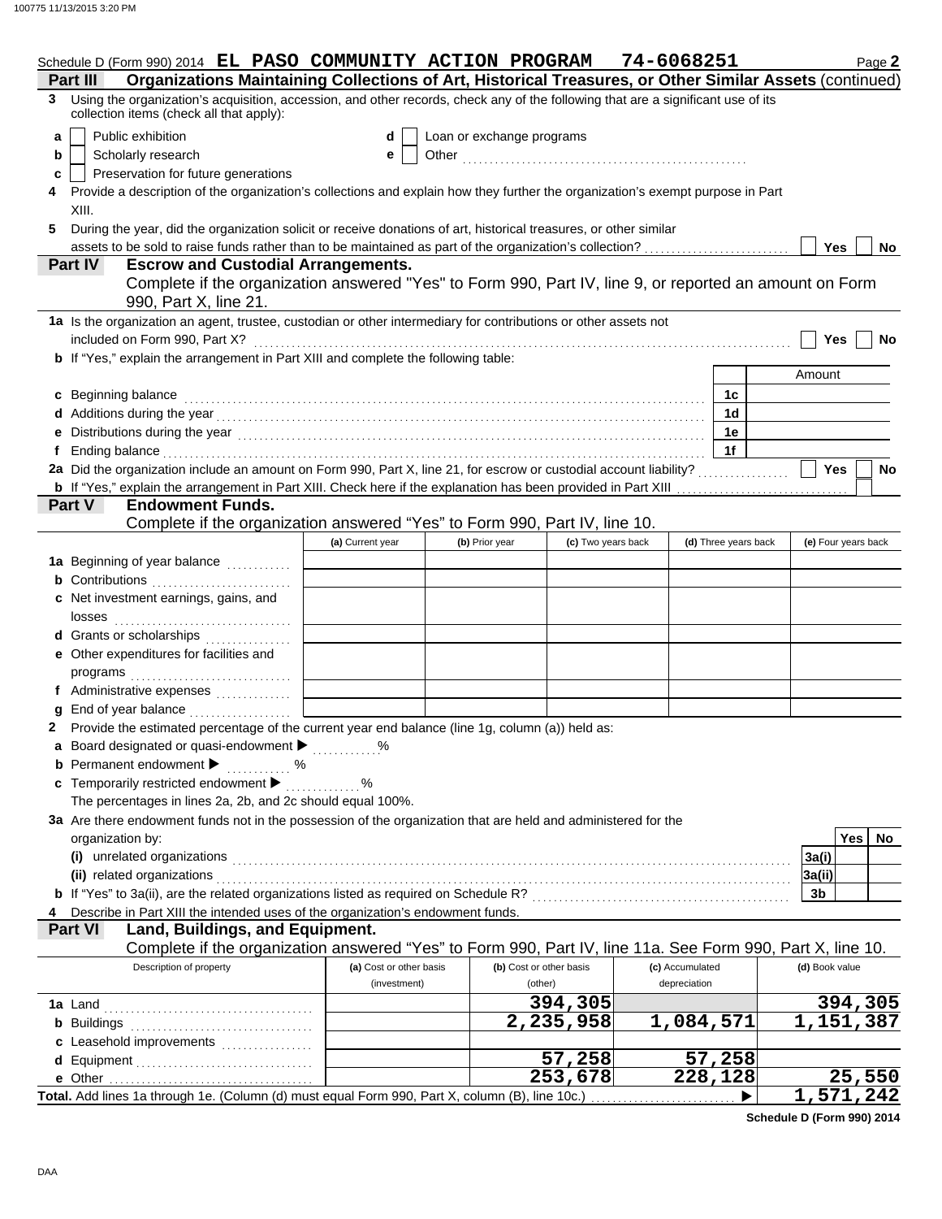Schedule D (Form 990) 2014 **EL PASO COMMUNITY ACTION PROGRAM 74-6068251** Page **2**

## Part III Organizations Maintaining Collections of Art, Historical Treasures, or Other Similar Assets (continued)

**3** Using the organization's acquisition, accession, and other records, check any of the following that are a significant use of its collection items (check all that apply):

- **a** ☐ Public exhibition
- **b** ☐ Scholarly research
- **c** ☐ Preservation for future generations
- **d** ☐ Loan or exchange programs
- **e** ☐ Other ..............................

**4** Provide a description of the organization's collections and explain how they further the organization's exempt purpose in Part XIII.

**5** During the year, did the organization solicit or receive donations of art, historical treasures, or other similar assets to be sold to raise funds rather than to be maintained as part of the organization's collection? ☐ Yes ☐ No

## Part IV Escrow and Custodial Arrangements.

Complete if the organization answered "Yes" to Form 990, Part IV, line 9, or reported an amount on Form 990, Part X, line 21.

**1a** Is the organization an agent, trustee, custodian or other intermediary for contributions or other assets not included on Form 990, Part X? ☐ Yes ☐ No

**b** If "Yes," explain the arrangement in Part XIII and complete the following table:

| | | Amount |
|---|---|---|
| **c** Beginning balance | 1c | |
| **d** Additions during the year | 1d | |
| **e** Distributions during the year | 1e | |
| **f** Ending balance | 1f | |

**2a** Did the organization include an amount on Form 990, Part X, line 21, for escrow or custodial account liability? ☐ Yes ☐ No

**b** If "Yes," explain the arrangement in Part XIII. Check here if the explanation has been provided in Part XIII ☐

## Part V Endowment Funds.

Complete if the organization answered "Yes" to Form 990, Part IV, line 10.

| | (a) Current year | (b) Prior year | (c) Two years back | (d) Three years back | (e) Four years back |
|---|---|---|---|---|---|
| **1a** Beginning of year balance | | | | | |
| **b** Contributions | | | | | |
| **c** Net investment earnings, gains, and losses | | | | | |
| **d** Grants or scholarships | | | | | |
| **e** Other expenditures for facilities and programs | | | | | |
| **f** Administrative expenses | | | | | |
| **g** End of year balance | | | | | |

**2** Provide the estimated percentage of the current year end balance (line 1g, column (a)) held as:

- **a** Board designated or quasi-endowment ▶ ........%
- **b** Permanent endowment ▶ ........%
- **c** Temporarily restricted endowment ▶ ........%

The percentages in lines 2a, 2b, and 2c should equal 100%.

**3a** Are there endowment funds not in the possession of the organization that are held and administered for the organization by:

| | | Yes | No |
|---|---|---|---|
| **(i)** unrelated organizations | 3a(i) | | |
| **(ii)** related organizations | 3a(ii) | | |
| **b** If "Yes" to 3a(ii), are the related organizations listed as required on Schedule R? | 3b | | |

**4** Describe in Part XIII the intended uses of the organization's endowment funds.

## Part VI Land, Buildings, and Equipment.

Complete if the organization answered "Yes" to Form 990, Part IV, line 11a. See Form 990, Part X, line 10.

| Description of property | (a) Cost or other basis (investment) | (b) Cost or other basis (other) | (c) Accumulated depreciation | (d) Book value |
|---|---|---|---|---|
| **1a** Land | | 394,305 | | 394,305 |
| **b** Buildings | | 2,235,958 | 1,084,571 | 1,151,387 |
| **c** Leasehold improvements | | | | |
| **d** Equipment | | 57,258 | 57,258 | |
| **e** Other | | 253,678 | 228,128 | 25,550 |
| **Total.** Add lines 1a through 1e. (Column (d) must equal Form 990, Part X, column (B), line 10c.) ▶ | | | | 1,571,242 |

**Schedule D (Form 990) 2014**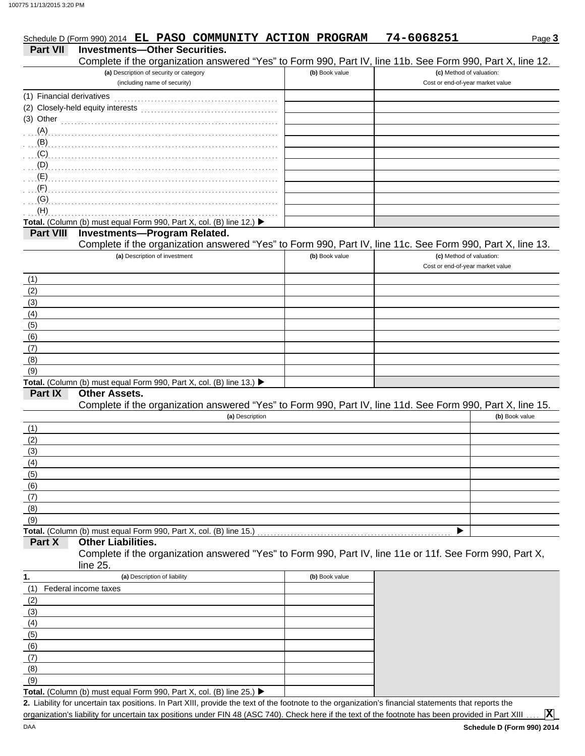Schedule D (Form 990) 2014 **EL PASO COMMUNITY ACTION PROGRAM** **74-6068251** Page **3**

## Part VII Investments—Other Securities.

Complete if the organization answered "Yes" to Form 990, Part IV, line 11b. See Form 990, Part X, line 12.

| (a) Description of security or category (including name of security) | (b) Book value | (c) Method of valuation: Cost or end-of-year market value |
|---|---|---|
| (1) Financial derivatives | | |
| (2) Closely-held equity interests | | |
| (3) Other | | |
| (A) | | |
| (B) | | |
| (C) | | |
| (D) | | |
| (E) | | |
| (F) | | |
| (G) | | |
| (H) | | |
| **Total.** (Column (b) must equal Form 990, Part X, col. (B) line 12.) ▶ | | |

## Part VIII Investments—Program Related.

Complete if the organization answered "Yes" to Form 990, Part IV, line 11c. See Form 990, Part X, line 13.

| (a) Description of investment | (b) Book value | (c) Method of valuation: Cost or end-of-year market value |
|---|---|---|
| (1) | | |
| (2) | | |
| (3) | | |
| (4) | | |
| (5) | | |
| (6) | | |
| (7) | | |
| (8) | | |
| (9) | | |
| **Total.** (Column (b) must equal Form 990, Part X, col. (B) line 13.) ▶ | | |

## Part IX Other Assets.

Complete if the organization answered "Yes" to Form 990, Part IV, line 11d. See Form 990, Part X, line 15.

| (a) Description | (b) Book value |
|---|---|
| (1) | |
| (2) | |
| (3) | |
| (4) | |
| (5) | |
| (6) | |
| (7) | |
| (8) | |
| (9) | |
| **Total.** (Column (b) must equal Form 990, Part X, col. (B) line 15.) ▶ | |

## Part X Other Liabilities.

Complete if the organization answered "Yes" to Form 990, Part IV, line 11e or 11f. See Form 990, Part X, line 25.

| 1. (a) Description of liability | (b) Book value |
|---|---|
| (1) Federal income taxes | |
| (2) | |
| (3) | |
| (4) | |
| (5) | |
| (6) | |
| (7) | |
| (8) | |
| (9) | |
| **Total.** (Column (b) must equal Form 990, Part X, col. (B) line 25.) ▶ | |

**2.** Liability for uncertain tax positions. In Part XIII, provide the text of the footnote to the organization's financial statements that reports the organization's liability for uncertain tax positions under FIN 48 (ASC 740). Check here if the text of the footnote has been provided in Part XIII .... **X**

DAA **Schedule D (Form 990) 2014**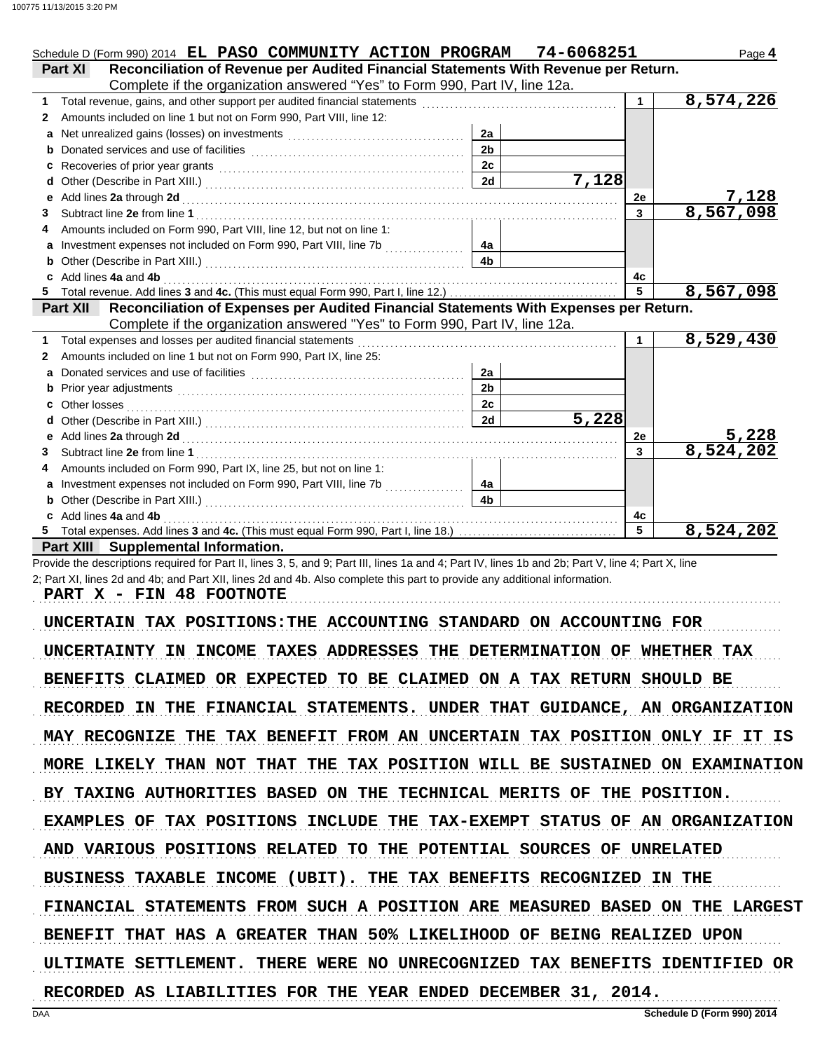Schedule D (Form 990) 2014 **EL PASO COMMUNITY ACTION PROGRAM 74-6068251** Page **4**

**Part XI Reconciliation of Revenue per Audited Financial Statements With Revenue per Return.**
Complete if the organization answered "Yes" to Form 990, Part IV, line 12a.

| | | | | | |
|---|---|---|---|---|---|
| **1** | Total revenue, gains, and other support per audited financial statements | | | 1 | 8,574,226 |
| **2** | Amounts included on line 1 but not on Form 990, Part VIII, line 12: | | | | |
| **a** | Net unrealized gains (losses) on investments | 2a | | | |
| **b** | Donated services and use of facilities | 2b | | | |
| **c** | Recoveries of prior year grants | 2c | | | |
| **d** | Other (Describe in Part XIII.) | 2d | 7,128 | | |
| **e** | Add lines **2a** through **2d** | | | 2e | 7,128 |
| **3** | Subtract line **2e** from line **1** | | | 3 | 8,567,098 |
| **4** | Amounts included on Form 990, Part VIII, line 12, but not on line 1: | | | | |
| **a** | Investment expenses not included on Form 990, Part VIII, line 7b | 4a | | | |
| **b** | Other (Describe in Part XIII.) | 4b | | | |
| **c** | Add lines **4a** and **4b** | | | 4c | |
| **5** | Total revenue. Add lines **3** and **4c.** (This must equal Form 990, Part I, line 12.) | | | 5 | 8,567,098 |

**Part XII Reconciliation of Expenses per Audited Financial Statements With Expenses per Return.**
Complete if the organization answered "Yes" to Form 990, Part IV, line 12a.

| | | | | | |
|---|---|---|---|---|---|
| **1** | Total expenses and losses per audited financial statements | | | 1 | 8,529,430 |
| **2** | Amounts included on line 1 but not on Form 990, Part IX, line 25: | | | | |
| **a** | Donated services and use of facilities | 2a | | | |
| **b** | Prior year adjustments | 2b | | | |
| **c** | Other losses | 2c | | | |
| **d** | Other (Describe in Part XIII.) | 2d | 5,228 | | |
| **e** | Add lines **2a** through **2d** | | | 2e | 5,228 |
| **3** | Subtract line **2e** from line **1** | | | 3 | 8,524,202 |
| **4** | Amounts included on Form 990, Part IX, line 25, but not on line 1: | | | | |
| **a** | Investment expenses not included on Form 990, Part VIII, line 7b | 4a | | | |
| **b** | Other (Describe in Part XIII.) | 4b | | | |
| **c** | Add lines **4a** and **4b** | | | 4c | |
| **5** | Total expenses. Add lines **3** and **4c.** (This must equal Form 990, Part I, line 18.) | | | 5 | 8,524,202 |

**Part XIII Supplemental Information.**

Provide the descriptions required for Part II, lines 3, 5, and 9; Part III, lines 1a and 4; Part IV, lines 1b and 2b; Part V, line 4; Part X, line 2; Part XI, lines 2d and 4b; and Part XII, lines 2d and 4b. Also complete this part to provide any additional information.

PART X - FIN 48 FOOTNOTE

UNCERTAIN TAX POSITIONS:THE ACCOUNTING STANDARD ON ACCOUNTING FOR UNCERTAINTY IN INCOME TAXES ADDRESSES THE DETERMINATION OF WHETHER TAX BENEFITS CLAIMED OR EXPECTED TO BE CLAIMED ON A TAX RETURN SHOULD BE RECORDED IN THE FINANCIAL STATEMENTS. UNDER THAT GUIDANCE, AN ORGANIZATION MAY RECOGNIZE THE TAX BENEFIT FROM AN UNCERTAIN TAX POSITION ONLY IF IT IS MORE LIKELY THAN NOT THAT THE TAX POSITION WILL BE SUSTAINED ON EXAMINATION BY TAXING AUTHORITIES BASED ON THE TECHNICAL MERITS OF THE POSITION. EXAMPLES OF TAX POSITIONS INCLUDE THE TAX-EXEMPT STATUS OF AN ORGANIZATION AND VARIOUS POSITIONS RELATED TO THE POTENTIAL SOURCES OF UNRELATED BUSINESS TAXABLE INCOME (UBIT). THE TAX BENEFITS RECOGNIZED IN THE FINANCIAL STATEMENTS FROM SUCH A POSITION ARE MEASURED BASED ON THE LARGEST BENEFIT THAT HAS A GREATER THAN 50% LIKELIHOOD OF BEING REALIZED UPON ULTIMATE SETTLEMENT. THERE WERE NO UNRECOGNIZED TAX BENEFITS IDENTIFIED OR RECORDED AS LIABILITIES FOR THE YEAR ENDED DECEMBER 31, 2014.

DAA **Schedule D (Form 990) 2014**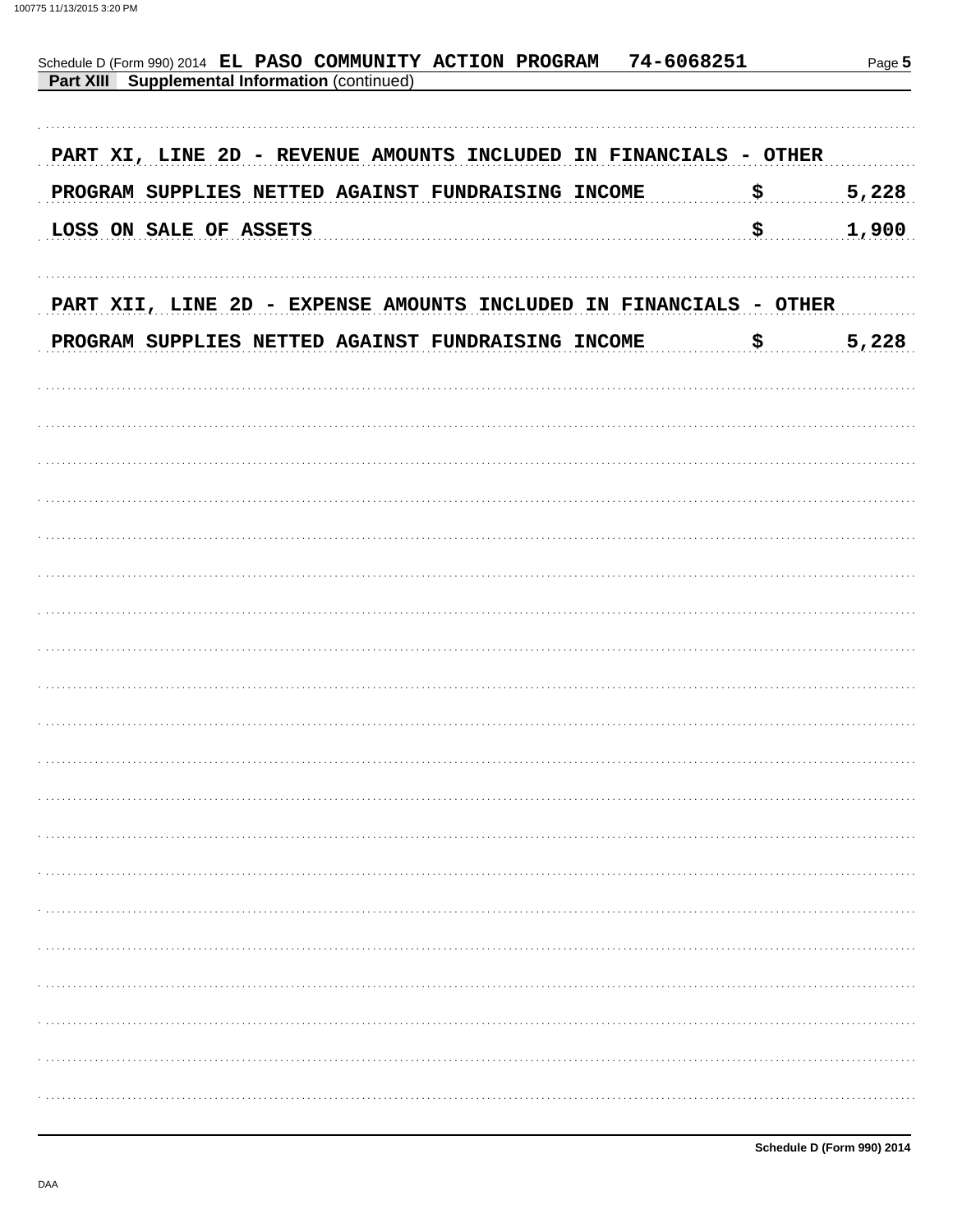Schedule D (Form 990) 2014 EL PASO COMMUNITY ACTION PROGRAM 74-6068251

**Part XIII Supplemental Information** (continued)

PART XI, LINE 2D - REVENUE AMOUNTS INCLUDED IN FINANCIALS - OTHER

| | | |
|---|---|---|
| PROGRAM SUPPLIES NETTED AGAINST FUNDRAISING INCOME | $ | 5,228 |
| LOSS ON SALE OF ASSETS | $ | 1,900 |

PART XII, LINE 2D - EXPENSE AMOUNTS INCLUDED IN FINANCIALS - OTHER

| | | |
|---|---|---|
| PROGRAM SUPPLIES NETTED AGAINST FUNDRAISING INCOME | $ | 5,228 |

Schedule D (Form 990) 2014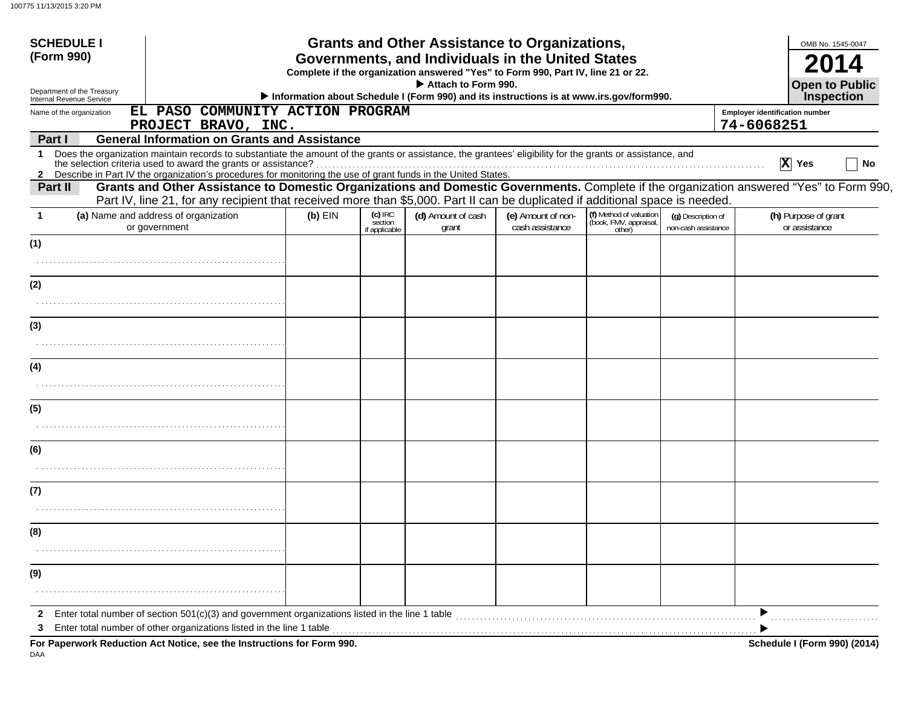**SCHEDULE I (Form 990)**

Department of the Treasury
Internal Revenue Service

# Grants and Other Assistance to Organizations, Governments, and Individuals in the United States

**Complete if the organization answered "Yes" to Form 990, Part IV, line 21 or 22.**

**▶ Attach to Form 990.**

**▶ Information about Schedule I (Form 990) and its instructions is at www.irs.gov/form990.**

OMB No. 1545-0047

**2014**

**Open to Public Inspection**

Name of the organization: EL PASO COMMUNITY ACTION PROGRAM PROJECT BRAVO, INC.

Employer identification number: 74-6068251

**Part I — General Information on Grants and Assistance**

1 Does the organization maintain records to substantiate the amount of the grants or assistance, the grantees' eligibility for the grants or assistance, and the selection criteria used to award the grants or assistance? ..... [X] Yes [ ] No

2 Describe in Part IV the organization's procedures for monitoring the use of grant funds in the United States.

**Part II — Grants and Other Assistance to Domestic Organizations and Domestic Governments.** Complete if the organization answered "Yes" to Form 990, Part IV, line 21, for any recipient that received more than $5,000. Part II can be duplicated if additional space is needed.

| 1 (a) Name and address of organization or government | (b) EIN | (c) IRC section if applicable | (d) Amount of cash grant | (e) Amount of non-cash assistance | (f) Method of valuation (book, FMV, appraisal, other) | (g) Description of non-cash assistance | (h) Purpose of grant or assistance |
|---|---|---|---|---|---|---|---|
| (1) | | | | | | | |
| (2) | | | | | | | |
| (3) | | | | | | | |
| (4) | | | | | | | |
| (5) | | | | | | | |
| (6) | | | | | | | |
| (7) | | | | | | | |
| (8) | | | | | | | |
| (9) | | | | | | | |

2 Enter total number of section 501(c)(3) and government organizations listed in the line 1 table ..... ▶

3 Enter total number of other organizations listed in the line 1 table ..... ▶

**For Paperwork Reduction Act Notice, see the Instructions for Form 990.**

**Schedule I (Form 990) (2014)**

DAA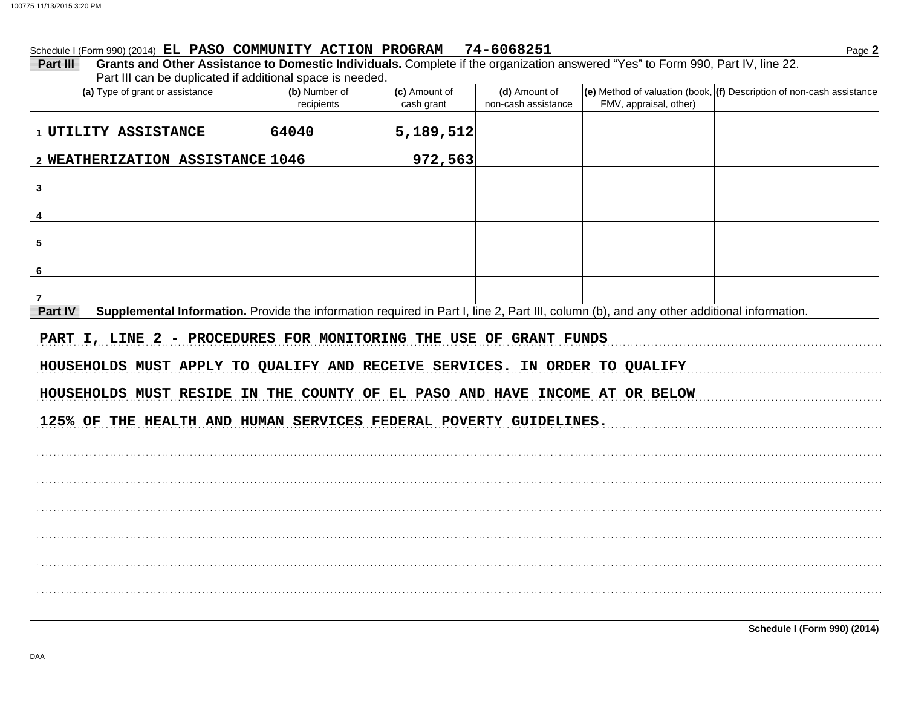Schedule I (Form 990) (2014) **EL PASO COMMUNITY ACTION PROGRAM 74-6068251**

**Part III — Grants and Other Assistance to Domestic Individuals.** Complete if the organization answered "Yes" to Form 990, Part IV, line 22. Part III can be duplicated if additional space is needed.

| (a) Type of grant or assistance | (b) Number of recipients | (c) Amount of cash grant | (d) Amount of non-cash assistance | (e) Method of valuation (book, FMV, appraisal, other) | (f) Description of non-cash assistance |
|---|---|---|---|---|---|
| 1 UTILITY ASSISTANCE | 64040 | 5,189,512 | | | |
| 2 WEATHERIZATION ASSISTANCE | 1046 | 972,563 | | | |
| 3 | | | | | |
| 4 | | | | | |
| 5 | | | | | |
| 6 | | | | | |
| 7 | | | | | |

**Part IV — Supplemental Information.** Provide the information required in Part I, line 2, Part III, column (b), and any other additional information.

PART I, LINE 2 - PROCEDURES FOR MONITORING THE USE OF GRANT FUNDS

HOUSEHOLDS MUST APPLY TO QUALIFY AND RECEIVE SERVICES. IN ORDER TO QUALIFY HOUSEHOLDS MUST RESIDE IN THE COUNTY OF EL PASO AND HAVE INCOME AT OR BELOW 125% OF THE HEALTH AND HUMAN SERVICES FEDERAL POVERTY GUIDELINES.

**Schedule I (Form 990) (2014)**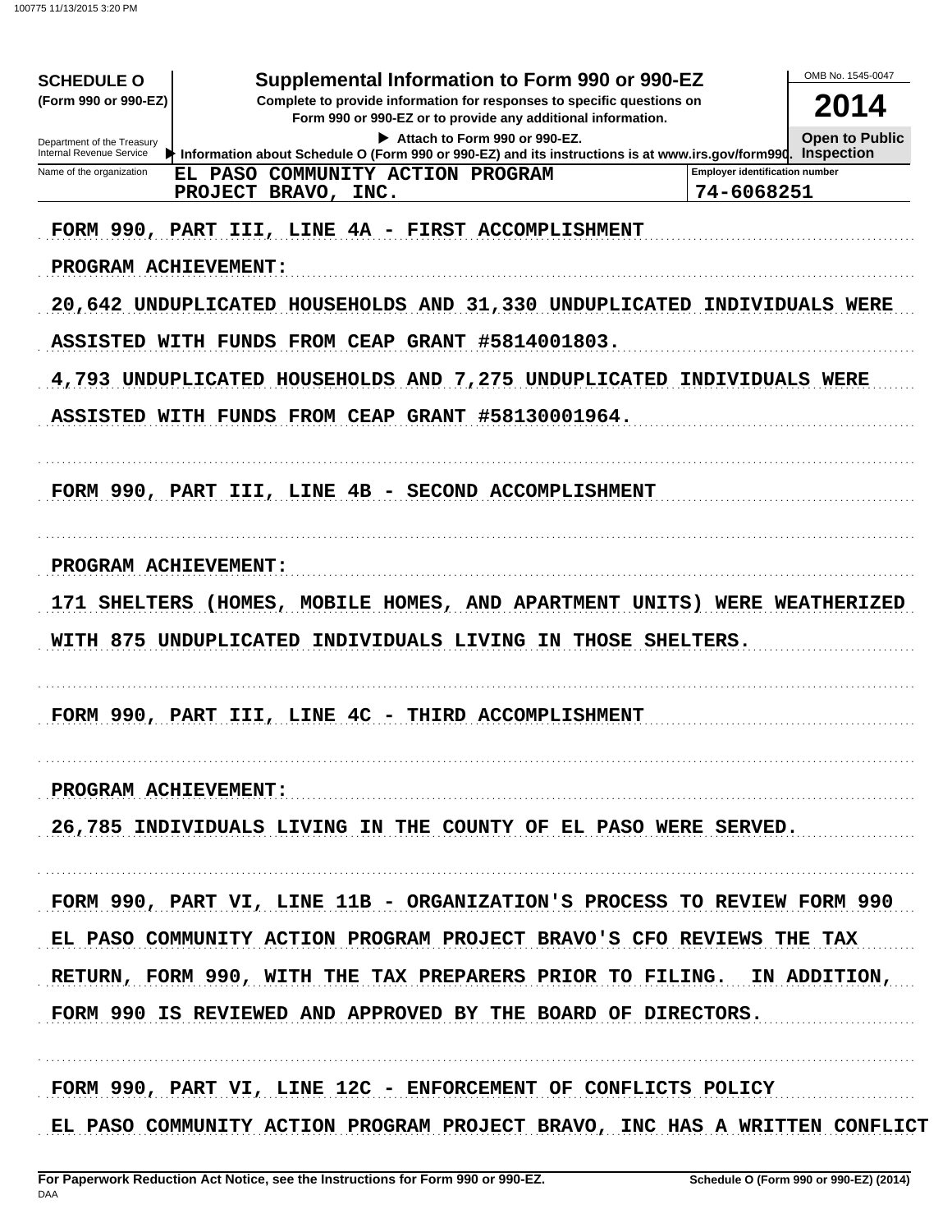**SCHEDULE O (Form 990 or 990-EZ)**

Department of the Treasury
Internal Revenue Service

# Supplemental Information to Form 990 or 990-EZ

**Complete to provide information for responses to specific questions on Form 990 or 990-EZ or to provide any additional information.**

▶ Attach to Form 990 or 990-EZ.

▶ Information about Schedule O (Form 990 or 990-EZ) and its instructions is at www.irs.gov/form990.

OMB No. 1545-0047

**2014**

**Open to Public Inspection**

| Name of the organization | Employer identification number |
|---|---|
| EL PASO COMMUNITY ACTION PROGRAM PROJECT BRAVO, INC. | 74-6068251 |

FORM 990, PART III, LINE 4A - FIRST ACCOMPLISHMENT

PROGRAM ACHIEVEMENT:

20,642 UNDUPLICATED HOUSEHOLDS AND 31,330 UNDUPLICATED INDIVIDUALS WERE ASSISTED WITH FUNDS FROM CEAP GRANT #5814001803.

4,793 UNDUPLICATED HOUSEHOLDS AND 7,275 UNDUPLICATED INDIVIDUALS WERE ASSISTED WITH FUNDS FROM CEAP GRANT #58130001964.

FORM 990, PART III, LINE 4B - SECOND ACCOMPLISHMENT

PROGRAM ACHIEVEMENT:

171 SHELTERS (HOMES, MOBILE HOMES, AND APARTMENT UNITS) WERE WEATHERIZED WITH 875 UNDUPLICATED INDIVIDUALS LIVING IN THOSE SHELTERS.

FORM 990, PART III, LINE 4C - THIRD ACCOMPLISHMENT

PROGRAM ACHIEVEMENT:

26,785 INDIVIDUALS LIVING IN THE COUNTY OF EL PASO WERE SERVED.

FORM 990, PART VI, LINE 11B - ORGANIZATION'S PROCESS TO REVIEW FORM 990

EL PASO COMMUNITY ACTION PROGRAM PROJECT BRAVO'S CFO REVIEWS THE TAX RETURN, FORM 990, WITH THE TAX PREPARERS PRIOR TO FILING. IN ADDITION, FORM 990 IS REVIEWED AND APPROVED BY THE BOARD OF DIRECTORS.

FORM 990, PART VI, LINE 12C - ENFORCEMENT OF CONFLICTS POLICY

EL PASO COMMUNITY ACTION PROGRAM PROJECT BRAVO, INC HAS A WRITTEN CONFLICT

For Paperwork Reduction Act Notice, see the Instructions for Form 990 or 990-EZ. Schedule O (Form 990 or 990-EZ) (2014)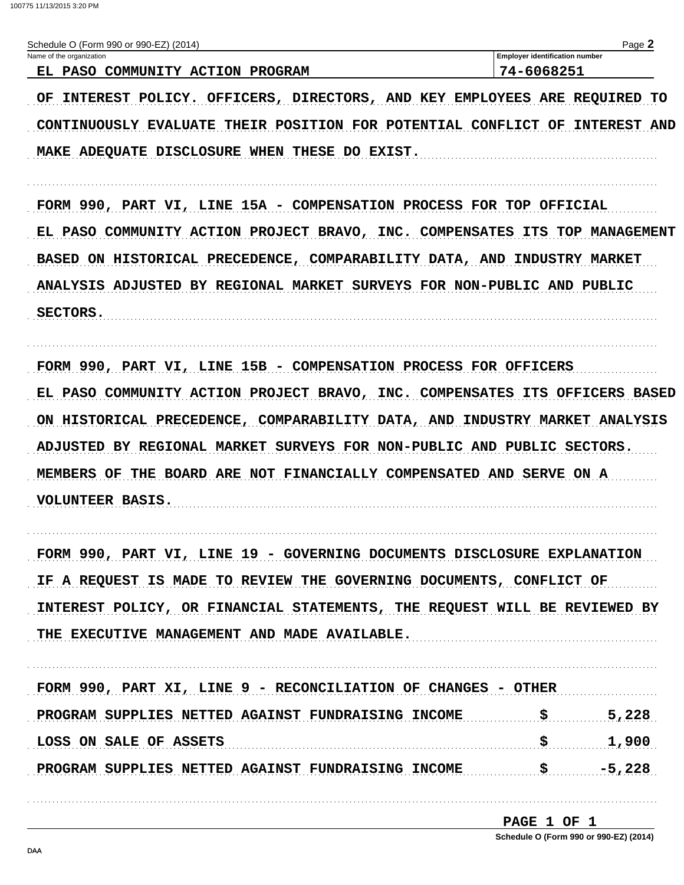Schedule O (Form 990 or 990-EZ) (2014)

| Name of the organization | Employer identification number |
|---|---|
| EL PASO COMMUNITY ACTION PROGRAM | 74-6068251 |

OF INTEREST POLICY. OFFICERS, DIRECTORS, AND KEY EMPLOYEES ARE REQUIRED TO CONTINUOUSLY EVALUATE THEIR POSITION FOR POTENTIAL CONFLICT OF INTEREST AND MAKE ADEQUATE DISCLOSURE WHEN THESE DO EXIST.

FORM 990, PART VI, LINE 15A - COMPENSATION PROCESS FOR TOP OFFICIAL

EL PASO COMMUNITY ACTION PROJECT BRAVO, INC. COMPENSATES ITS TOP MANAGEMENT BASED ON HISTORICAL PRECEDENCE, COMPARABILITY DATA, AND INDUSTRY MARKET ANALYSIS ADJUSTED BY REGIONAL MARKET SURVEYS FOR NON-PUBLIC AND PUBLIC SECTORS.

FORM 990, PART VI, LINE 15B - COMPENSATION PROCESS FOR OFFICERS

EL PASO COMMUNITY ACTION PROJECT BRAVO, INC. COMPENSATES ITS OFFICERS BASED ON HISTORICAL PRECEDENCE, COMPARABILITY DATA, AND INDUSTRY MARKET ANALYSIS ADJUSTED BY REGIONAL MARKET SURVEYS FOR NON-PUBLIC AND PUBLIC SECTORS. MEMBERS OF THE BOARD ARE NOT FINANCIALLY COMPENSATED AND SERVE ON A VOLUNTEER BASIS.

FORM 990, PART VI, LINE 19 - GOVERNING DOCUMENTS DISCLOSURE EXPLANATION

IF A REQUEST IS MADE TO REVIEW THE GOVERNING DOCUMENTS, CONFLICT OF INTEREST POLICY, OR FINANCIAL STATEMENTS, THE REQUEST WILL BE REVIEWED BY THE EXECUTIVE MANAGEMENT AND MADE AVAILABLE.

FORM 990, PART XI, LINE 9 - RECONCILIATION OF CHANGES - OTHER

| | | |
|---|---|---|
| PROGRAM SUPPLIES NETTED AGAINST FUNDRAISING INCOME | $ | 5,228 |
| LOSS ON SALE OF ASSETS | $ | 1,900 |
| PROGRAM SUPPLIES NETTED AGAINST FUNDRAISING INCOME | $ | -5,228 |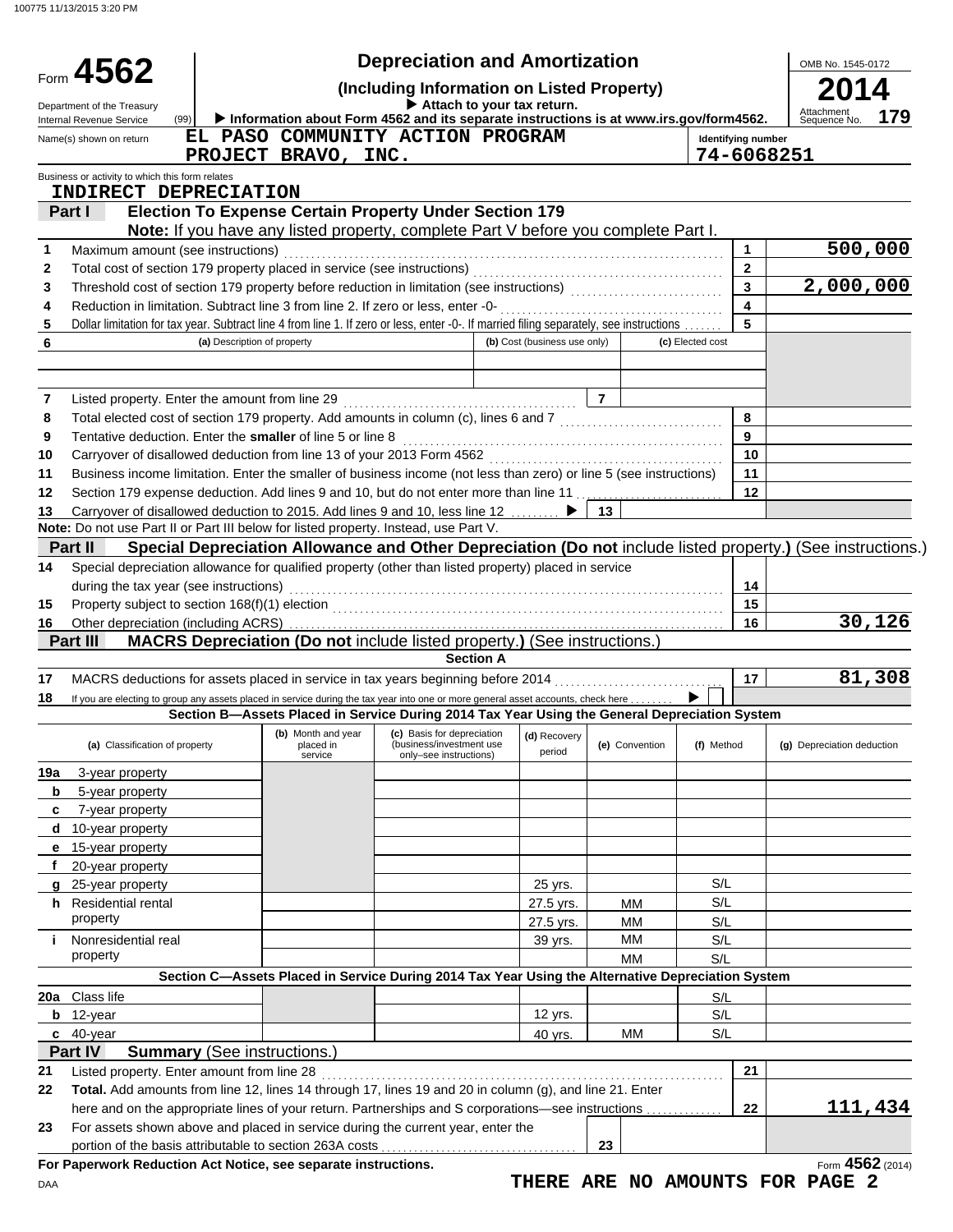100775 11/13/2015 3:20 PM

# Form 4562 — Depreciation and Amortization

**(Including Information on Listed Property)**

▶ Attach to your tax return.

Department of the Treasury
Internal Revenue Service (99)

▶ Information about Form 4562 and its separate instructions is at www.irs.gov/form4562.

OMB No. 1545-0172

**2014**

Attachment Sequence No. **179**

Name(s) shown on return: **EL PASO COMMUNITY ACTION PROGRAM PROJECT BRAVO, INC.**

Identifying number: **74-6068251**

Business or activity to which this form relates: **INDIRECT DEPRECIATION**

## Part I — Election To Expense Certain Property Under Section 179

**Note:** If you have any listed property, complete Part V before you complete Part I.

| Line | Description | Line No. | Amount |
|---|---|---|---|
| 1 | Maximum amount (see instructions) | 1 | 500,000 |
| 2 | Total cost of section 179 property placed in service (see instructions) | 2 | |
| 3 | Threshold cost of section 179 property before reduction in limitation (see instructions) | 3 | 2,000,000 |
| 4 | Reduction in limitation. Subtract line 3 from line 2. If zero or less, enter -0- | 4 | |
| 5 | Dollar limitation for tax year. Subtract line 4 from line 1. If zero or less, enter -0-. If married filing separately, see instructions | 5 | |

| 6 | (a) Description of property | (b) Cost (business use only) | (c) Elected cost |
|---|---|---|---|
| | | | |
| | | | |

| Line | Description | Line No. | Amount |
|---|---|---|---|
| 7 | Listed property. Enter the amount from line 29 | 7 | |
| 8 | Total elected cost of section 179 property. Add amounts in column (c), lines 6 and 7 | 8 | |
| 9 | Tentative deduction. Enter the **smaller** of line 5 or line 8 | 9 | |
| 10 | Carryover of disallowed deduction from line 13 of your 2013 Form 4562 | 10 | |
| 11 | Business income limitation. Enter the smaller of business income (not less than zero) or line 5 (see instructions) | 11 | |
| 12 | Section 179 expense deduction. Add lines 9 and 10, but do not enter more than line 11 | 12 | |
| 13 | Carryover of disallowed deduction to 2015. Add lines 9 and 10, less line 12 ▶ | 13 | |

**Note:** Do not use Part II or Part III below for listed property. Instead, use Part V.

## Part II — Special Depreciation Allowance and Other Depreciation (Do not include listed property.) (See instructions.)

| Line | Description | Line No. | Amount |
|---|---|---|---|
| 14 | Special depreciation allowance for qualified property (other than listed property) placed in service during the tax year (see instructions) | 14 | |
| 15 | Property subject to section 168(f)(1) election | 15 | |
| 16 | Other depreciation (including ACRS) | 16 | 30,126 |

## Part III — MACRS Depreciation (Do not include listed property.) (See instructions.)

### Section A

| Line | Description | Line No. | Amount |
|---|---|---|---|
| 17 | MACRS deductions for assets placed in service in tax years beginning before 2014 | 17 | 81,308 |
| 18 | If you are electing to group any assets placed in service during the tax year into one or more general asset accounts, check here ▶ ☐ | | |

### Section B—Assets Placed in Service During 2014 Tax Year Using the General Depreciation System

| (a) Classification of property | (b) Month and year placed in service | (c) Basis for depreciation (business/investment use only–see instructions) | (d) Recovery period | (e) Convention | (f) Method | (g) Depreciation deduction |
|---|---|---|---|---|---|---|
| 19a 3-year property | | | | | | |
| b 5-year property | | | | | | |
| c 7-year property | | | | | | |
| d 10-year property | | | | | | |
| e 15-year property | | | | | | |
| f 20-year property | | | | | | |
| g 25-year property | | | 25 yrs. | | S/L | |
| h Residential rental property | | | 27.5 yrs. | MM | S/L | |
| | | | 27.5 yrs. | MM | S/L | |
| i Nonresidential real property | | | 39 yrs. | MM | S/L | |
| | | | | MM | S/L | |

### Section C—Assets Placed in Service During 2014 Tax Year Using the Alternative Depreciation System

| (a) Classification of property | (b) Month and year placed in service | (c) Basis for depreciation | (d) Recovery period | (e) Convention | (f) Method | (g) Depreciation deduction |
|---|---|---|---|---|---|---|
| 20a Class life | | | | | S/L | |
| b 12-year | | | 12 yrs. | | S/L | |
| c 40-year | | | 40 yrs. | MM | S/L | |

## Part IV — Summary (See instructions.)

| Line | Description | Line No. | Amount |
|---|---|---|---|
| 21 | Listed property. Enter amount from line 28 | 21 | |
| 22 | **Total.** Add amounts from line 12, lines 14 through 17, lines 19 and 20 in column (g), and line 21. Enter here and on the appropriate lines of your return. Partnerships and S corporations—see instructions | 22 | 111,434 |
| 23 | For assets shown above and placed in service during the current year, enter the portion of the basis attributable to section 263A costs | 23 | |

**For Paperwork Reduction Act Notice, see separate instructions.**

Form **4562** (2014)

DAA

**THERE ARE NO AMOUNTS FOR PAGE 2**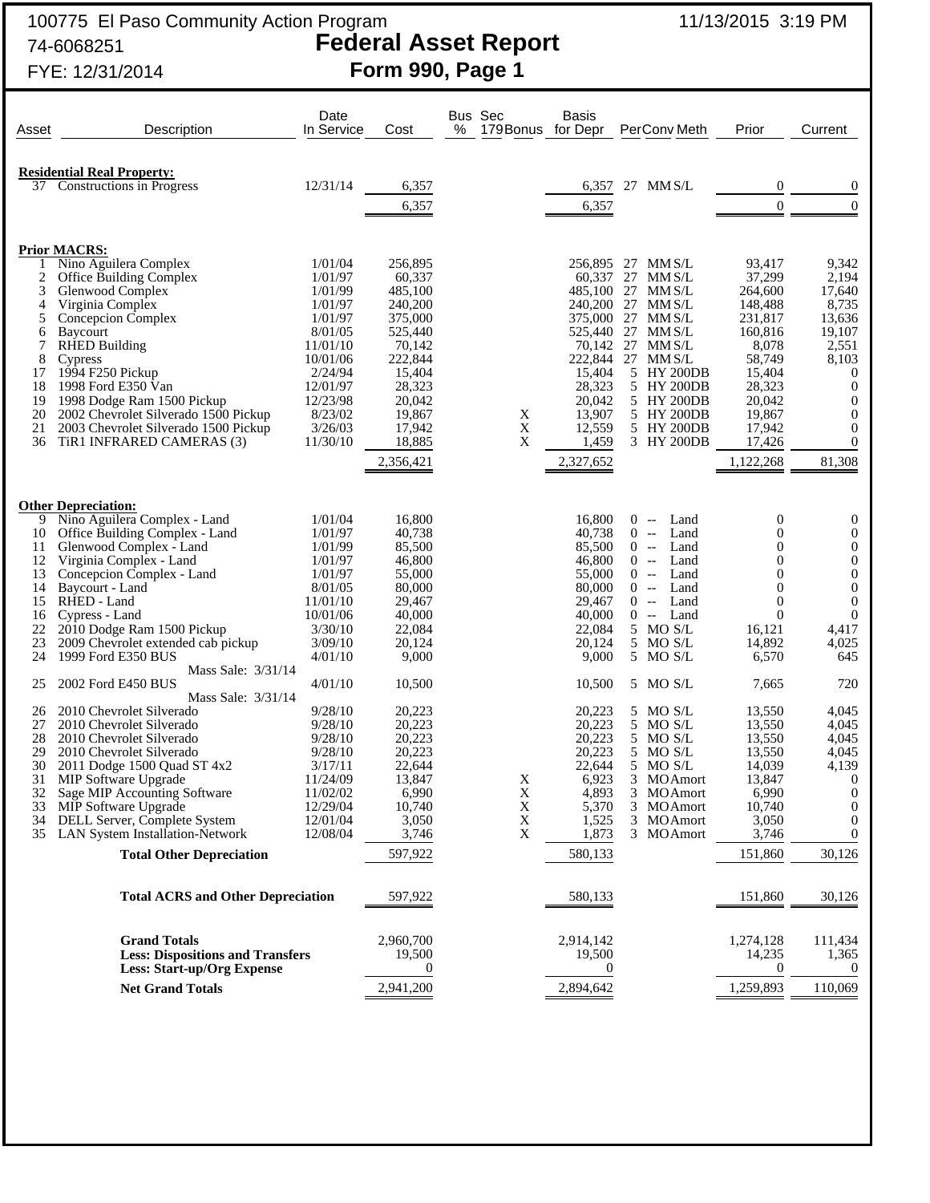100775 El Paso Community Action Program
74-6068251
FYE: 12/31/2014

11/13/2015 3:19 PM

# Federal Asset Report
## Form 990, Page 1

| Asset | Description | Date In Service | Cost | Bus % | Sec 179 | Bonus | Basis for Depr | Per | Conv | Meth | Prior | Current |
|---|---|---|---|---|---|---|---|---|---|---|---|---|
| | **Residential Real Property:** | | | | | | | | | | | |
| 37 | Constructions in Progress | 12/31/14 | 6,357 | | | | 6,357 | 27 | MM | S/L | 0 | 0 |
| | | | 6,357 | | | | 6,357 | | | | 0 | 0 |
| | **Prior MACRS:** | | | | | | | | | | | |
| 1 | Nino Aguilera Complex | 1/01/04 | 256,895 | | | | 256,895 | 27 | MM | S/L | 93,417 | 9,342 |
| 2 | Office Building Complex | 1/01/97 | 60,337 | | | | 60,337 | 27 | MM | S/L | 37,299 | 2,194 |
| 3 | Glenwood Complex | 1/01/99 | 485,100 | | | | 485,100 | 27 | MM | S/L | 264,600 | 17,640 |
| 4 | Virginia Complex | 1/01/97 | 240,200 | | | | 240,200 | 27 | MM | S/L | 148,488 | 8,735 |
| 5 | Concepcion Complex | 1/01/97 | 375,000 | | | | 375,000 | 27 | MM | S/L | 231,817 | 13,636 |
| 6 | Baycourt | 8/01/05 | 525,440 | | | | 525,440 | 27 | MM | S/L | 160,816 | 19,107 |
| 7 | RHED Building | 11/01/10 | 70,142 | | | | 70,142 | 27 | MM | S/L | 8,078 | 2,551 |
| 8 | Cypress | 10/01/06 | 222,844 | | | | 222,844 | 27 | MM | S/L | 58,749 | 8,103 |
| 17 | 1994 F250 Pickup | 2/24/94 | 15,404 | | | | 15,404 | 5 | HY | 200DB | 15,404 | 0 |
| 18 | 1998 Ford E350 Van | 12/01/97 | 28,323 | | | | 28,323 | 5 | HY | 200DB | 28,323 | 0 |
| 19 | 1998 Dodge Ram 1500 Pickup | 12/23/98 | 20,042 | | | | 20,042 | 5 | HY | 200DB | 20,042 | 0 |
| 20 | 2002 Chevrolet Silverado 1500 Pickup | 8/23/02 | 19,867 | | | X | 13,907 | 5 | HY | 200DB | 19,867 | 0 |
| 21 | 2003 Chevrolet Silverado 1500 Pickup | 3/26/03 | 17,942 | | | X | 12,559 | 5 | HY | 200DB | 17,942 | 0 |
| 36 | TiR1 INFRARED CAMERAS (3) | 11/30/10 | 18,885 | | | X | 1,459 | 3 | HY | 200DB | 17,426 | 0 |
| | | | 2,356,421 | | | | 2,327,652 | | | | 1,122,268 | 81,308 |
| | **Other Depreciation:** | | | | | | | | | | | |
| 9 | Nino Aguilera Complex - Land | 1/01/04 | 16,800 | | | | 16,800 | 0 | -- | Land | 0 | 0 |
| 10 | Office Building Complex - Land | 1/01/97 | 40,738 | | | | 40,738 | 0 | -- | Land | 0 | 0 |
| 11 | Glenwood Complex - Land | 1/01/99 | 85,500 | | | | 85,500 | 0 | -- | Land | 0 | 0 |
| 12 | Virginia Complex - Land | 1/01/97 | 46,800 | | | | 46,800 | 0 | -- | Land | 0 | 0 |
| 13 | Concepcion Complex - Land | 1/01/97 | 55,000 | | | | 55,000 | 0 | -- | Land | 0 | 0 |
| 14 | Baycourt - Land | 8/01/05 | 80,000 | | | | 80,000 | 0 | -- | Land | 0 | 0 |
| 15 | RHED - Land | 11/01/10 | 29,467 | | | | 29,467 | 0 | -- | Land | 0 | 0 |
| 16 | Cypress - Land | 10/01/06 | 40,000 | | | | 40,000 | 0 | -- | Land | 0 | 0 |
| 22 | 2010 Dodge Ram 1500 Pickup | 3/30/10 | 22,084 | | | | 22,084 | 5 | MO | S/L | 16,121 | 4,417 |
| 23 | 2009 Chevrolet extended cab pickup | 3/09/10 | 20,124 | | | | 20,124 | 5 | MO | S/L | 14,892 | 4,025 |
| 24 | 1999 Ford E350 BUS<br>Mass Sale: 3/31/14 | 4/01/10 | 9,000 | | | | 9,000 | 5 | MO | S/L | 6,570 | 645 |
| 25 | 2002 Ford E450 BUS<br>Mass Sale: 3/31/14 | 4/01/10 | 10,500 | | | | 10,500 | 5 | MO | S/L | 7,665 | 720 |
| 26 | 2010 Chevrolet Silverado | 9/28/10 | 20,223 | | | | 20,223 | 5 | MO | S/L | 13,550 | 4,045 |
| 27 | 2010 Chevrolet Silverado | 9/28/10 | 20,223 | | | | 20,223 | 5 | MO | S/L | 13,550 | 4,045 |
| 28 | 2010 Chevrolet Silverado | 9/28/10 | 20,223 | | | | 20,223 | 5 | MO | S/L | 13,550 | 4,045 |
| 29 | 2010 Chevrolet Silverado | 9/28/10 | 20,223 | | | | 20,223 | 5 | MO | S/L | 13,550 | 4,045 |
| 30 | 2011 Dodge 1500 Quad ST 4x2 | 3/17/11 | 22,644 | | | | 22,644 | 5 | MO | S/L | 14,039 | 4,139 |
| 31 | MIP Software Upgrade | 11/24/09 | 13,847 | | | X | 6,923 | 3 | MO | Amort | 13,847 | 0 |
| 32 | Sage MIP Accounting Software | 11/02/02 | 6,990 | | | X | 4,893 | 3 | MO | Amort | 6,990 | 0 |
| 33 | MIP Software Upgrade | 12/29/04 | 10,740 | | | X | 5,370 | 3 | MO | Amort | 10,740 | 0 |
| 34 | DELL Server, Complete System | 12/01/04 | 3,050 | | | X | 1,525 | 3 | MO | Amort | 3,050 | 0 |
| 35 | LAN System Installation-Network | 12/08/04 | 3,746 | | | X | 1,873 | 3 | MO | Amort | 3,746 | 0 |
| | **Total Other Depreciation** | | 597,922 | | | | 580,133 | | | | 151,860 | 30,126 |
| | **Total ACRS and Other Depreciation** | | 597,922 | | | | 580,133 | | | | 151,860 | 30,126 |
| | **Grand Totals** | | 2,960,700 | | | | 2,914,142 | | | | 1,274,128 | 111,434 |
| | **Less: Dispositions and Transfers** | | 19,500 | | | | 19,500 | | | | 14,235 | 1,365 |
| | **Less: Start-up/Org Expense** | | 0 | | | | 0 | | | | 0 | 0 |
| | **Net Grand Totals** | | 2,941,200 | | | | 2,894,642 | | | | 1,259,893 | 110,069 |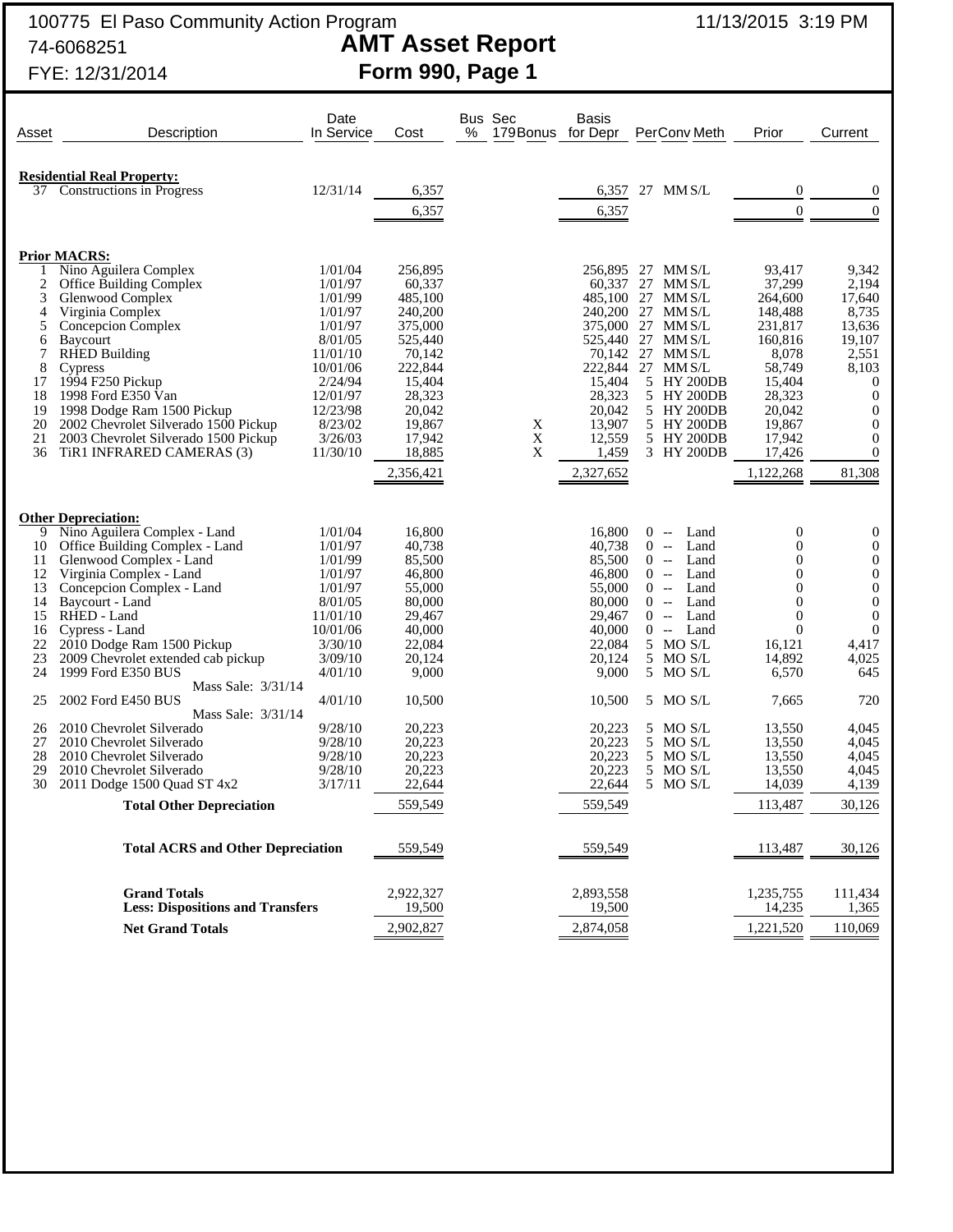# 100775 El Paso Community Action Program

74-6068251

FYE: 12/31/2014

11/13/2015 3:19 PM

## AMT Asset Report

## Form 990, Page 1

| Asset | Description | Date In Service | Cost | Bus % | Sec 179Bonus | Basis for Depr | Per | Conv | Meth | Prior | Current |
|---|---|---|---|---|---|---|---|---|---|---|---|
| | **Residential Real Property:** | | | | | | | | | | |
| 37 | Constructions in Progress | 12/31/14 | 6,357 | | | 6,357 | 27 | MM | S/L | 0 | 0 |
| | | | 6,357 | | | 6,357 | | | | 0 | 0 |
| | **Prior MACRS:** | | | | | | | | | | |
| 1 | Nino Aguilera Complex | 1/01/04 | 256,895 | | | 256,895 | 27 | MM | S/L | 93,417 | 9,342 |
| 2 | Office Building Complex | 1/01/97 | 60,337 | | | 60,337 | 27 | MM | S/L | 37,299 | 2,194 |
| 3 | Glenwood Complex | 1/01/99 | 485,100 | | | 485,100 | 27 | MM | S/L | 264,600 | 17,640 |
| 4 | Virginia Complex | 1/01/97 | 240,200 | | | 240,200 | 27 | MM | S/L | 148,488 | 8,735 |
| 5 | Concepcion Complex | 1/01/97 | 375,000 | | | 375,000 | 27 | MM | S/L | 231,817 | 13,636 |
| 6 | Baycourt | 8/01/05 | 525,440 | | | 525,440 | 27 | MM | S/L | 160,816 | 19,107 |
| 7 | RHED Building | 11/01/10 | 70,142 | | | 70,142 | 27 | MM | S/L | 8,078 | 2,551 |
| 8 | Cypress | 10/01/06 | 222,844 | | | 222,844 | 27 | MM | S/L | 58,749 | 8,103 |
| 17 | 1994 F250 Pickup | 2/24/94 | 15,404 | | | 15,404 | 5 | HY | 200DB | 15,404 | 0 |
| 18 | 1998 Ford E350 Van | 12/01/97 | 28,323 | | | 28,323 | 5 | HY | 200DB | 28,323 | 0 |
| 19 | 1998 Dodge Ram 1500 Pickup | 12/23/98 | 20,042 | | | 20,042 | 5 | HY | 200DB | 20,042 | 0 |
| 20 | 2002 Chevrolet Silverado 1500 Pickup | 8/23/02 | 19,867 | | X | 13,907 | 5 | HY | 200DB | 19,867 | 0 |
| 21 | 2003 Chevrolet Silverado 1500 Pickup | 3/26/03 | 17,942 | | X | 12,559 | 5 | HY | 200DB | 17,942 | 0 |
| 36 | TiR1 INFRARED CAMERAS (3) | 11/30/10 | 18,885 | | X | 1,459 | 3 | HY | 200DB | 17,426 | 0 |
| | | | 2,356,421 | | | 2,327,652 | | | | 1,122,268 | 81,308 |
| | **Other Depreciation:** | | | | | | | | | | |
| 9 | Nino Aguilera Complex - Land | 1/01/04 | 16,800 | | | 16,800 | 0 | -- | Land | 0 | 0 |
| 10 | Office Building Complex - Land | 1/01/97 | 40,738 | | | 40,738 | 0 | -- | Land | 0 | 0 |
| 11 | Glenwood Complex - Land | 1/01/99 | 85,500 | | | 85,500 | 0 | -- | Land | 0 | 0 |
| 12 | Virginia Complex - Land | 1/01/97 | 46,800 | | | 46,800 | 0 | -- | Land | 0 | 0 |
| 13 | Concepcion Complex - Land | 1/01/97 | 55,000 | | | 55,000 | 0 | -- | Land | 0 | 0 |
| 14 | Baycourt - Land | 8/01/05 | 80,000 | | | 80,000 | 0 | -- | Land | 0 | 0 |
| 15 | RHED - Land | 11/01/10 | 29,467 | | | 29,467 | 0 | -- | Land | 0 | 0 |
| 16 | Cypress - Land | 10/01/06 | 40,000 | | | 40,000 | 0 | -- | Land | 0 | 0 |
| 22 | 2010 Dodge Ram 1500 Pickup | 3/30/10 | 22,084 | | | 22,084 | 5 | MO | S/L | 16,121 | 4,417 |
| 23 | 2009 Chevrolet extended cab pickup | 3/09/10 | 20,124 | | | 20,124 | 5 | MO | S/L | 14,892 | 4,025 |
| 24 | 1999 Ford E350 BUS<br>Mass Sale: 3/31/14 | 4/01/10 | 9,000 | | | 9,000 | 5 | MO | S/L | 6,570 | 645 |
| 25 | 2002 Ford E450 BUS<br>Mass Sale: 3/31/14 | 4/01/10 | 10,500 | | | 10,500 | 5 | MO | S/L | 7,665 | 720 |
| 26 | 2010 Chevrolet Silverado | 9/28/10 | 20,223 | | | 20,223 | 5 | MO | S/L | 13,550 | 4,045 |
| 27 | 2010 Chevrolet Silverado | 9/28/10 | 20,223 | | | 20,223 | 5 | MO | S/L | 13,550 | 4,045 |
| 28 | 2010 Chevrolet Silverado | 9/28/10 | 20,223 | | | 20,223 | 5 | MO | S/L | 13,550 | 4,045 |
| 29 | 2010 Chevrolet Silverado | 9/28/10 | 20,223 | | | 20,223 | 5 | MO | S/L | 13,550 | 4,045 |
| 30 | 2011 Dodge 1500 Quad ST 4x2 | 3/17/11 | 22,644 | | | 22,644 | 5 | MO | S/L | 14,039 | 4,139 |
| | **Total Other Depreciation** | | 559,549 | | | 559,549 | | | | 113,487 | 30,126 |
| | **Total ACRS and Other Depreciation** | | 559,549 | | | 559,549 | | | | 113,487 | 30,126 |
| | **Grand Totals** | | 2,922,327 | | | 2,893,558 | | | | 1,235,755 | 111,434 |
| | **Less: Dispositions and Transfers** | | 19,500 | | | 19,500 | | | | 14,235 | 1,365 |
| | **Net Grand Totals** | | 2,902,827 | | | 2,874,058 | | | | 1,221,520 | 110,069 |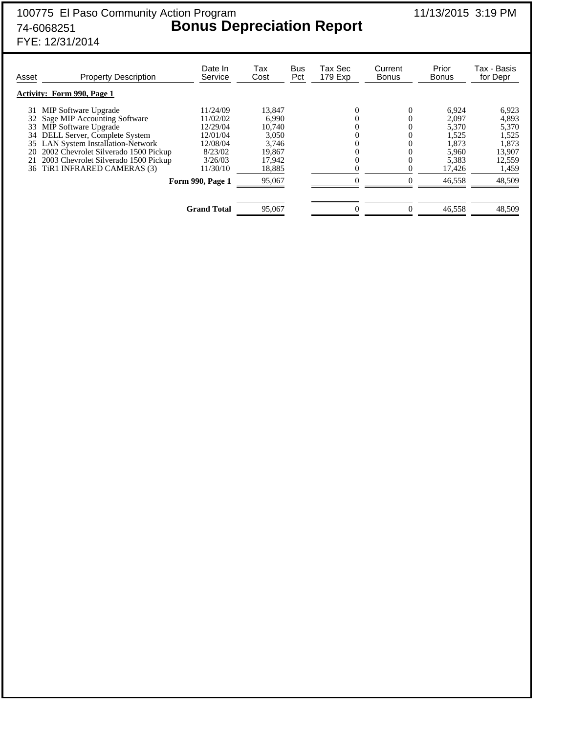100775 El Paso Community Action Program
74-6068251
FYE: 12/31/2014

# Bonus Depreciation Report

11/13/2015 3:19 PM

| Asset | Property Description | Date In Service | Tax Cost | Bus Pct | Tax Sec 179 Exp | Current Bonus | Prior Bonus | Tax - Basis for Depr |
|---|---|---|---|---|---|---|---|---|
| **Activity: Form 990, Page 1** | | | | | | | | |
| 31 | MIP Software Upgrade | 11/24/09 | 13,847 | | 0 | 0 | 6,924 | 6,923 |
| 32 | Sage MIP Accounting Software | 11/02/02 | 6,990 | | 0 | 0 | 2,097 | 4,893 |
| 33 | MIP Software Upgrade | 12/29/04 | 10,740 | | 0 | 0 | 5,370 | 5,370 |
| 34 | DELL Server, Complete System | 12/01/04 | 3,050 | | 0 | 0 | 1,525 | 1,525 |
| 35 | LAN System Installation-Network | 12/08/04 | 3,746 | | 0 | 0 | 1,873 | 1,873 |
| 20 | 2002 Chevrolet Silverado 1500 Pickup | 8/23/02 | 19,867 | | 0 | 0 | 5,960 | 13,907 |
| 21 | 2003 Chevrolet Silverado 1500 Pickup | 3/26/03 | 17,942 | | 0 | 0 | 5,383 | 12,559 |
| 36 | TiR1 INFRARED CAMERAS (3) | 11/30/10 | 18,885 | | 0 | 0 | 17,426 | 1,459 |
| | | **Form 990, Page 1** | 95,067 | | 0 | 0 | 46,558 | 48,509 |
| | | **Grand Total** | 95,067 | | 0 | 0 | 46,558 | 48,509 |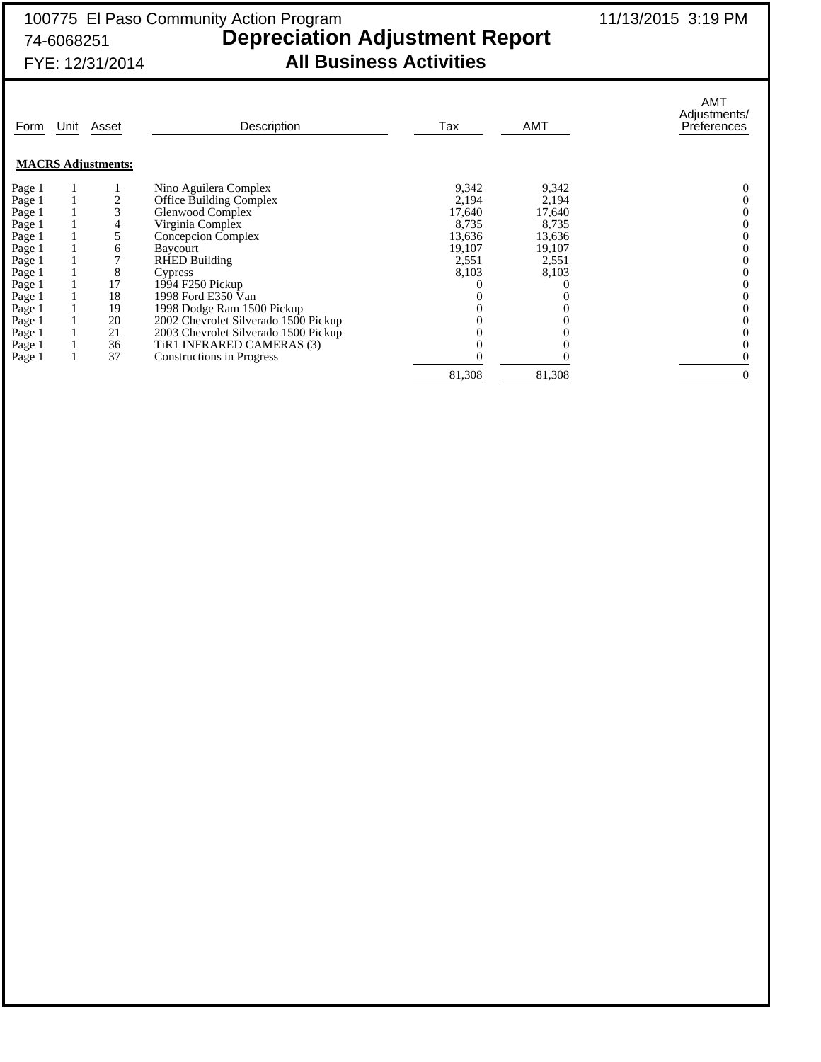100775 El Paso Community Action Program
74-6068251
FYE: 12/31/2014

# Depreciation Adjustment Report
## All Business Activities

11/13/2015 3:19 PM

| Form | Unit | Asset | Description | Tax | AMT | AMT Adjustments/ Preferences |
|---|---|---|---|---|---|---|
| **MACRS Adjustments:** | | | | | | |
| Page 1 | 1 | 1 | Nino Aguilera Complex | 9,342 | 9,342 | 0 |
| Page 1 | 1 | 2 | Office Building Complex | 2,194 | 2,194 | 0 |
| Page 1 | 1 | 3 | Glenwood Complex | 17,640 | 17,640 | 0 |
| Page 1 | 1 | 4 | Virginia Complex | 8,735 | 8,735 | 0 |
| Page 1 | 1 | 5 | Concepcion Complex | 13,636 | 13,636 | 0 |
| Page 1 | 1 | 6 | Baycourt | 19,107 | 19,107 | 0 |
| Page 1 | 1 | 7 | RHED Building | 2,551 | 2,551 | 0 |
| Page 1 | 1 | 8 | Cypress | 8,103 | 8,103 | 0 |
| Page 1 | 1 | 17 | 1994 F250 Pickup | 0 | 0 | 0 |
| Page 1 | 1 | 18 | 1998 Ford E350 Van | 0 | 0 | 0 |
| Page 1 | 1 | 19 | 1998 Dodge Ram 1500 Pickup | 0 | 0 | 0 |
| Page 1 | 1 | 20 | 2002 Chevrolet Silverado 1500 Pickup | 0 | 0 | 0 |
| Page 1 | 1 | 21 | 2003 Chevrolet Silverado 1500 Pickup | 0 | 0 | 0 |
| Page 1 | 1 | 36 | TiR1 INFRARED CAMERAS (3) | 0 | 0 | 0 |
| Page 1 | 1 | 37 | Constructions in Progress | 0 | 0 | 0 |
| | | | | 81,308 | 81,308 | 0 |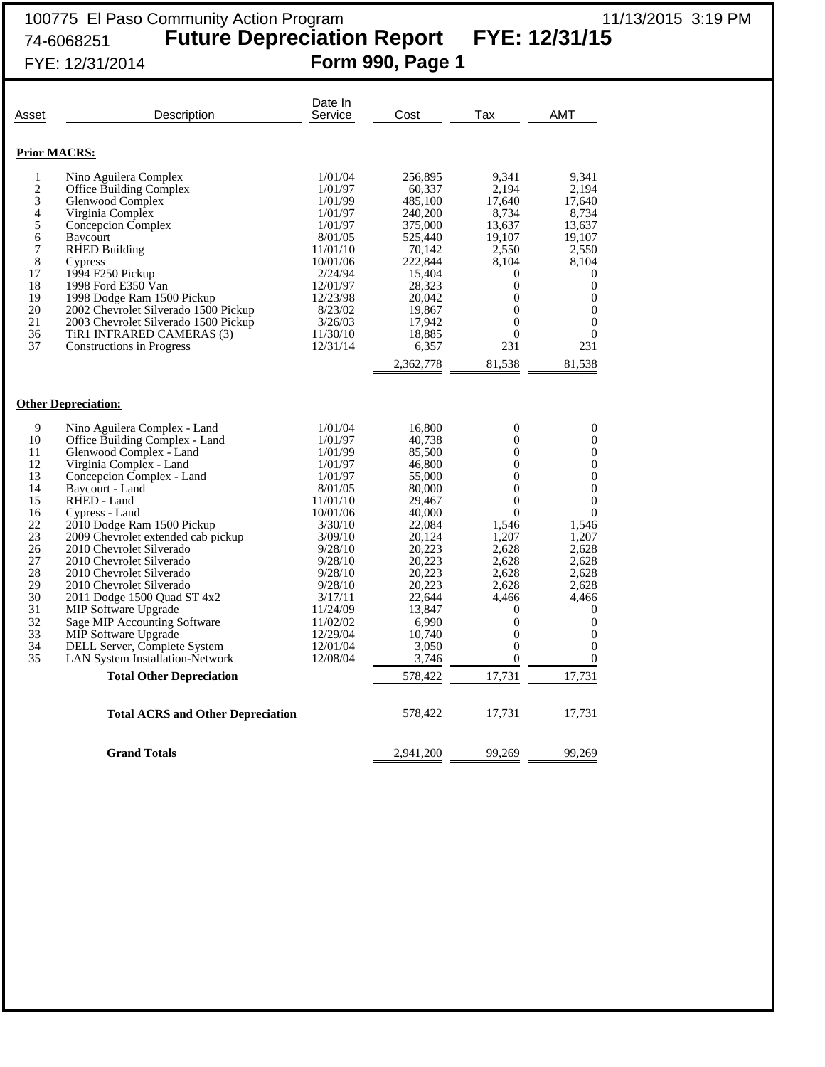100775 El Paso Community Action Program 11/13/2015 3:19 PM

74-6068251

# Future Depreciation Report FYE: 12/31/15

FYE: 12/31/2014

## Form 990, Page 1

| Asset | Description | Date In Service | Cost | Tax | AMT |
|---|---|---|---|---|---|
| **Prior MACRS:** | | | | | |
| 1 | Nino Aguilera Complex | 1/01/04 | 256,895 | 9,341 | 9,341 |
| 2 | Office Building Complex | 1/01/97 | 60,337 | 2,194 | 2,194 |
| 3 | Glenwood Complex | 1/01/99 | 485,100 | 17,640 | 17,640 |
| 4 | Virginia Complex | 1/01/97 | 240,200 | 8,734 | 8,734 |
| 5 | Concepcion Complex | 1/01/97 | 375,000 | 13,637 | 13,637 |
| 6 | Baycourt | 8/01/05 | 525,440 | 19,107 | 19,107 |
| 7 | RHED Building | 11/01/10 | 70,142 | 2,550 | 2,550 |
| 8 | Cypress | 10/01/06 | 222,844 | 8,104 | 8,104 |
| 17 | 1994 F250 Pickup | 2/24/94 | 15,404 | 0 | 0 |
| 18 | 1998 Ford E350 Van | 12/01/97 | 28,323 | 0 | 0 |
| 19 | 1998 Dodge Ram 1500 Pickup | 12/23/98 | 20,042 | 0 | 0 |
| 20 | 2002 Chevrolet Silverado 1500 Pickup | 8/23/02 | 19,867 | 0 | 0 |
| 21 | 2003 Chevrolet Silverado 1500 Pickup | 3/26/03 | 17,942 | 0 | 0 |
| 36 | TiR1 INFRARED CAMERAS (3) | 11/30/10 | 18,885 | 0 | 0 |
| 37 | Constructions in Progress | 12/31/14 | 6,357 | 231 | 231 |
| | | | 2,362,778 | 81,538 | 81,538 |
| **Other Depreciation:** | | | | | |
| 9 | Nino Aguilera Complex - Land | 1/01/04 | 16,800 | 0 | 0 |
| 10 | Office Building Complex - Land | 1/01/97 | 40,738 | 0 | 0 |
| 11 | Glenwood Complex - Land | 1/01/99 | 85,500 | 0 | 0 |
| 12 | Virginia Complex - Land | 1/01/97 | 46,800 | 0 | 0 |
| 13 | Concepcion Complex - Land | 1/01/97 | 55,000 | 0 | 0 |
| 14 | Baycourt - Land | 8/01/05 | 80,000 | 0 | 0 |
| 15 | RHED - Land | 11/01/10 | 29,467 | 0 | 0 |
| 16 | Cypress - Land | 10/01/06 | 40,000 | 0 | 0 |
| 22 | 2010 Dodge Ram 1500 Pickup | 3/30/10 | 22,084 | 1,546 | 1,546 |
| 23 | 2009 Chevrolet extended cab pickup | 3/09/10 | 20,124 | 1,207 | 1,207 |
| 26 | 2010 Chevrolet Silverado | 9/28/10 | 20,223 | 2,628 | 2,628 |
| 27 | 2010 Chevrolet Silverado | 9/28/10 | 20,223 | 2,628 | 2,628 |
| 28 | 2010 Chevrolet Silverado | 9/28/10 | 20,223 | 2,628 | 2,628 |
| 29 | 2010 Chevrolet Silverado | 9/28/10 | 20,223 | 2,628 | 2,628 |
| 30 | 2011 Dodge 1500 Quad ST 4x2 | 3/17/11 | 22,644 | 4,466 | 4,466 |
| 31 | MIP Software Upgrade | 11/24/09 | 13,847 | 0 | 0 |
| 32 | Sage MIP Accounting Software | 11/02/02 | 6,990 | 0 | 0 |
| 33 | MIP Software Upgrade | 12/29/04 | 10,740 | 0 | 0 |
| 34 | DELL Server, Complete System | 12/01/04 | 3,050 | 0 | 0 |
| 35 | LAN System Installation-Network | 12/08/04 | 3,746 | 0 | 0 |
| | **Total Other Depreciation** | | 578,422 | 17,731 | 17,731 |
| | **Total ACRS and Other Depreciation** | | 578,422 | 17,731 | 17,731 |
| | **Grand Totals** | | 2,941,200 | 99,269 | 99,269 |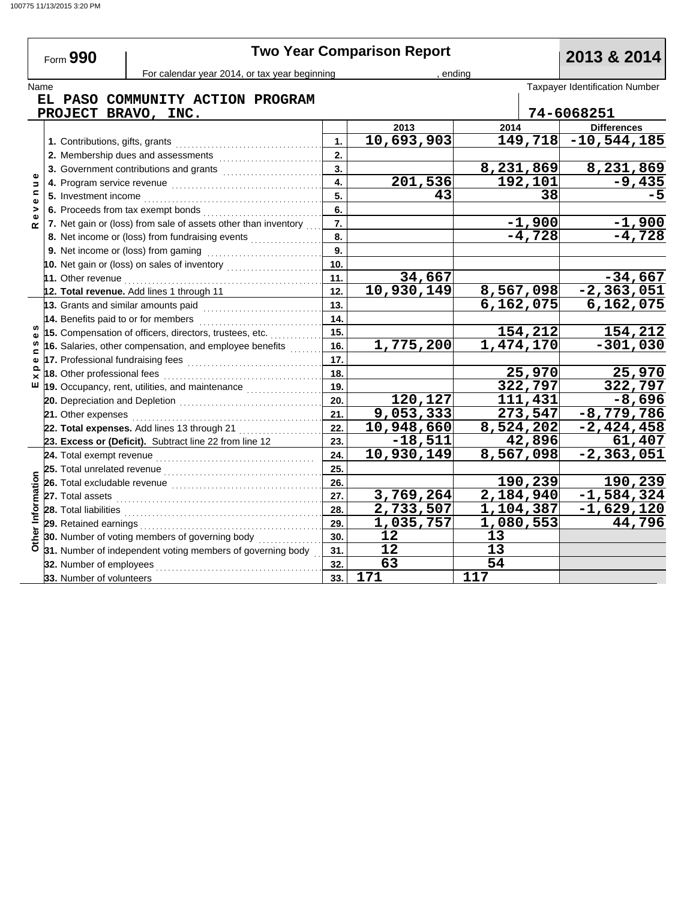# Form 990 — Two Year Comparison Report — 2013 & 2014

For calendar year 2014, or tax year beginning , ending

Name: **EL PASO COMMUNITY ACTION PROGRAM PROJECT BRAVO, INC.**

Taxpayer Identification Number: **74-6068251**

| Section | Line | | 2013 | 2014 | Differences |
|---|---|---|---|---|---|
| Revenue | 1. Contributions, gifts, grants | 1. | 10,693,903 | 149,718 | -10,544,185 |
| | 2. Membership dues and assessments | 2. | | | |
| | 3. Government contributions and grants | 3. | | 8,231,869 | 8,231,869 |
| | 4. Program service revenue | 4. | 201,536 | 192,101 | -9,435 |
| | 5. Investment income | 5. | 43 | 38 | -5 |
| | 6. Proceeds from tax exempt bonds | 6. | | | |
| | 7. Net gain or (loss) from sale of assets other than inventory | 7. | | -1,900 | -1,900 |
| | 8. Net income or (loss) from fundraising events | 8. | | -4,728 | -4,728 |
| | 9. Net income or (loss) from gaming | 9. | | | |
| | 10. Net gain or (loss) on sales of inventory | 10. | | | |
| | 11. Other revenue | 11. | 34,667 | | -34,667 |
| | **12. Total revenue.** Add lines 1 through 11 | 12. | 10,930,149 | 8,567,098 | -2,363,051 |
| Expenses | 13. Grants and similar amounts paid | 13. | | 6,162,075 | 6,162,075 |
| | 14. Benefits paid to or for members | 14. | | | |
| | 15. Compensation of officers, directors, trustees, etc. | 15. | | 154,212 | 154,212 |
| | 16. Salaries, other compensation, and employee benefits | 16. | 1,775,200 | 1,474,170 | -301,030 |
| | 17. Professional fundraising fees | 17. | | | |
| | 18. Other professional fees | 18. | | 25,970 | 25,970 |
| | 19. Occupancy, rent, utilities, and maintenance | 19. | | 322,797 | 322,797 |
| | 20. Depreciation and Depletion | 20. | 120,127 | 111,431 | -8,696 |
| | 21. Other expenses | 21. | 9,053,333 | 273,547 | -8,779,786 |
| | **22. Total expenses.** Add lines 13 through 21 | 22. | 10,948,660 | 8,524,202 | -2,424,458 |
| | **23. Excess or (Deficit).** Subtract line 22 from line 12 | 23. | -18,511 | 42,896 | 61,407 |
| Other Information | 24. Total exempt revenue | 24. | 10,930,149 | 8,567,098 | -2,363,051 |
| | 25. Total unrelated revenue | 25. | | | |
| | 26. Total excludable revenue | 26. | | 190,239 | 190,239 |
| | 27. Total assets | 27. | 3,769,264 | 2,184,940 | -1,584,324 |
| | 28. Total liabilities | 28. | 2,733,507 | 1,104,387 | -1,629,120 |
| | 29. Retained earnings | 29. | 1,035,757 | 1,080,553 | 44,796 |
| | 30. Number of voting members of governing body | 30. | 12 | 13 | |
| | 31. Number of independent voting members of governing body | 31. | 12 | 13 | |
| | 32. Number of employees | 32. | 63 | 54 | |
| | 33. Number of volunteers | 33. | 171 | 117 | |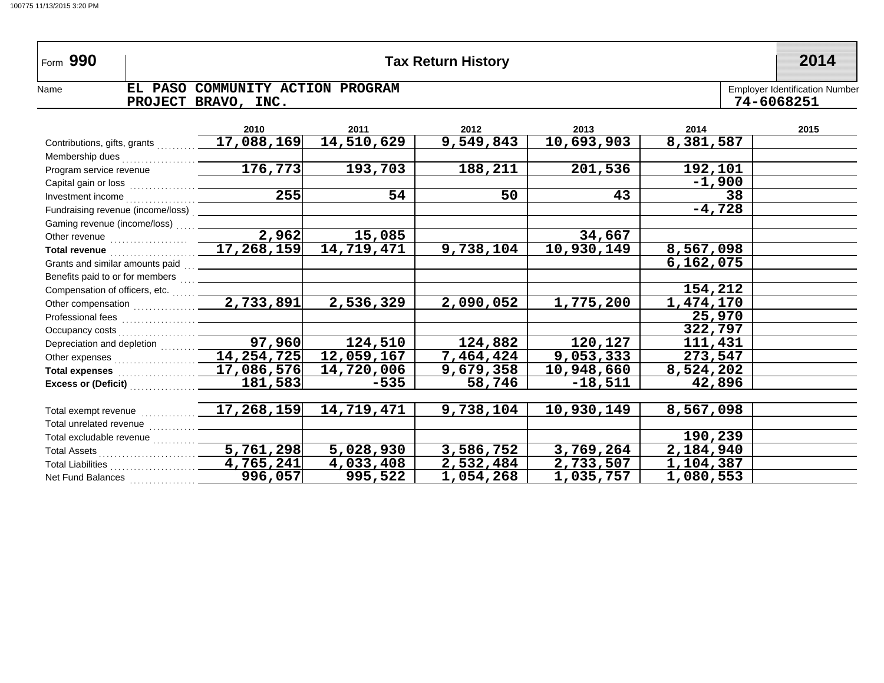# Form 990 — Tax Return History — 2014

**Name:** EL PASO COMMUNITY ACTION PROGRAM PROJECT BRAVO, INC.

**Employer Identification Number:** 74-6068251

| | 2010 | 2011 | 2012 | 2013 | 2014 | 2015 |
|---|---|---|---|---|---|---|
| Contributions, gifts, grants | 17,088,169 | 14,510,629 | 9,549,843 | 10,693,903 | 8,381,587 | |
| Membership dues | | | | | | |
| Program service revenue | 176,773 | 193,703 | 188,211 | 201,536 | 192,101 | |
| Capital gain or loss | | | | | -1,900 | |
| Investment income | 255 | 54 | 50 | 43 | 38 | |
| Fundraising revenue (income/loss) | | | | | -4,728 | |
| Gaming revenue (income/loss) | | | | | | |
| Other revenue | 2,962 | 15,085 | | 34,667 | | |
| **Total revenue** | 17,268,159 | 14,719,471 | 9,738,104 | 10,930,149 | 8,567,098 | |
| Grants and similar amounts paid | | | | | 6,162,075 | |
| Benefits paid to or for members | | | | | | |
| Compensation of officers, etc. | | | | | 154,212 | |
| Other compensation | 2,733,891 | 2,536,329 | 2,090,052 | 1,775,200 | 1,474,170 | |
| Professional fees | | | | | 25,970 | |
| Occupancy costs | | | | | 322,797 | |
| Depreciation and depletion | 97,960 | 124,510 | 124,882 | 120,127 | 111,431 | |
| Other expenses | 14,254,725 | 12,059,167 | 7,464,424 | 9,053,333 | 273,547 | |
| **Total expenses** | 17,086,576 | 14,720,006 | 9,679,358 | 10,948,660 | 8,524,202 | |
| **Excess or (Deficit)** | 181,583 | -535 | 58,746 | -18,511 | 42,896 | |
| | | | | | | |
| Total exempt revenue | 17,268,159 | 14,719,471 | 9,738,104 | 10,930,149 | 8,567,098 | |
| Total unrelated revenue | | | | | | |
| Total excludable revenue | | | | | 190,239 | |
| Total Assets | 5,761,298 | 5,028,930 | 3,586,752 | 3,769,264 | 2,184,940 | |
| Total Liabilities | 4,765,241 | 4,033,408 | 2,532,484 | 2,733,507 | 1,104,387 | |
| Net Fund Balances | 996,057 | 995,522 | 1,054,268 | 1,035,757 | 1,080,553 | |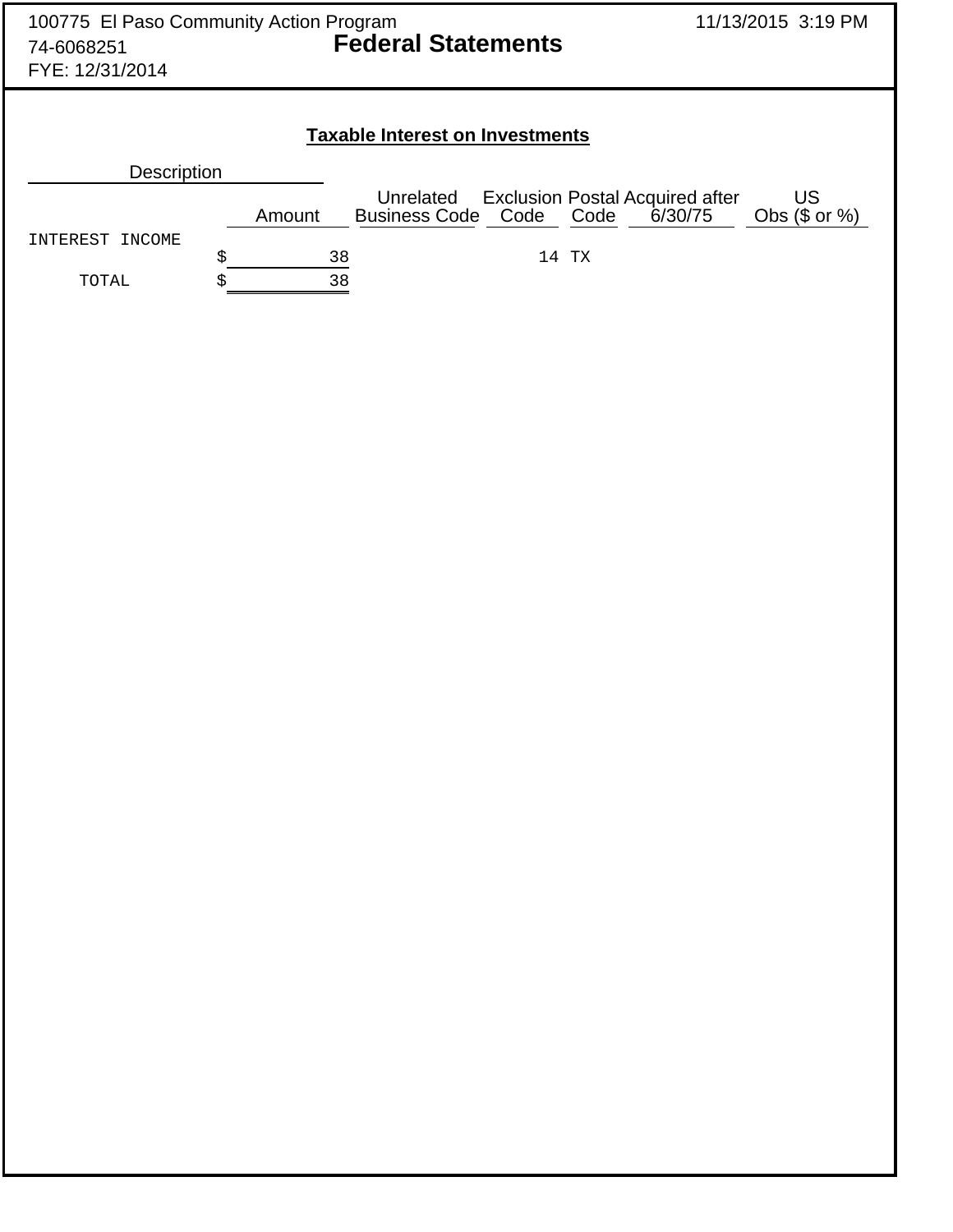100775 El Paso Community Action Program
74-6068251
FYE: 12/31/2014

# Federal Statements

## Taxable Interest on Investments

| Description | Amount | Unrelated Business Code | Exclusion Code | Postal Code | Acquired after 6/30/75 | US Obs ($ or %) |
|---|---|---|---|---|---|---|
| INTEREST INCOME | $ 38 | | 14 | TX | | |
| TOTAL | $ 38 | | | | | |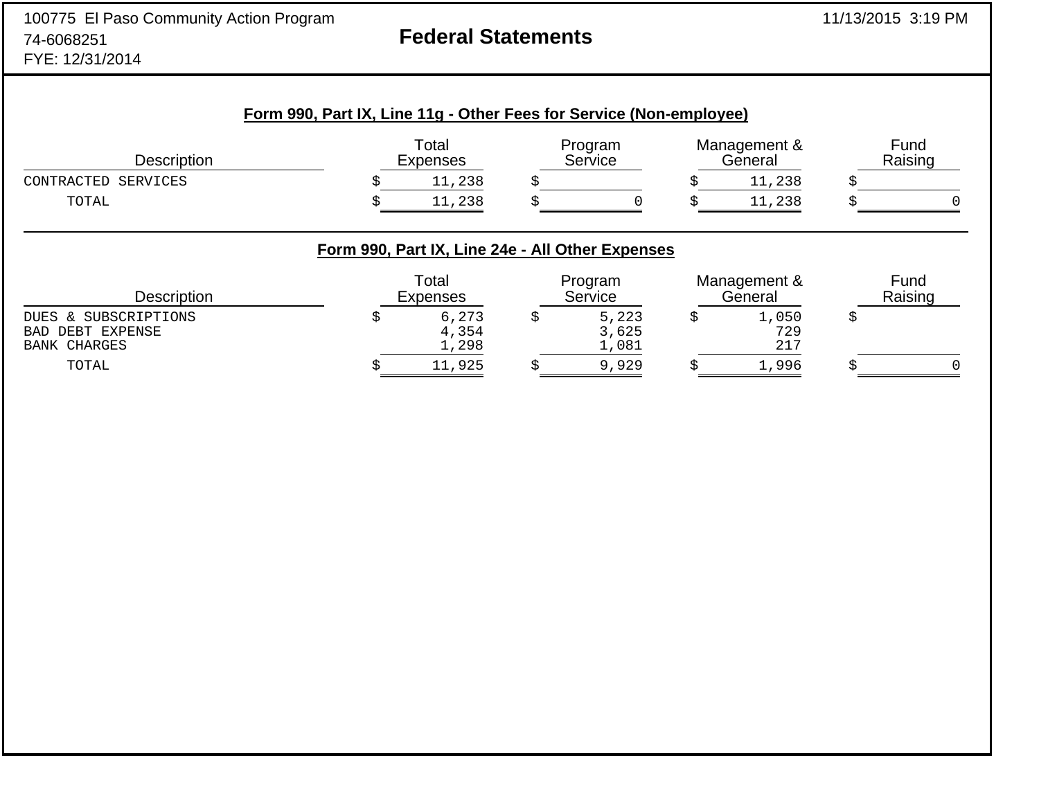100775 El Paso Community Action Program
74-6068251
FYE: 12/31/2014

# Federal Statements

11/13/2015 3:19 PM

## Form 990, Part IX, Line 11g - Other Fees for Service (Non-employee)

| Description | Total Expenses | Program Service | Management & General | Fund Raising |
|---|---|---|---|---|
| CONTRACTED SERVICES | $ 11,238 | $ | $ 11,238 | $ |
| TOTAL | $ 11,238 | $ 0 | $ 11,238 | $ 0 |

## Form 990, Part IX, Line 24e - All Other Expenses

| Description | Total Expenses | Program Service | Management & General | Fund Raising |
|---|---|---|---|---|
| DUES & SUBSCRIPTIONS | $ 6,273 | $ 5,223 | $ 1,050 | $ |
| BAD DEBT EXPENSE | 4,354 | 3,625 | 729 | |
| BANK CHARGES | 1,298 | 1,081 | 217 | |
| TOTAL | $ 11,925 | $ 9,929 | $ 1,996 | $ 0 |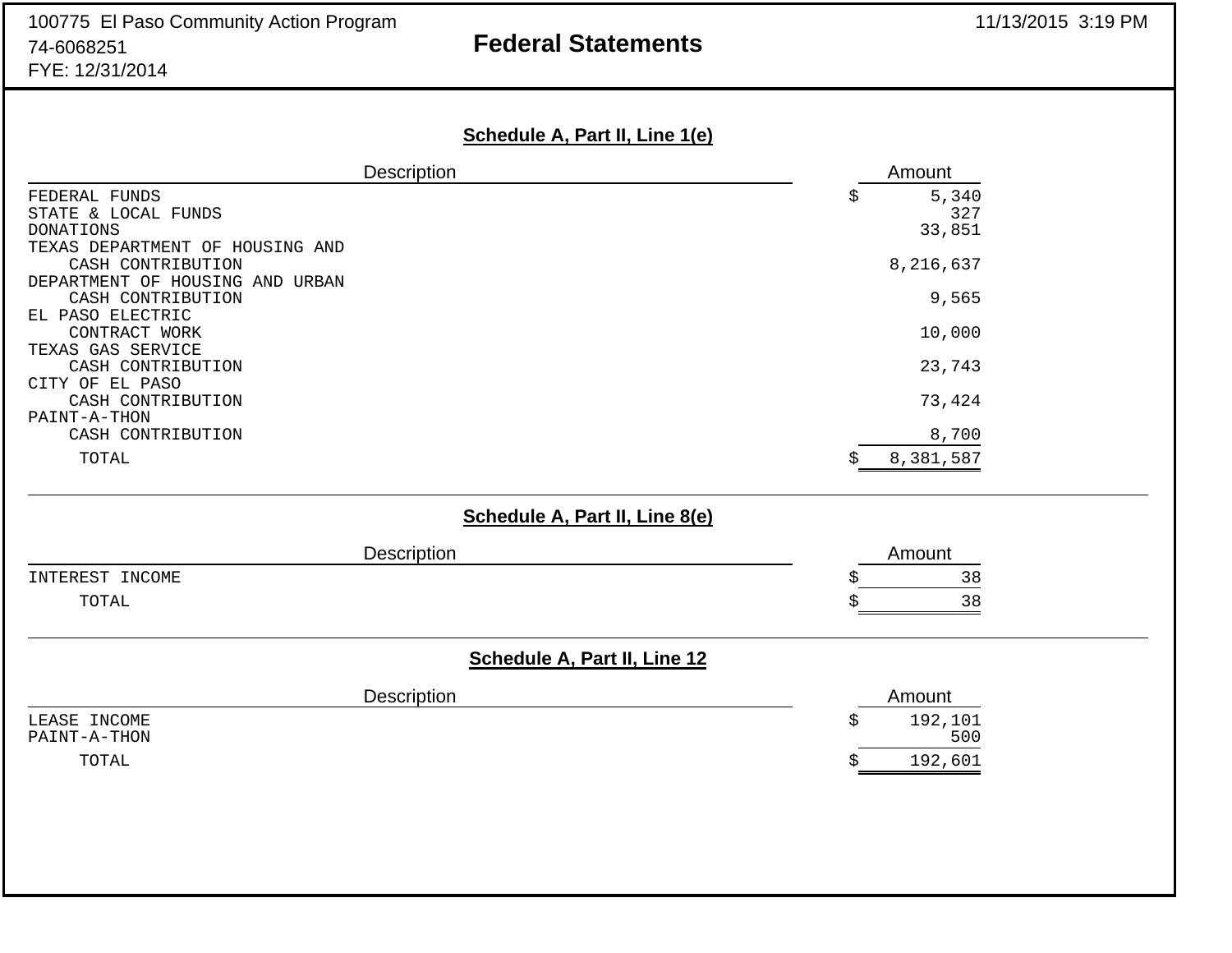100775 El Paso Community Action Program
74-6068251
FYE: 12/31/2014

# Federal Statements

11/13/2015 3:19 PM

## Schedule A, Part II, Line 1(e)

| Description | Amount |
|---|---|
| FEDERAL FUNDS | $ 5,340 |
| STATE & LOCAL FUNDS | 327 |
| DONATIONS | 33,851 |
| TEXAS DEPARTMENT OF HOUSING AND CASH CONTRIBUTION | 8,216,637 |
| DEPARTMENT OF HOUSING AND URBAN CASH CONTRIBUTION | 9,565 |
| EL PASO ELECTRIC CONTRACT WORK | 10,000 |
| TEXAS GAS SERVICE CASH CONTRIBUTION | 23,743 |
| CITY OF EL PASO CASH CONTRIBUTION | 73,424 |
| PAINT-A-THON CASH CONTRIBUTION | 8,700 |
| TOTAL | $ 8,381,587 |

## Schedule A, Part II, Line 8(e)

| Description | Amount |
|---|---|
| INTEREST INCOME | $ 38 |
| TOTAL | $ 38 |

## Schedule A, Part II, Line 12

| Description | Amount |
|---|---|
| LEASE INCOME | $ 192,101 |
| PAINT-A-THON | 500 |
| TOTAL | $ 192,601 |